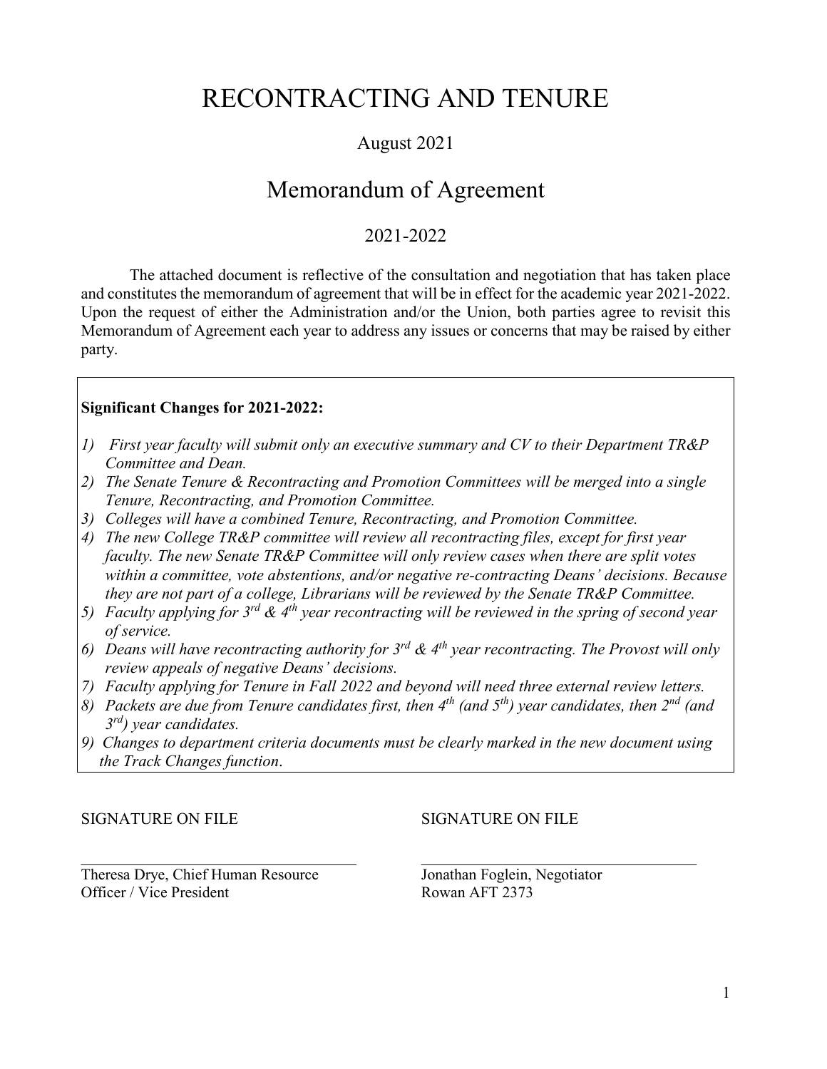# RECONTRACTING AND TENURE

August 2021

## Memorandum of Agreement

2021-2022

The attached document is reflective of the consultation and negotiation that has taken place and constitutes the memorandum of agreement that will be in effect for the academic year 2021-2022. Upon the request of either the Administration and/or the Union, both parties agree to revisit this Memorandum of Agreement each year to address any issues or concerns that may be raised by either party.

**Significant Changes for 2021-2022:**

1) *First year faculty will submit only an executive summary and CV to their Department TR&P Committee and Dean.*
2) *The Senate Tenure & Recontracting and Promotion Committees will be merged into a single Tenure, Recontracting, and Promotion Committee.*
3) *Colleges will have a combined Tenure, Recontracting, and Promotion Committee.*
4) *The new College TR&P committee will review all recontracting files, except for first year faculty. The new Senate TR&P Committee will only review cases when there are split votes within a committee, vote abstentions, and/or negative re-contracting Deans' decisions. Because they are not part of a college, Librarians will be reviewed by the Senate TR&P Committee.*
5) *Faculty applying for 3rd & 4th year recontracting will be reviewed in the spring of second year of service.*
6) *Deans will have recontracting authority for 3rd & 4th year recontracting. The Provost will only review appeals of negative Deans' decisions.*
7) *Faculty applying for Tenure in Fall 2022 and beyond will need three external review letters.*
8) *Packets are due from Tenure candidates first, then 4th (and 5th) year candidates, then 2nd (and 3rd) year candidates.*
9) *Changes to department criteria documents must be clearly marked in the new document using the Track Changes function.*

SIGNATURE ON FILE

Theresa Drye, Chief Human Resource Officer / Vice President

SIGNATURE ON FILE

Jonathan Foglein, Negotiator
Rowan AFT 2373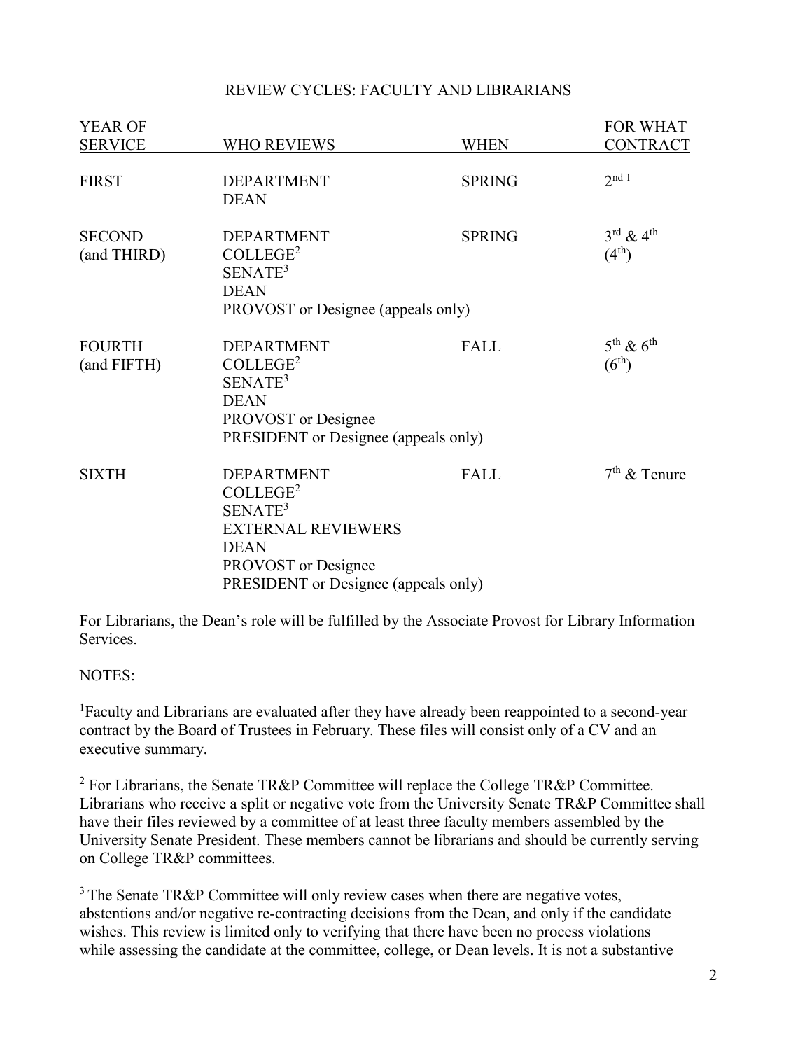## REVIEW CYCLES: FACULTY AND LIBRARIANS

| YEAR OF SERVICE | WHO REVIEWS | WHEN | FOR WHAT CONTRACT |
|---|---|---|---|
| FIRST | DEPARTMENT<br>DEAN | SPRING | 2nd [1] |
| SECOND (and THIRD) | DEPARTMENT<br>COLLEGE[2]<br>SENATE[3]<br>DEAN<br>PROVOST or Designee (appeals only) | SPRING | 3rd & 4th<br>(4th) |
| FOURTH (and FIFTH) | DEPARTMENT<br>COLLEGE[2]<br>SENATE[3]<br>DEAN<br>PROVOST or Designee<br>PRESIDENT or Designee (appeals only) | FALL | 5th & 6th<br>(6th) |
| SIXTH | DEPARTMENT<br>COLLEGE[2]<br>SENATE[3]<br>EXTERNAL REVIEWERS<br>DEAN<br>PROVOST or Designee<br>PRESIDENT or Designee (appeals only) | FALL | 7th & Tenure |

For Librarians, the Dean's role will be fulfilled by the Associate Provost for Library Information Services.

NOTES:

[1] Faculty and Librarians are evaluated after they have already been reappointed to a second-year contract by the Board of Trustees in February. These files will consist only of a CV and an executive summary.

[2] For Librarians, the Senate TR&P Committee will replace the College TR&P Committee. Librarians who receive a split or negative vote from the University Senate TR&P Committee shall have their files reviewed by a committee of at least three faculty members assembled by the University Senate President. These members cannot be librarians and should be currently serving on College TR&P committees.

[3] The Senate TR&P Committee will only review cases when there are negative votes, abstentions and/or negative re-contracting decisions from the Dean, and only if the candidate wishes. This review is limited only to verifying that there have been no process violations while assessing the candidate at the committee, college, or Dean levels. It is not a substantive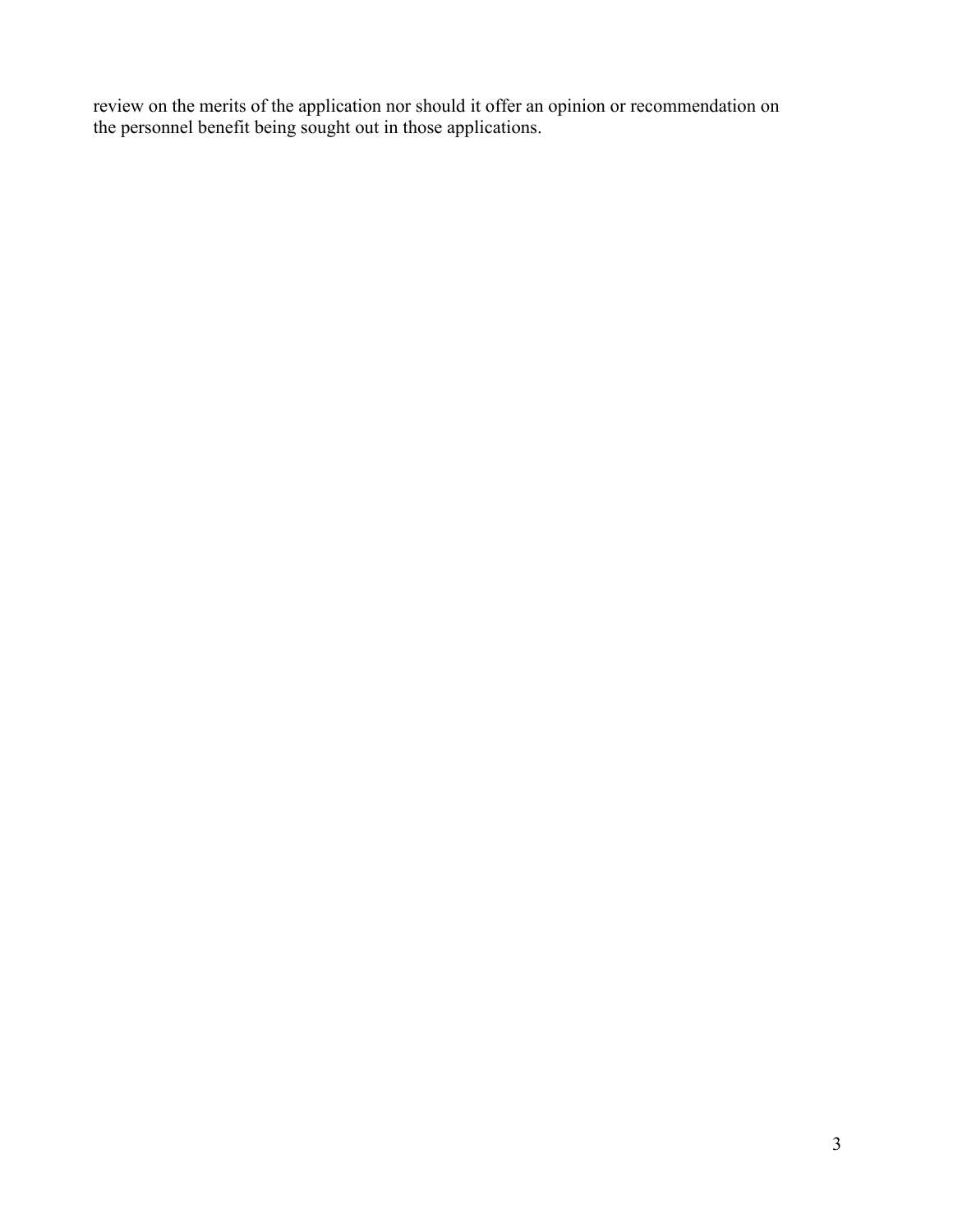review on the merits of the application nor should it offer an opinion or recommendation on the personnel benefit being sought out in those applications.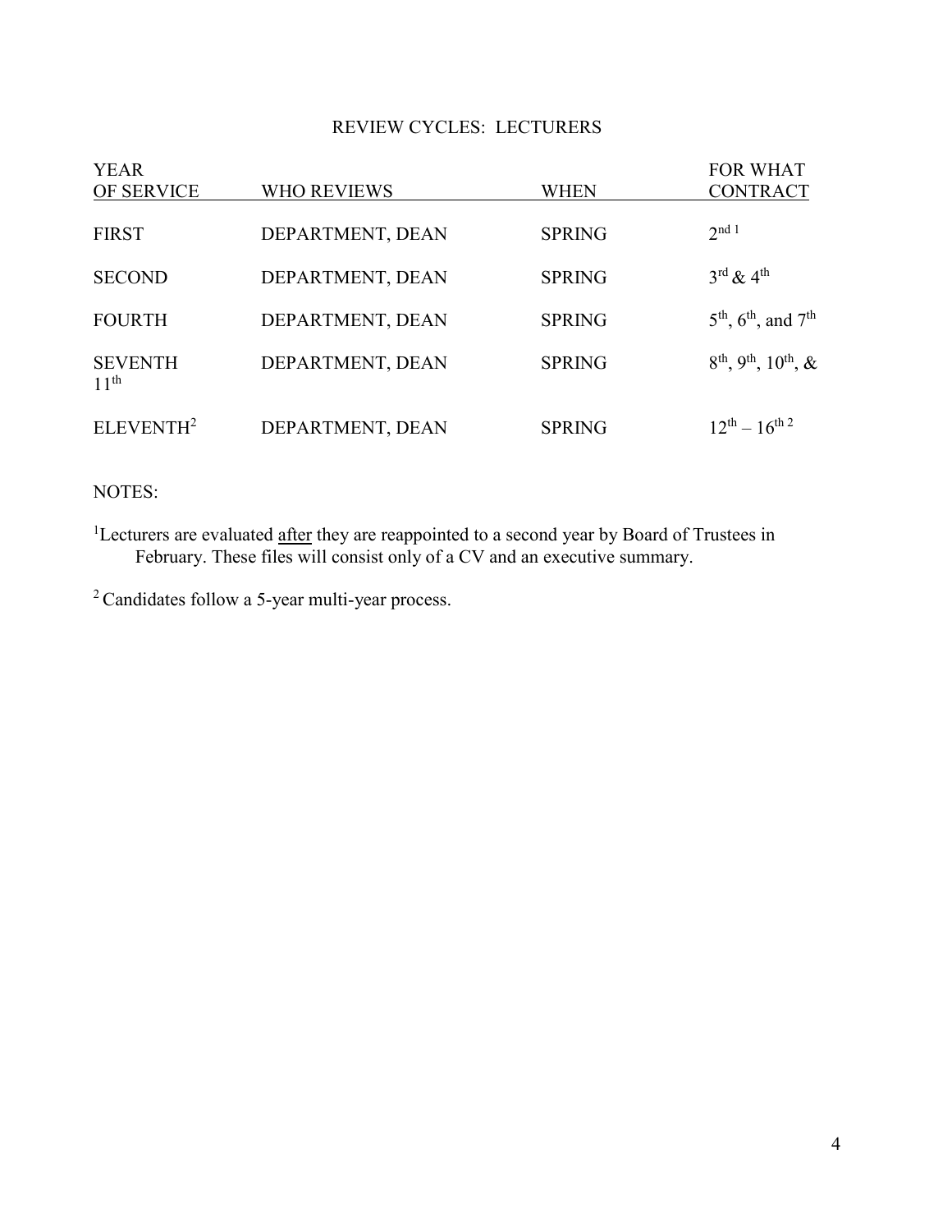## REVIEW CYCLES: LECTURERS

| YEAR OF SERVICE | WHO REVIEWS | WHEN | FOR WHAT CONTRACT |
|---|---|---|---|
| FIRST | DEPARTMENT, DEAN | SPRING | 2nd [1] |
| SECOND | DEPARTMENT, DEAN | SPRING | 3rd & 4th |
| FOURTH | DEPARTMENT, DEAN | SPRING | 5th, 6th, and 7th |
| SEVENTH | DEPARTMENT, DEAN | SPRING | 8th, 9th, 10th, & 11th |
| ELEVENTH[2] | DEPARTMENT, DEAN | SPRING | 12th – 16th [2] |

NOTES:

[1]Lecturers are evaluated after they are reappointed to a second year by Board of Trustees in February. These files will consist only of a CV and an executive summary.

[2] Candidates follow a 5-year multi-year process.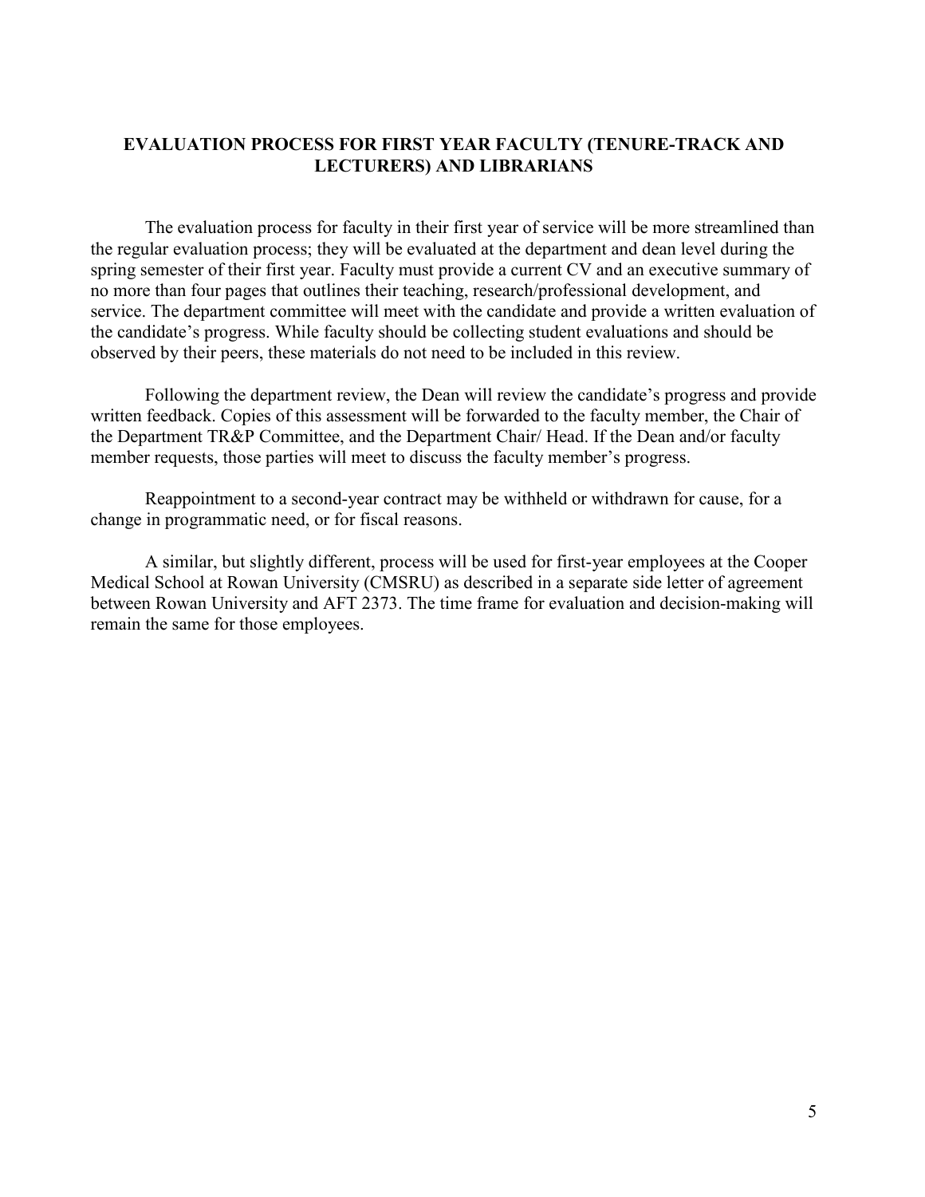## EVALUATION PROCESS FOR FIRST YEAR FACULTY (TENURE-TRACK AND LECTURERS) AND LIBRARIANS

The evaluation process for faculty in their first year of service will be more streamlined than the regular evaluation process; they will be evaluated at the department and dean level during the spring semester of their first year. Faculty must provide a current CV and an executive summary of no more than four pages that outlines their teaching, research/professional development, and service. The department committee will meet with the candidate and provide a written evaluation of the candidate's progress. While faculty should be collecting student evaluations and should be observed by their peers, these materials do not need to be included in this review.

Following the department review, the Dean will review the candidate's progress and provide written feedback. Copies of this assessment will be forwarded to the faculty member, the Chair of the Department TR&P Committee, and the Department Chair/ Head. If the Dean and/or faculty member requests, those parties will meet to discuss the faculty member's progress.

Reappointment to a second-year contract may be withheld or withdrawn for cause, for a change in programmatic need, or for fiscal reasons.

A similar, but slightly different, process will be used for first-year employees at the Cooper Medical School at Rowan University (CMSRU) as described in a separate side letter of agreement between Rowan University and AFT 2373. The time frame for evaluation and decision-making will remain the same for those employees.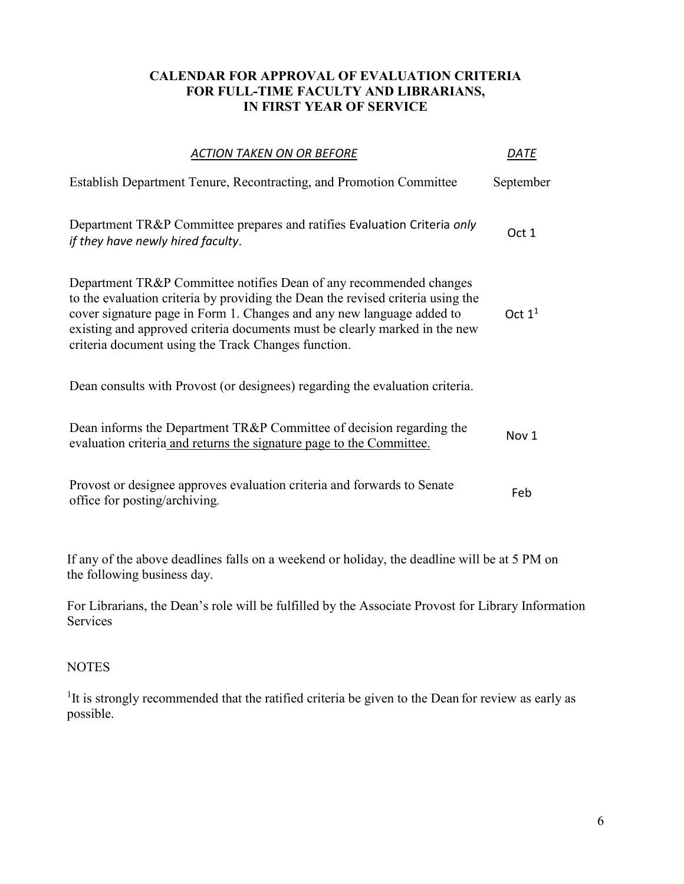### CALENDAR FOR APPROVAL OF EVALUATION CRITERIA FOR FULL-TIME FACULTY AND LIBRARIANS, IN FIRST YEAR OF SERVICE

| *ACTION TAKEN ON OR BEFORE* | *DATE* |
|---|---|
| Establish Department Tenure, Recontracting, and Promotion Committee | September |
| Department TR&P Committee prepares and ratifies Evaluation Criteria *only if they have newly hired faculty*. | Oct 1 |
| Department TR&P Committee notifies Dean of any recommended changes to the evaluation criteria by providing the Dean the revised criteria using the cover signature page in Form 1. Changes and any new language added to existing and approved criteria documents must be clearly marked in the new criteria document using the Track Changes function. | Oct 1[1] |
| Dean consults with Provost (or designees) regarding the evaluation criteria. | |
| Dean informs the Department TR&P Committee of decision regarding the evaluation criteria and returns the signature page to the Committee. | Nov 1 |
| Provost or designee approves evaluation criteria and forwards to Senate office for posting/archiving. | Feb |

If any of the above deadlines falls on a weekend or holiday, the deadline will be at 5 PM on the following business day.

For Librarians, the Dean's role will be fulfilled by the Associate Provost for Library Information Services

NOTES

[1]It is strongly recommended that the ratified criteria be given to the Dean for review as early as possible.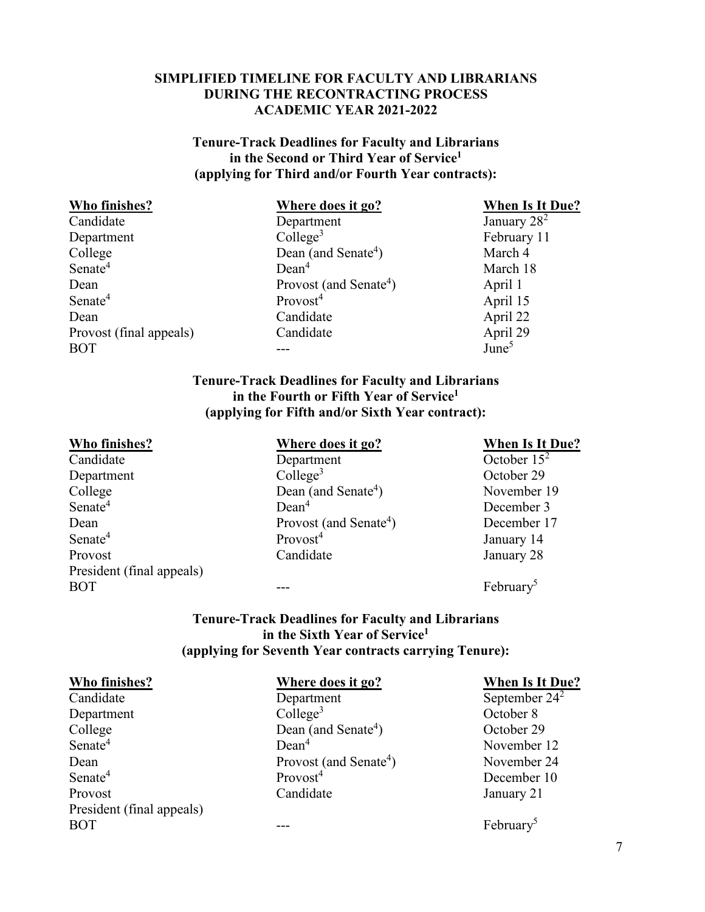# SIMPLIFIED TIMELINE FOR FACULTY AND LIBRARIANS DURING THE RECONTRACTING PROCESS ACADEMIC YEAR 2021-2022

## Tenure-Track Deadlines for Faculty and Librarians in the Second or Third Year of Service[1] (applying for Third and/or Fourth Year contracts):

| Who finishes? | Where does it go? | When Is It Due? |
|---|---|---|
| Candidate | Department | January 28[2] |
| Department | College[3] | February 11 |
| College | Dean (and Senate[4]) | March 4 |
| Senate[4] | Dean[4] | March 18 |
| Dean | Provost (and Senate[4]) | April 1 |
| Senate[4] | Provost[4] | April 15 |
| Dean | Candidate | April 22 |
| Provost (final appeals) | Candidate | April 29 |
| BOT | --- | June[5] |

## Tenure-Track Deadlines for Faculty and Librarians in the Fourth or Fifth Year of Service[1] (applying for Fifth and/or Sixth Year contract):

| Who finishes? | Where does it go? | When Is It Due? |
|---|---|---|
| Candidate | Department | October 15[2] |
| Department | College[3] | October 29 |
| College | Dean (and Senate[4]) | November 19 |
| Senate[4] | Dean[4] | December 3 |
| Dean | Provost (and Senate[4]) | December 17 |
| Senate[4] | Provost[4] | January 14 |
| Provost | Candidate | January 28 |
| President (final appeals) | | |
| BOT | --- | February[5] |

## Tenure-Track Deadlines for Faculty and Librarians in the Sixth Year of Service[1] (applying for Seventh Year contracts carrying Tenure):

| Who finishes? | Where does it go? | When Is It Due? |
|---|---|---|
| Candidate | Department | September 24[2] |
| Department | College[3] | October 8 |
| College | Dean (and Senate[4]) | October 29 |
| Senate[4] | Dean[4] | November 12 |
| Dean | Provost (and Senate[4]) | November 24 |
| Senate[4] | Provost[4] | December 10 |
| Provost | Candidate | January 21 |
| President (final appeals) | | |
| BOT | --- | February[5] |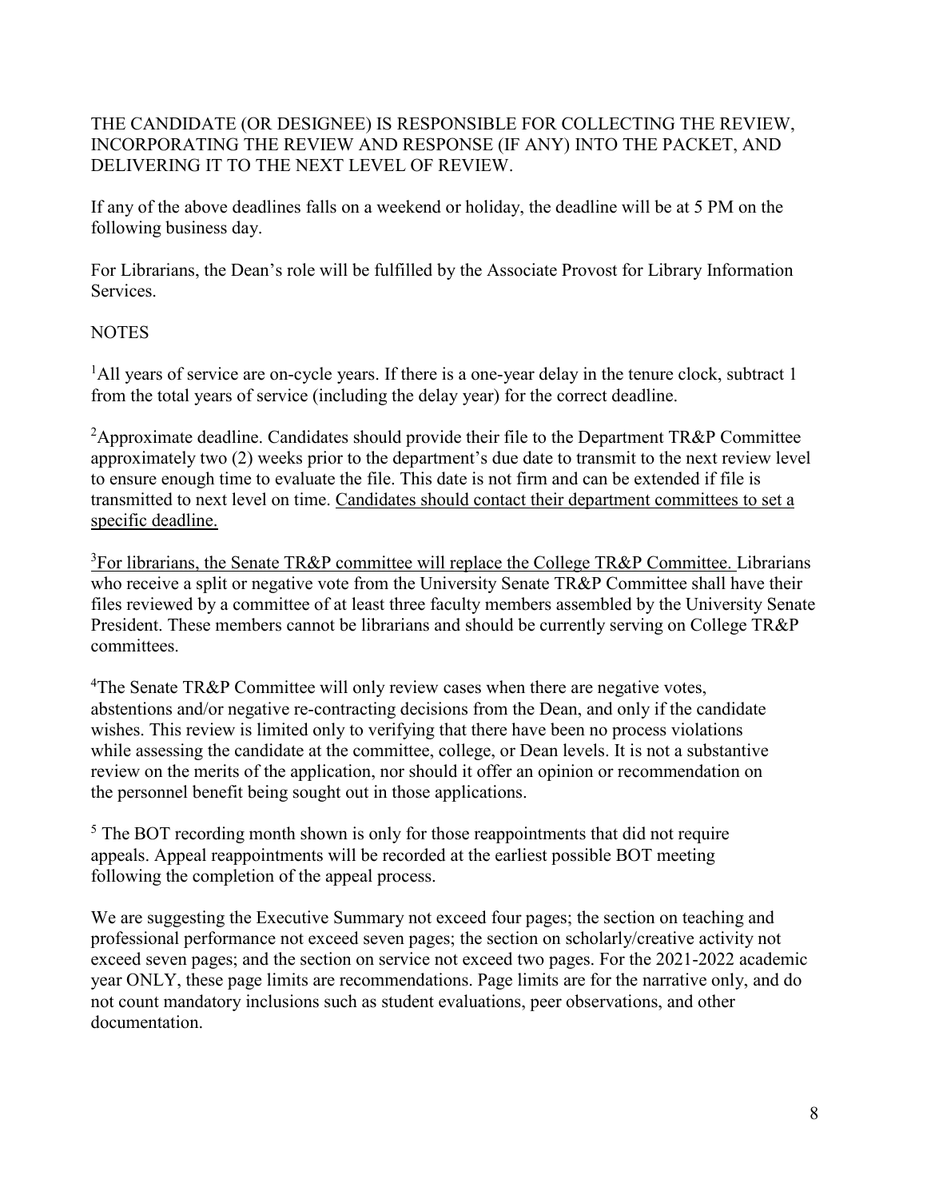THE CANDIDATE (OR DESIGNEE) IS RESPONSIBLE FOR COLLECTING THE REVIEW, INCORPORATING THE REVIEW AND RESPONSE (IF ANY) INTO THE PACKET, AND DELIVERING IT TO THE NEXT LEVEL OF REVIEW.

If any of the above deadlines falls on a weekend or holiday, the deadline will be at 5 PM on the following business day.

For Librarians, the Dean's role will be fulfilled by the Associate Provost for Library Information Services.

NOTES

[1]All years of service are on-cycle years. If there is a one-year delay in the tenure clock, subtract 1 from the total years of service (including the delay year) for the correct deadline.

[2]Approximate deadline. Candidates should provide their file to the Department TR&P Committee approximately two (2) weeks prior to the department's due date to transmit to the next review level to ensure enough time to evaluate the file. This date is not firm and can be extended if file is transmitted to next level on time. <u>Candidates should contact their department committees to set a specific deadline.</u>

[3]<u>For librarians, the Senate TR&P committee will replace the College TR&P Committee.</u> Librarians who receive a split or negative vote from the University Senate TR&P Committee shall have their files reviewed by a committee of at least three faculty members assembled by the University Senate President. These members cannot be librarians and should be currently serving on College TR&P committees.

[4]The Senate TR&P Committee will only review cases when there are negative votes, abstentions and/or negative re-contracting decisions from the Dean, and only if the candidate wishes. This review is limited only to verifying that there have been no process violations while assessing the candidate at the committee, college, or Dean levels. It is not a substantive review on the merits of the application, nor should it offer an opinion or recommendation on the personnel benefit being sought out in those applications.

[5] The BOT recording month shown is only for those reappointments that did not require appeals. Appeal reappointments will be recorded at the earliest possible BOT meeting following the completion of the appeal process.

We are suggesting the Executive Summary not exceed four pages; the section on teaching and professional performance not exceed seven pages; the section on scholarly/creative activity not exceed seven pages; and the section on service not exceed two pages. For the 2021-2022 academic year ONLY, these page limits are recommendations. Page limits are for the narrative only, and do not count mandatory inclusions such as student evaluations, peer observations, and other documentation.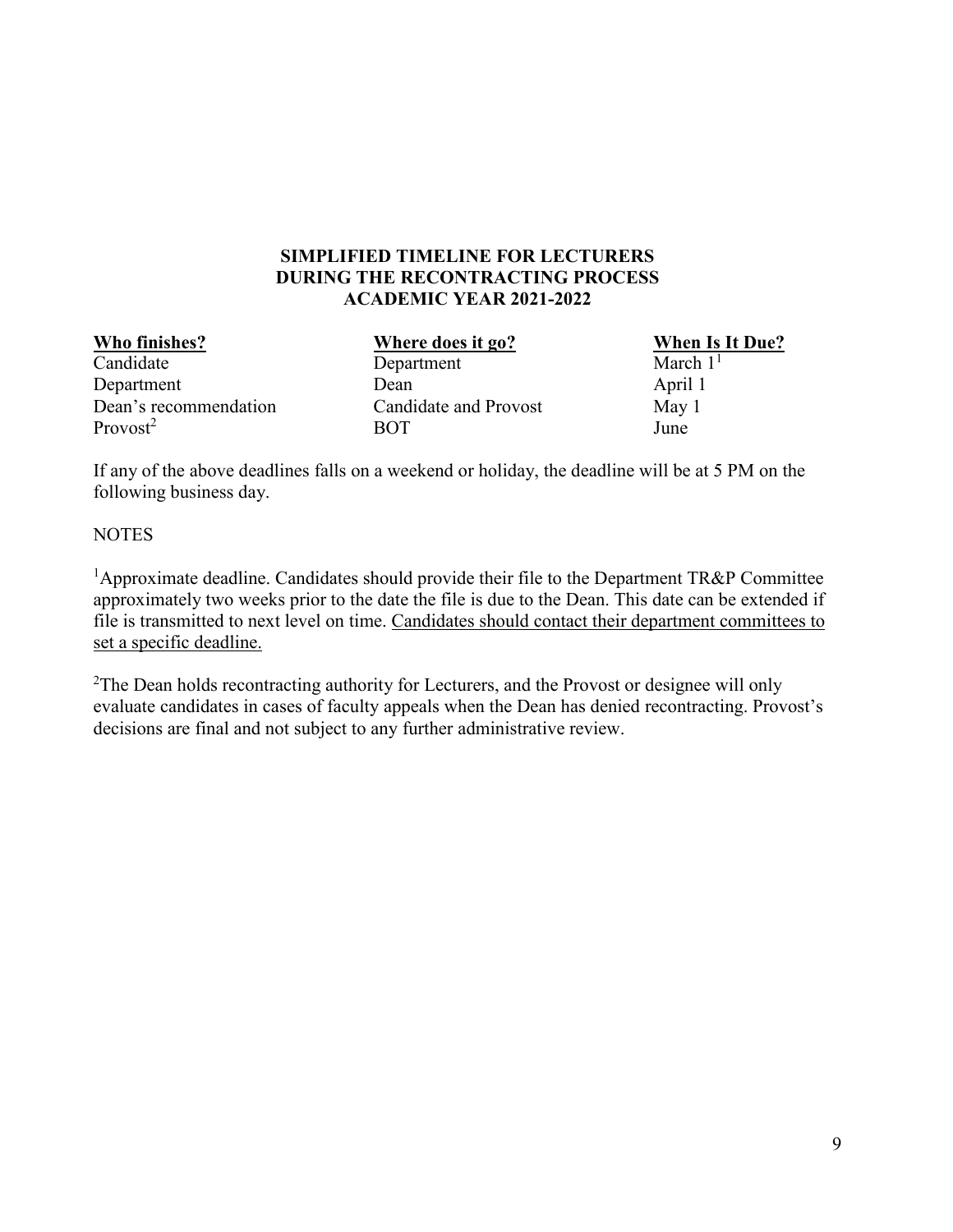## SIMPLIFIED TIMELINE FOR LECTURERS DURING THE RECONTRACTING PROCESS ACADEMIC YEAR 2021-2022

| Who finishes? | Where does it go? | When Is It Due? |
|---|---|---|
| Candidate | Department | March 1[1] |
| Department | Dean | April 1 |
| Dean's recommendation | Candidate and Provost | May 1 |
| Provost[2] | BOT | June |

If any of the above deadlines falls on a weekend or holiday, the deadline will be at 5 PM on the following business day.

NOTES

[1]Approximate deadline. Candidates should provide their file to the Department TR&P Committee approximately two weeks prior to the date the file is due to the Dean. This date can be extended if file is transmitted to next level on time. Candidates should contact their department committees to set a specific deadline.

[2]The Dean holds recontracting authority for Lecturers, and the Provost or designee will only evaluate candidates in cases of faculty appeals when the Dean has denied recontracting. Provost's decisions are final and not subject to any further administrative review.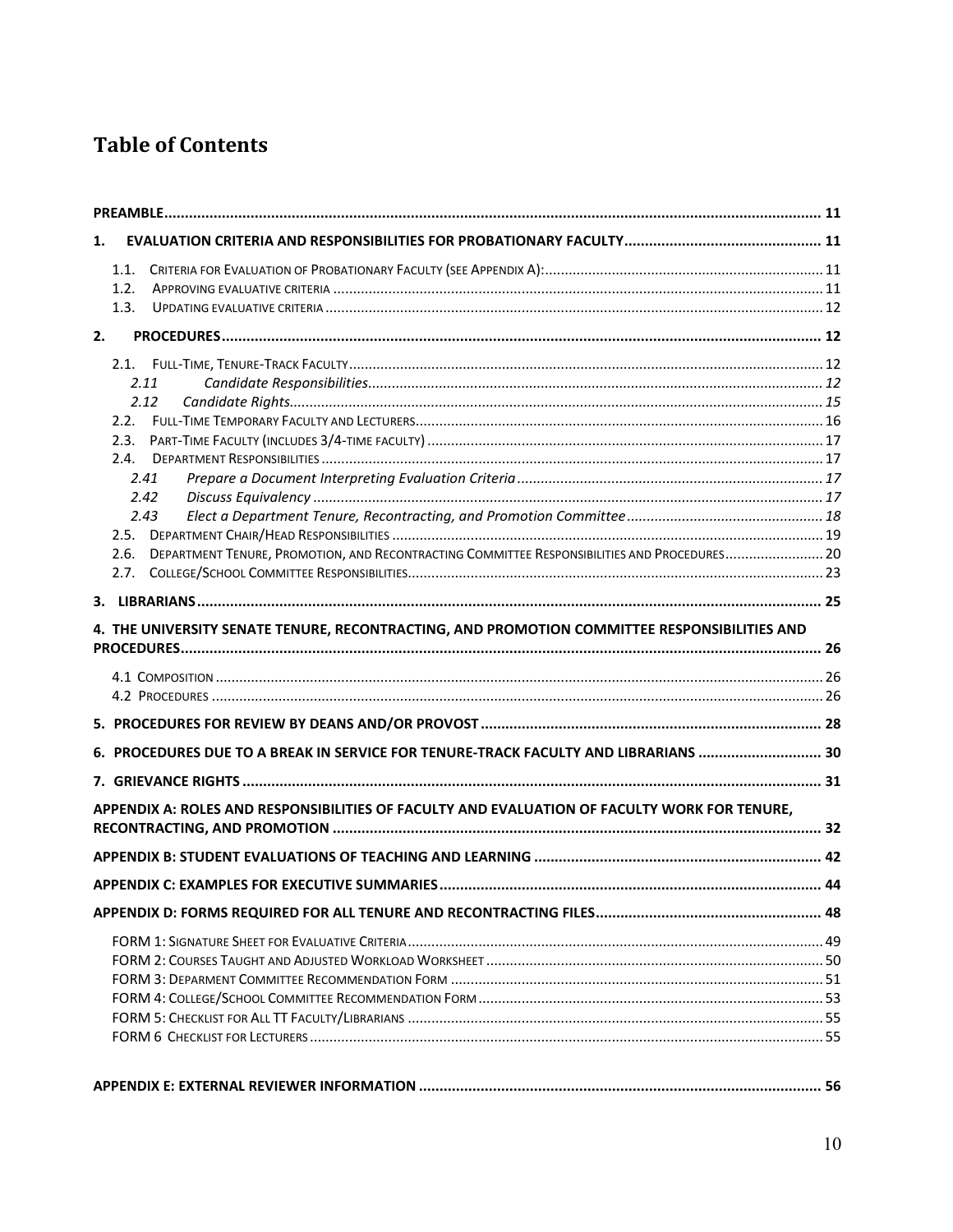# Table of Contents

**PREAMBLE** ........ **11**

**1. EVALUATION CRITERIA AND RESPONSIBILITIES FOR PROBATIONARY FACULTY** ........ **11**

- 1.1. CRITERIA FOR EVALUATION OF PROBATIONARY FACULTY (SEE APPENDIX A): ........ 11
- 1.2. APPROVING EVALUATIVE CRITERIA ........ 11
- 1.3. UPDATING EVALUATIVE CRITERIA ........ 12

**2. PROCEDURES** ........ **12**

- 2.1. FULL-TIME, TENURE-TRACK FACULTY ........ 12
  - *2.11 Candidate Responsibilities* ........ *12*
  - *2.12 Candidate Rights* ........ *15*
- 2.2. FULL-TIME TEMPORARY FACULTY AND LECTURERS ........ 16
- 2.3. PART-TIME FACULTY (INCLUDES 3/4-TIME FACULTY) ........ 17
- 2.4. DEPARTMENT RESPONSIBILITIES ........ 17
  - *2.41 Prepare a Document Interpreting Evaluation Criteria* ........ *17*
  - *2.42 Discuss Equivalency* ........ *17*
  - *2.43 Elect a Department Tenure, Recontracting, and Promotion Committee* ........ *18*
- 2.5. DEPARTMENT CHAIR/HEAD RESPONSIBILITIES ........ 19
- 2.6. DEPARTMENT TENURE, PROMOTION, AND RECONTRACTING COMMITTEE RESPONSIBILITIES AND PROCEDURES ........ 20
- 2.7. COLLEGE/SCHOOL COMMITTEE RESPONSIBILITIES ........ 23

**3. LIBRARIANS** ........ **25**

**4. THE UNIVERSITY SENATE TENURE, RECONTRACTING, AND PROMOTION COMMITTEE RESPONSIBILITIES AND PROCEDURES** ........ **26**

- 4.1 COMPOSITION ........ 26
- 4.2 PROCEDURES ........ 26

**5. PROCEDURES FOR REVIEW BY DEANS AND/OR PROVOST** ........ **28**

**6. PROCEDURES DUE TO A BREAK IN SERVICE FOR TENURE-TRACK FACULTY AND LIBRARIANS** ........ **30**

**7. GRIEVANCE RIGHTS** ........ **31**

**APPENDIX A: ROLES AND RESPONSIBILITIES OF FACULTY AND EVALUATION OF FACULTY WORK FOR TENURE, RECONTRACTING, AND PROMOTION** ........ **32**

**APPENDIX B: STUDENT EVALUATIONS OF TEACHING AND LEARNING** ........ **42**

**APPENDIX C: EXAMPLES FOR EXECUTIVE SUMMARIES** ........ **44**

**APPENDIX D: FORMS REQUIRED FOR ALL TENURE AND RECONTRACTING FILES** ........ **48**

- FORM 1: SIGNATURE SHEET FOR EVALUATIVE CRITERIA ........ 49
- FORM 2: COURSES TAUGHT AND ADJUSTED WORKLOAD WORKSHEET ........ 50
- FORM 3: DEPARMENT COMMITTEE RECOMMENDATION FORM ........ 51
- FORM 4: COLLEGE/SCHOOL COMMITTEE RECOMMENDATION FORM ........ 53
- FORM 5: CHECKLIST FOR ALL TT FACULTY/LIBRARIANS ........ 55
- FORM 6 CHECKLIST FOR LECTURERS ........ 55

**APPENDIX E: EXTERNAL REVIEWER INFORMATION** ........ **56**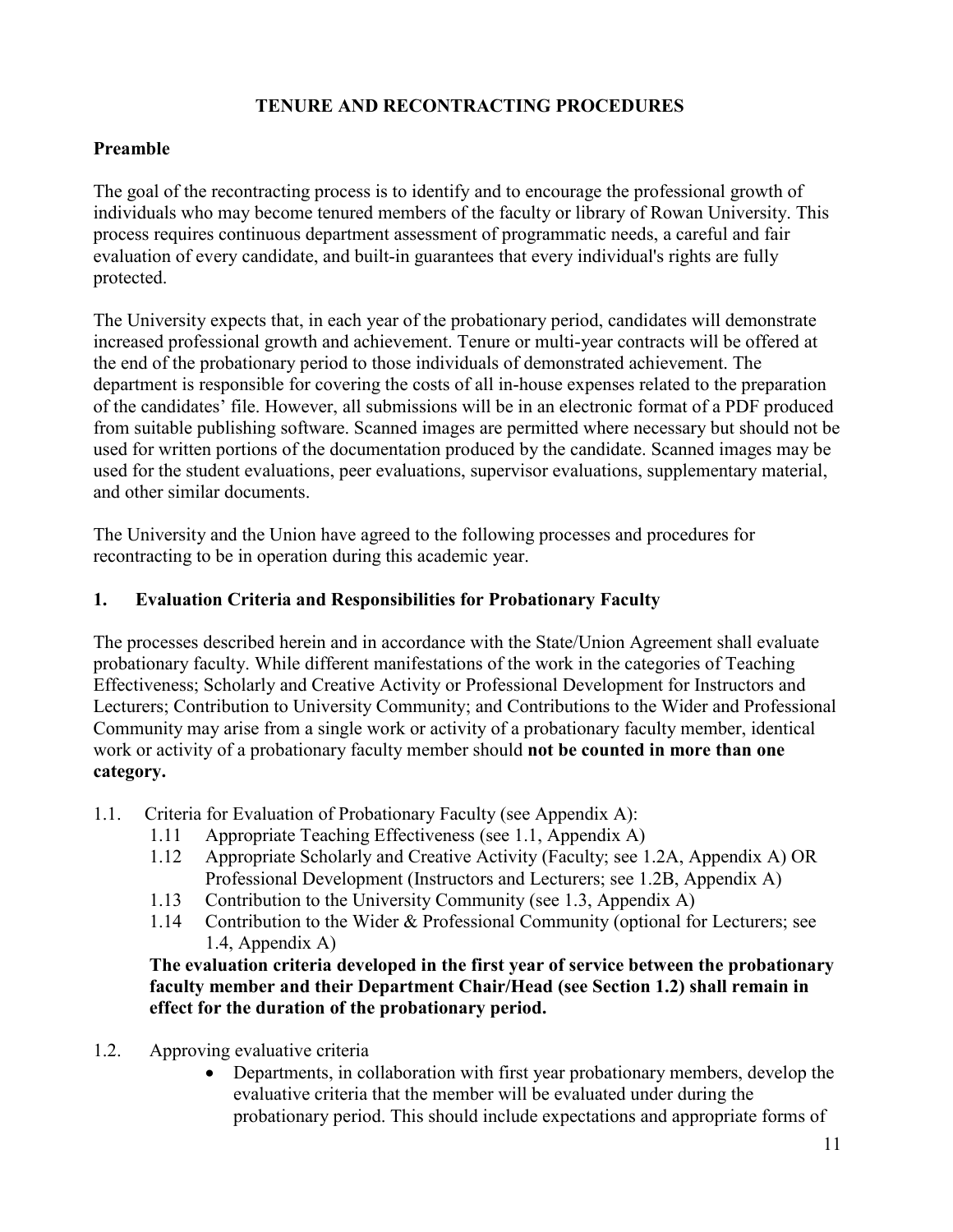# TENURE AND RECONTRACTING PROCEDURES

## Preamble

The goal of the recontracting process is to identify and to encourage the professional growth of individuals who may become tenured members of the faculty or library of Rowan University. This process requires continuous department assessment of programmatic needs, a careful and fair evaluation of every candidate, and built-in guarantees that every individual's rights are fully protected.

The University expects that, in each year of the probationary period, candidates will demonstrate increased professional growth and achievement. Tenure or multi-year contracts will be offered at the end of the probationary period to those individuals of demonstrated achievement. The department is responsible for covering the costs of all in-house expenses related to the preparation of the candidates' file. However, all submissions will be in an electronic format of a PDF produced from suitable publishing software. Scanned images are permitted where necessary but should not be used for written portions of the documentation produced by the candidate. Scanned images may be used for the student evaluations, peer evaluations, supervisor evaluations, supplementary material, and other similar documents.

The University and the Union have agreed to the following processes and procedures for recontracting to be in operation during this academic year.

## 1. Evaluation Criteria and Responsibilities for Probationary Faculty

The processes described herein and in accordance with the State/Union Agreement shall evaluate probationary faculty. While different manifestations of the work in the categories of Teaching Effectiveness; Scholarly and Creative Activity or Professional Development for Instructors and Lecturers; Contribution to University Community; and Contributions to the Wider and Professional Community may arise from a single work or activity of a probationary faculty member, identical work or activity of a probationary faculty member should **not be counted in more than one category.**

1.1. Criteria for Evaluation of Probationary Faculty (see Appendix A):
   - 1.11 Appropriate Teaching Effectiveness (see 1.1, Appendix A)
   - 1.12 Appropriate Scholarly and Creative Activity (Faculty; see 1.2A, Appendix A) OR Professional Development (Instructors and Lecturers; see 1.2B, Appendix A)
   - 1.13 Contribution to the University Community (see 1.3, Appendix A)
   - 1.14 Contribution to the Wider & Professional Community (optional for Lecturers; see 1.4, Appendix A)

   **The evaluation criteria developed in the first year of service between the probationary faculty member and their Department Chair/Head (see Section 1.2) shall remain in effect for the duration of the probationary period.**

1.2. Approving evaluative criteria
   - Departments, in collaboration with first year probationary members, develop the evaluative criteria that the member will be evaluated under during the probationary period. This should include expectations and appropriate forms of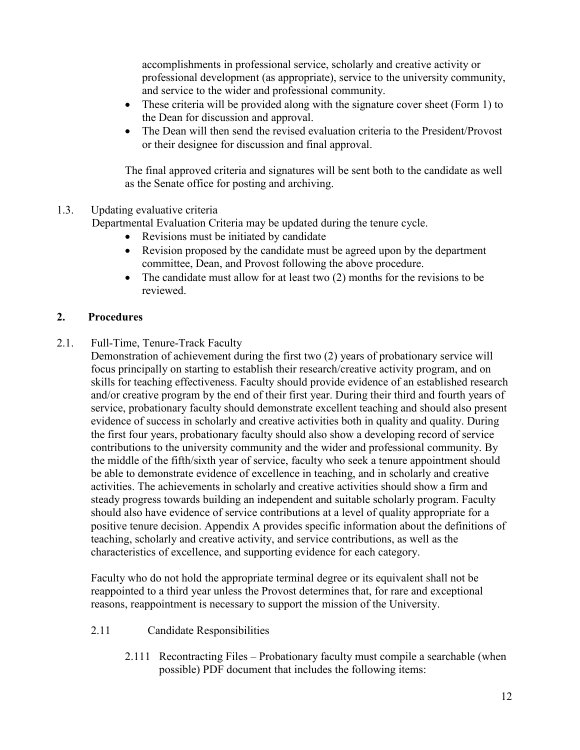accomplishments in professional service, scholarly and creative activity or professional development (as appropriate), service to the university community, and service to the wider and professional community.

- These criteria will be provided along with the signature cover sheet (Form 1) to the Dean for discussion and approval.
- The Dean will then send the revised evaluation criteria to the President/Provost or their designee for discussion and final approval.

The final approved criteria and signatures will be sent both to the candidate as well as the Senate office for posting and archiving.

1.3. Updating evaluative criteria

Departmental Evaluation Criteria may be updated during the tenure cycle.

- Revisions must be initiated by candidate
- Revision proposed by the candidate must be agreed upon by the department committee, Dean, and Provost following the above procedure.
- The candidate must allow for at least two (2) months for the revisions to be reviewed.

## 2. Procedures

2.1. Full-Time, Tenure-Track Faculty

Demonstration of achievement during the first two (2) years of probationary service will focus principally on starting to establish their research/creative activity program, and on skills for teaching effectiveness. Faculty should provide evidence of an established research and/or creative program by the end of their first year. During their third and fourth years of service, probationary faculty should demonstrate excellent teaching and should also present evidence of success in scholarly and creative activities both in quality and quality. During the first four years, probationary faculty should also show a developing record of service contributions to the university community and the wider and professional community. By the middle of the fifth/sixth year of service, faculty who seek a tenure appointment should be able to demonstrate evidence of excellence in teaching, and in scholarly and creative activities. The achievements in scholarly and creative activities should show a firm and steady progress towards building an independent and suitable scholarly program. Faculty should also have evidence of service contributions at a level of quality appropriate for a positive tenure decision. Appendix A provides specific information about the definitions of teaching, scholarly and creative activity, and service contributions, as well as the characteristics of excellence, and supporting evidence for each category.

Faculty who do not hold the appropriate terminal degree or its equivalent shall not be reappointed to a third year unless the Provost determines that, for rare and exceptional reasons, reappointment is necessary to support the mission of the University.

2.11 Candidate Responsibilities

2.111 Recontracting Files – Probationary faculty must compile a searchable (when possible) PDF document that includes the following items: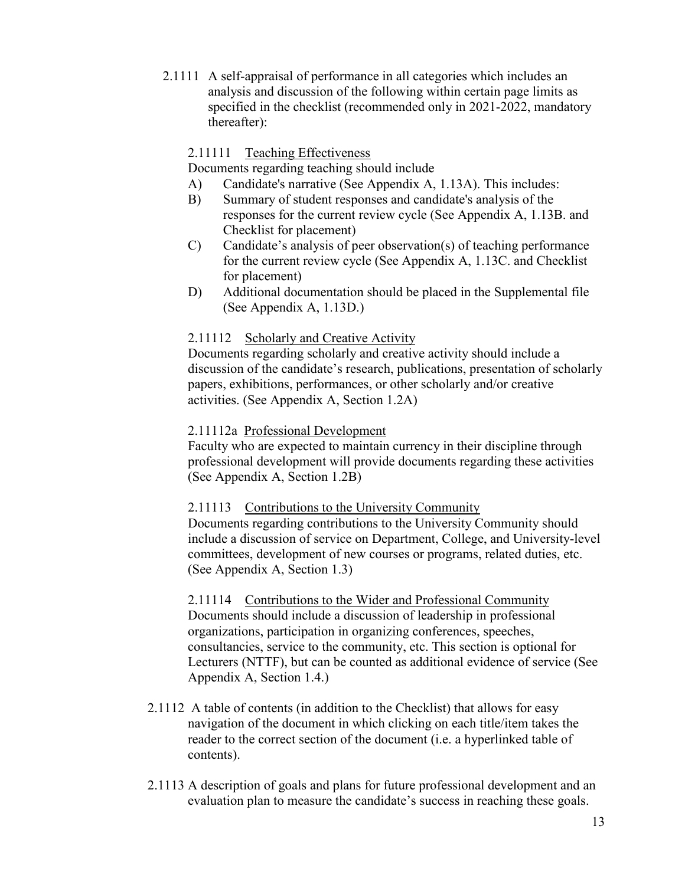2.1111 A self-appraisal of performance in all categories which includes an analysis and discussion of the following within certain page limits as specified in the checklist (recommended only in 2021-2022, mandatory thereafter):

2.11111 Teaching Effectiveness

Documents regarding teaching should include

A) Candidate's narrative (See Appendix A, 1.13A). This includes:

B) Summary of student responses and candidate's analysis of the responses for the current review cycle (See Appendix A, 1.13B. and Checklist for placement)

C) Candidate's analysis of peer observation(s) of teaching performance for the current review cycle (See Appendix A, 1.13C. and Checklist for placement)

D) Additional documentation should be placed in the Supplemental file (See Appendix A, 1.13D.)

2.11112 Scholarly and Creative Activity

Documents regarding scholarly and creative activity should include a discussion of the candidate's research, publications, presentation of scholarly papers, exhibitions, performances, or other scholarly and/or creative activities. (See Appendix A, Section 1.2A)

2.11112a Professional Development

Faculty who are expected to maintain currency in their discipline through professional development will provide documents regarding these activities (See Appendix A, Section 1.2B)

2.11113 Contributions to the University Community

Documents regarding contributions to the University Community should include a discussion of service on Department, College, and University-level committees, development of new courses or programs, related duties, etc. (See Appendix A, Section 1.3)

2.11114 Contributions to the Wider and Professional Community

Documents should include a discussion of leadership in professional organizations, participation in organizing conferences, speeches, consultancies, service to the community, etc. This section is optional for Lecturers (NTTF), but can be counted as additional evidence of service (See Appendix A, Section 1.4.)

2.1112 A table of contents (in addition to the Checklist) that allows for easy navigation of the document in which clicking on each title/item takes the reader to the correct section of the document (i.e. a hyperlinked table of contents).

2.1113 A description of goals and plans for future professional development and an evaluation plan to measure the candidate's success in reaching these goals.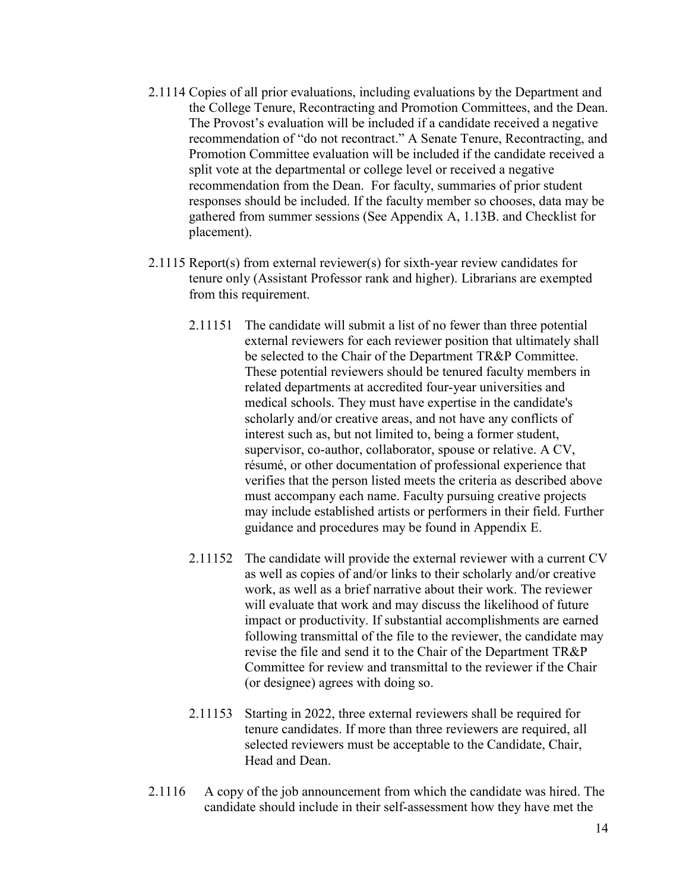2.1114 Copies of all prior evaluations, including evaluations by the Department and the College Tenure, Recontracting and Promotion Committees, and the Dean. The Provost's evaluation will be included if a candidate received a negative recommendation of "do not recontract." A Senate Tenure, Recontracting, and Promotion Committee evaluation will be included if the candidate received a split vote at the departmental or college level or received a negative recommendation from the Dean. For faculty, summaries of prior student responses should be included. If the faculty member so chooses, data may be gathered from summer sessions (See Appendix A, 1.13B. and Checklist for placement).

2.1115 Report(s) from external reviewer(s) for sixth-year review candidates for tenure only (Assistant Professor rank and higher). Librarians are exempted from this requirement.

2.11151 The candidate will submit a list of no fewer than three potential external reviewers for each reviewer position that ultimately shall be selected to the Chair of the Department TR&P Committee. These potential reviewers should be tenured faculty members in related departments at accredited four-year universities and medical schools. They must have expertise in the candidate's scholarly and/or creative areas, and not have any conflicts of interest such as, but not limited to, being a former student, supervisor, co-author, collaborator, spouse or relative. A CV, résumé, or other documentation of professional experience that verifies that the person listed meets the criteria as described above must accompany each name. Faculty pursuing creative projects may include established artists or performers in their field. Further guidance and procedures may be found in Appendix E.

2.11152 The candidate will provide the external reviewer with a current CV as well as copies of and/or links to their scholarly and/or creative work, as well as a brief narrative about their work. The reviewer will evaluate that work and may discuss the likelihood of future impact or productivity. If substantial accomplishments are earned following transmittal of the file to the reviewer, the candidate may revise the file and send it to the Chair of the Department TR&P Committee for review and transmittal to the reviewer if the Chair (or designee) agrees with doing so.

2.11153 Starting in 2022, three external reviewers shall be required for tenure candidates. If more than three reviewers are required, all selected reviewers must be acceptable to the Candidate, Chair, Head and Dean.

2.1116 A copy of the job announcement from which the candidate was hired. The candidate should include in their self-assessment how they have met the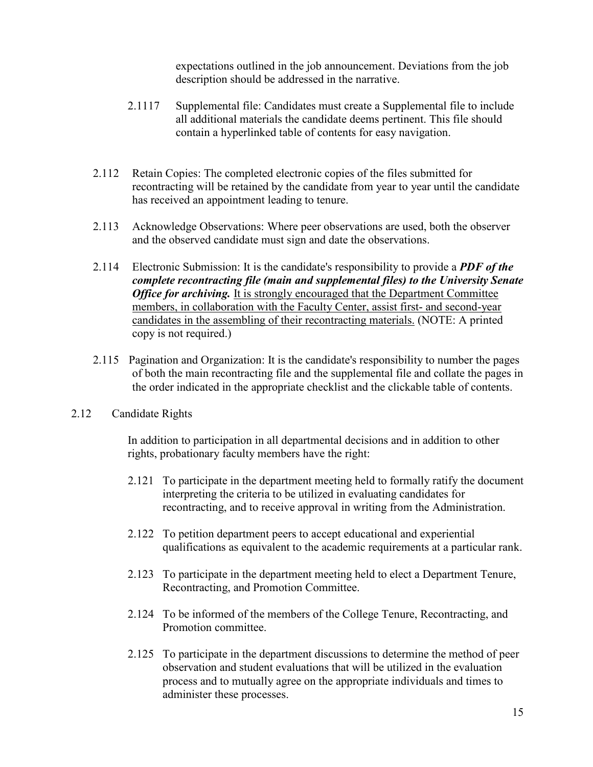expectations outlined in the job announcement. Deviations from the job description should be addressed in the narrative.

2.1117 Supplemental file: Candidates must create a Supplemental file to include all additional materials the candidate deems pertinent. This file should contain a hyperlinked table of contents for easy navigation.

2.112 Retain Copies: The completed electronic copies of the files submitted for recontracting will be retained by the candidate from year to year until the candidate has received an appointment leading to tenure.

2.113 Acknowledge Observations: Where peer observations are used, both the observer and the observed candidate must sign and date the observations.

2.114 Electronic Submission: It is the candidate's responsibility to provide a ***PDF of the complete recontracting file (main and supplemental files) to the University Senate Office for archiving.*** <u>It is strongly encouraged that the Department Committee members, in collaboration with the Faculty Center, assist first- and second-year candidates in the assembling of their recontracting materials.</u> (NOTE: A printed copy is not required.)

2.115 Pagination and Organization: It is the candidate's responsibility to number the pages of both the main recontracting file and the supplemental file and collate the pages in the order indicated in the appropriate checklist and the clickable table of contents.

2.12 Candidate Rights

In addition to participation in all departmental decisions and in addition to other rights, probationary faculty members have the right:

2.121 To participate in the department meeting held to formally ratify the document interpreting the criteria to be utilized in evaluating candidates for recontracting, and to receive approval in writing from the Administration.

2.122 To petition department peers to accept educational and experiential qualifications as equivalent to the academic requirements at a particular rank.

2.123 To participate in the department meeting held to elect a Department Tenure, Recontracting, and Promotion Committee.

2.124 To be informed of the members of the College Tenure, Recontracting, and Promotion committee.

2.125 To participate in the department discussions to determine the method of peer observation and student evaluations that will be utilized in the evaluation process and to mutually agree on the appropriate individuals and times to administer these processes.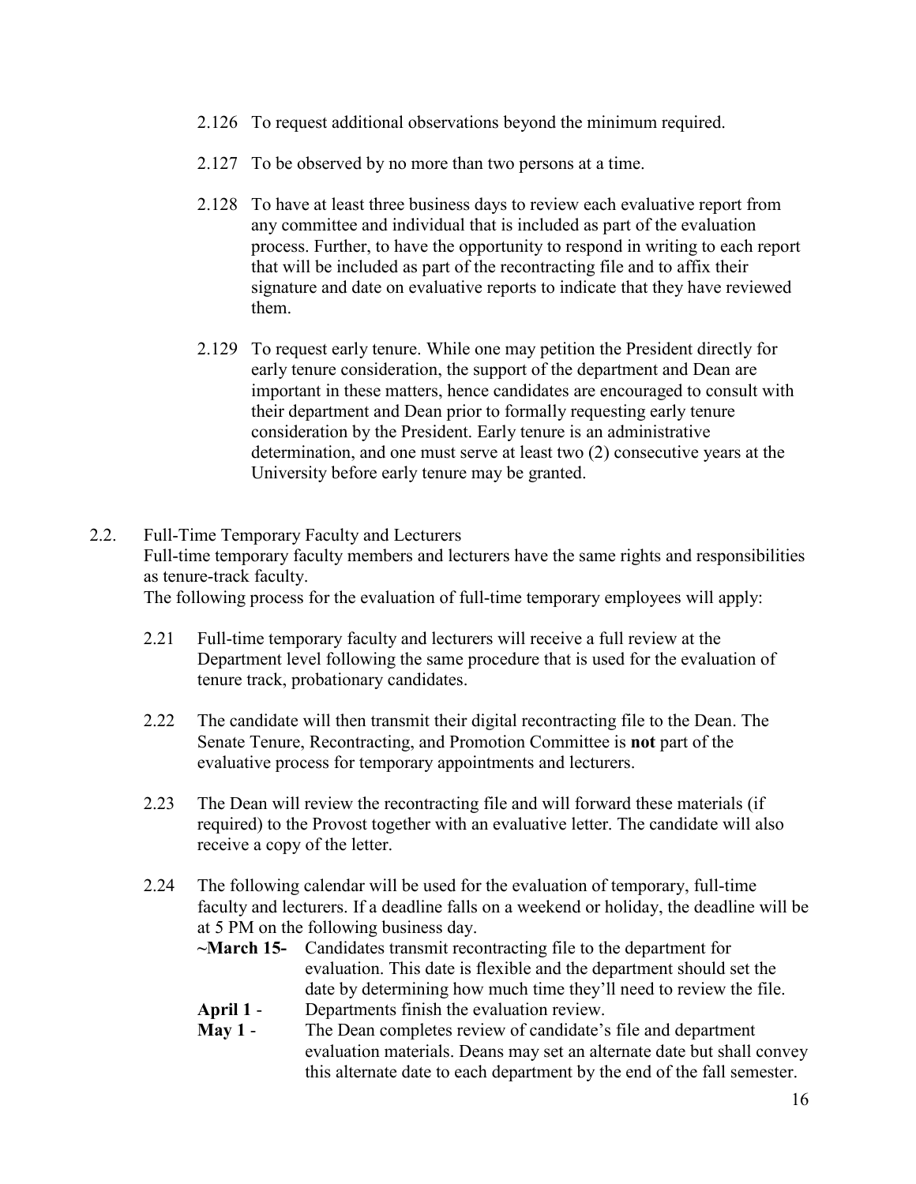2.126 To request additional observations beyond the minimum required.

2.127 To be observed by no more than two persons at a time.

2.128 To have at least three business days to review each evaluative report from any committee and individual that is included as part of the evaluation process. Further, to have the opportunity to respond in writing to each report that will be included as part of the recontracting file and to affix their signature and date on evaluative reports to indicate that they have reviewed them.

2.129 To request early tenure. While one may petition the President directly for early tenure consideration, the support of the department and Dean are important in these matters, hence candidates are encouraged to consult with their department and Dean prior to formally requesting early tenure consideration by the President. Early tenure is an administrative determination, and one must serve at least two (2) consecutive years at the University before early tenure may be granted.

2.2. Full-Time Temporary Faculty and Lecturers

Full-time temporary faculty members and lecturers have the same rights and responsibilities as tenure-track faculty.

The following process for the evaluation of full-time temporary employees will apply:

2.21 Full-time temporary faculty and lecturers will receive a full review at the Department level following the same procedure that is used for the evaluation of tenure track, probationary candidates.

2.22 The candidate will then transmit their digital recontracting file to the Dean. The Senate Tenure, Recontracting, and Promotion Committee is **not** part of the evaluative process for temporary appointments and lecturers.

2.23 The Dean will review the recontracting file and will forward these materials (if required) to the Provost together with an evaluative letter. The candidate will also receive a copy of the letter.

2.24 The following calendar will be used for the evaluation of temporary, full-time faculty and lecturers. If a deadline falls on a weekend or holiday, the deadline will be at 5 PM on the following business day.

**~March 15-** Candidates transmit recontracting file to the department for evaluation. This date is flexible and the department should set the date by determining how much time they'll need to review the file.

**April 1** - Departments finish the evaluation review.

**May 1** - The Dean completes review of candidate's file and department evaluation materials. Deans may set an alternate date but shall convey this alternate date to each department by the end of the fall semester.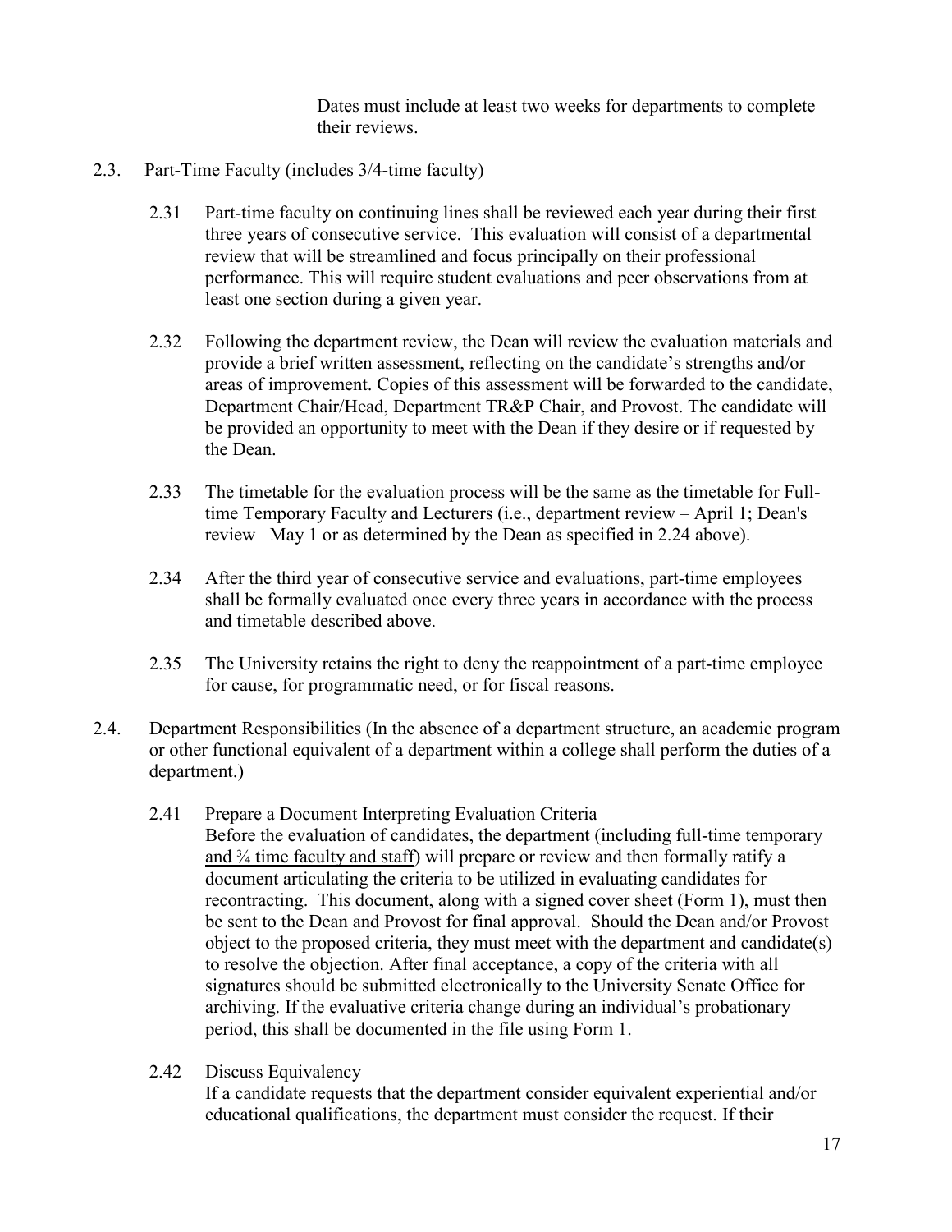Dates must include at least two weeks for departments to complete their reviews.

2.3. Part-Time Faculty (includes 3/4-time faculty)

2.31 Part-time faculty on continuing lines shall be reviewed each year during their first three years of consecutive service. This evaluation will consist of a departmental review that will be streamlined and focus principally on their professional performance. This will require student evaluations and peer observations from at least one section during a given year.

2.32 Following the department review, the Dean will review the evaluation materials and provide a brief written assessment, reflecting on the candidate's strengths and/or areas of improvement. Copies of this assessment will be forwarded to the candidate, Department Chair/Head, Department TR&P Chair, and Provost. The candidate will be provided an opportunity to meet with the Dean if they desire or if requested by the Dean.

2.33 The timetable for the evaluation process will be the same as the timetable for Full-time Temporary Faculty and Lecturers (i.e., department review – April 1; Dean's review –May 1 or as determined by the Dean as specified in 2.24 above).

2.34 After the third year of consecutive service and evaluations, part-time employees shall be formally evaluated once every three years in accordance with the process and timetable described above.

2.35 The University retains the right to deny the reappointment of a part-time employee for cause, for programmatic need, or for fiscal reasons.

2.4. Department Responsibilities (In the absence of a department structure, an academic program or other functional equivalent of a department within a college shall perform the duties of a department.)

2.41 Prepare a Document Interpreting Evaluation Criteria
Before the evaluation of candidates, the department (<u>including full-time temporary and ¾ time faculty and staff</u>) will prepare or review and then formally ratify a document articulating the criteria to be utilized in evaluating candidates for recontracting. This document, along with a signed cover sheet (Form 1), must then be sent to the Dean and Provost for final approval. Should the Dean and/or Provost object to the proposed criteria, they must meet with the department and candidate(s) to resolve the objection. After final acceptance, a copy of the criteria with all signatures should be submitted electronically to the University Senate Office for archiving. If the evaluative criteria change during an individual's probationary period, this shall be documented in the file using Form 1.

2.42 Discuss Equivalency
If a candidate requests that the department consider equivalent experiential and/or educational qualifications, the department must consider the request. If their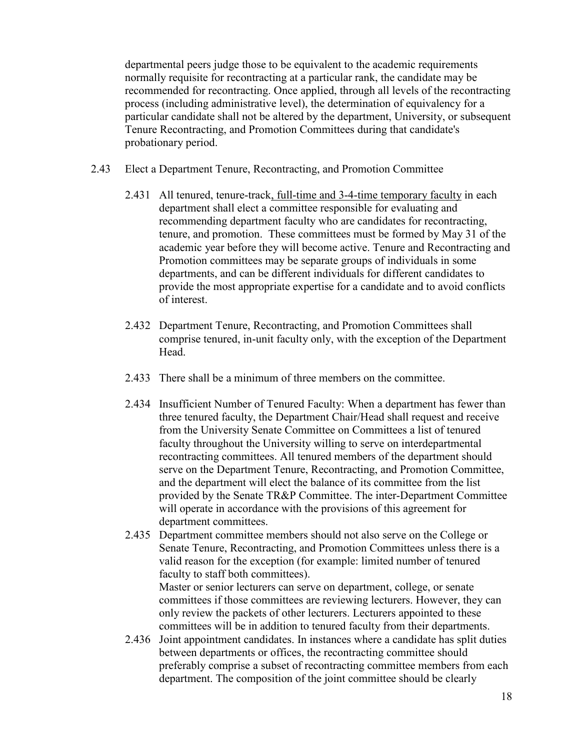departmental peers judge those to be equivalent to the academic requirements normally requisite for recontracting at a particular rank, the candidate may be recommended for recontracting. Once applied, through all levels of the recontracting process (including administrative level), the determination of equivalency for a particular candidate shall not be altered by the department, University, or subsequent Tenure Recontracting, and Promotion Committees during that candidate's probationary period.

2.43 Elect a Department Tenure, Recontracting, and Promotion Committee

2.431 All tenured, tenure-track, full-time and 3-4-time temporary faculty in each department shall elect a committee responsible for evaluating and recommending department faculty who are candidates for recontracting, tenure, and promotion. These committees must be formed by May 31 of the academic year before they will become active. Tenure and Recontracting and Promotion committees may be separate groups of individuals in some departments, and can be different individuals for different candidates to provide the most appropriate expertise for a candidate and to avoid conflicts of interest.

2.432 Department Tenure, Recontracting, and Promotion Committees shall comprise tenured, in-unit faculty only, with the exception of the Department Head.

2.433 There shall be a minimum of three members on the committee.

2.434 Insufficient Number of Tenured Faculty: When a department has fewer than three tenured faculty, the Department Chair/Head shall request and receive from the University Senate Committee on Committees a list of tenured faculty throughout the University willing to serve on interdepartmental recontracting committees. All tenured members of the department should serve on the Department Tenure, Recontracting, and Promotion Committee, and the department will elect the balance of its committee from the list provided by the Senate TR&P Committee. The inter-Department Committee will operate in accordance with the provisions of this agreement for department committees.

2.435 Department committee members should not also serve on the College or Senate Tenure, Recontracting, and Promotion Committees unless there is a valid reason for the exception (for example: limited number of tenured faculty to staff both committees).
Master or senior lecturers can serve on department, college, or senate committees if those committees are reviewing lecturers. However, they can only review the packets of other lecturers. Lecturers appointed to these committees will be in addition to tenured faculty from their departments.

2.436 Joint appointment candidates. In instances where a candidate has split duties between departments or offices, the recontracting committee should preferably comprise a subset of recontracting committee members from each department. The composition of the joint committee should be clearly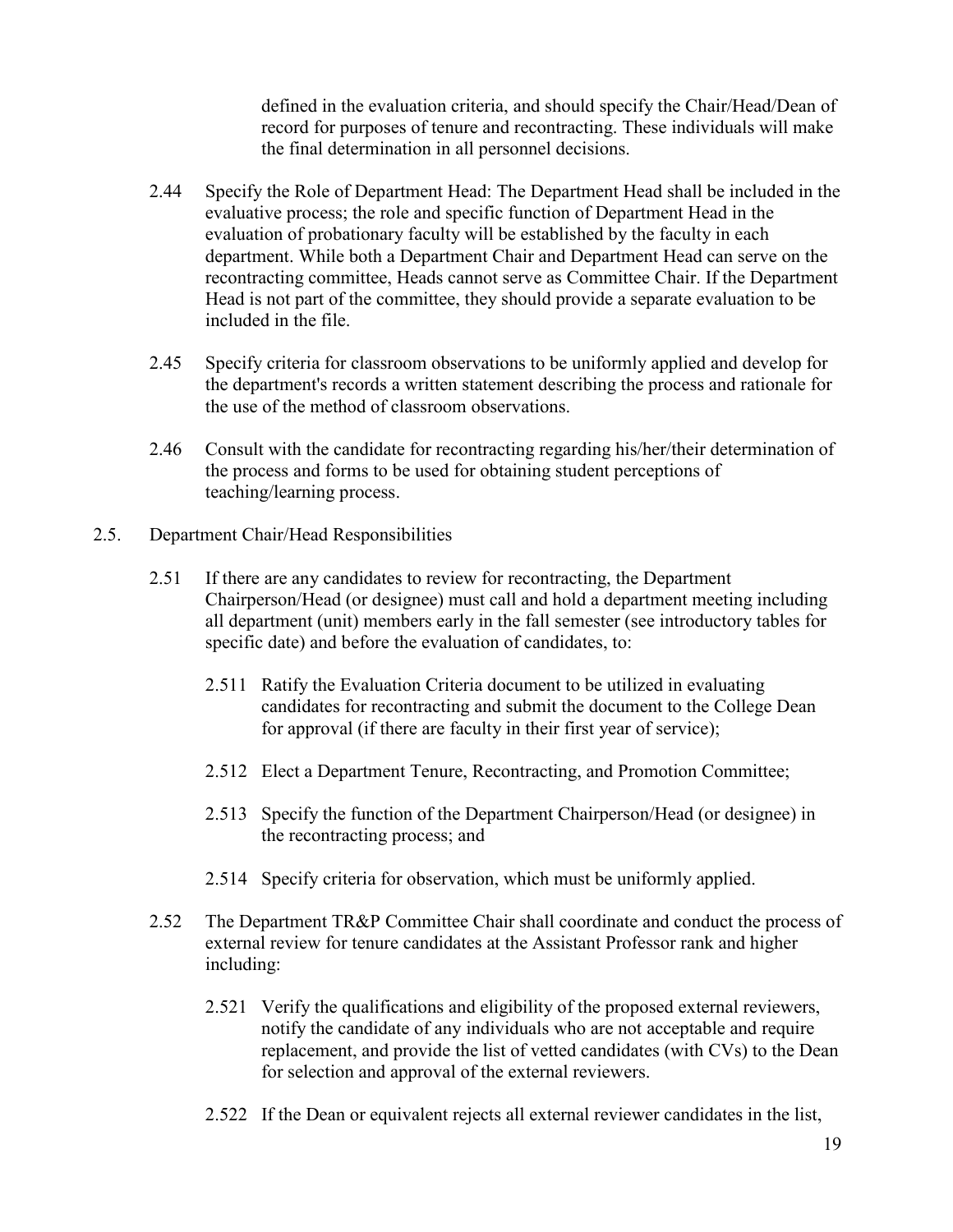defined in the evaluation criteria, and should specify the Chair/Head/Dean of record for purposes of tenure and recontracting. These individuals will make the final determination in all personnel decisions.

2.44 Specify the Role of Department Head: The Department Head shall be included in the evaluative process; the role and specific function of Department Head in the evaluation of probationary faculty will be established by the faculty in each department. While both a Department Chair and Department Head can serve on the recontracting committee, Heads cannot serve as Committee Chair. If the Department Head is not part of the committee, they should provide a separate evaluation to be included in the file.

2.45 Specify criteria for classroom observations to be uniformly applied and develop for the department's records a written statement describing the process and rationale for the use of the method of classroom observations.

2.46 Consult with the candidate for recontracting regarding his/her/their determination of the process and forms to be used for obtaining student perceptions of teaching/learning process.

2.5. Department Chair/Head Responsibilities

2.51 If there are any candidates to review for recontracting, the Department Chairperson/Head (or designee) must call and hold a department meeting including all department (unit) members early in the fall semester (see introductory tables for specific date) and before the evaluation of candidates, to:

2.511 Ratify the Evaluation Criteria document to be utilized in evaluating candidates for recontracting and submit the document to the College Dean for approval (if there are faculty in their first year of service);

2.512 Elect a Department Tenure, Recontracting, and Promotion Committee;

2.513 Specify the function of the Department Chairperson/Head (or designee) in the recontracting process; and

2.514 Specify criteria for observation, which must be uniformly applied.

2.52 The Department TR&P Committee Chair shall coordinate and conduct the process of external review for tenure candidates at the Assistant Professor rank and higher including:

2.521 Verify the qualifications and eligibility of the proposed external reviewers, notify the candidate of any individuals who are not acceptable and require replacement, and provide the list of vetted candidates (with CVs) to the Dean for selection and approval of the external reviewers.

2.522 If the Dean or equivalent rejects all external reviewer candidates in the list,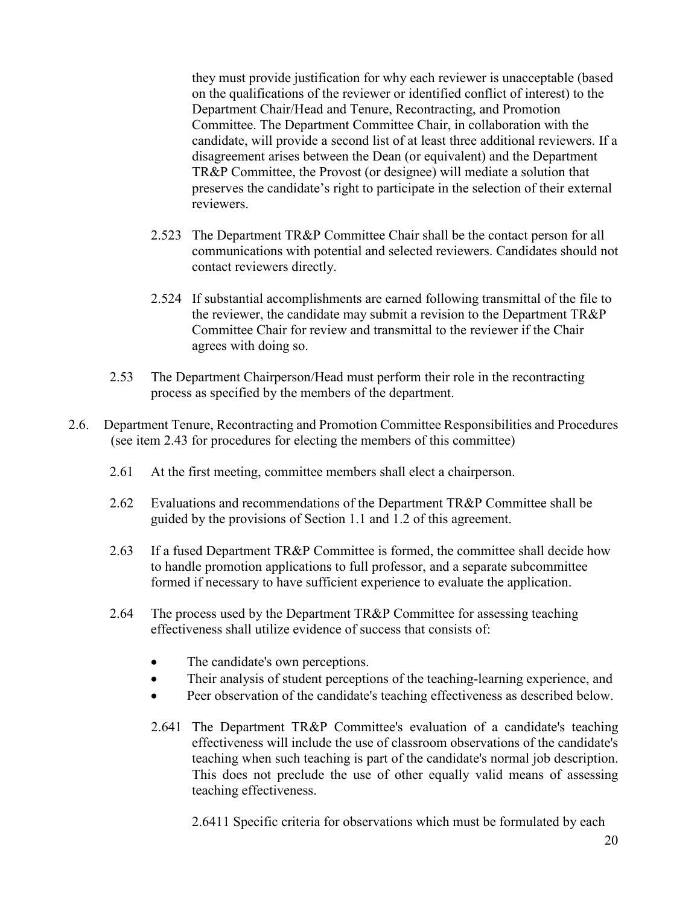they must provide justification for why each reviewer is unacceptable (based on the qualifications of the reviewer or identified conflict of interest) to the Department Chair/Head and Tenure, Recontracting, and Promotion Committee. The Department Committee Chair, in collaboration with the candidate, will provide a second list of at least three additional reviewers. If a disagreement arises between the Dean (or equivalent) and the Department TR&P Committee, the Provost (or designee) will mediate a solution that preserves the candidate's right to participate in the selection of their external reviewers.

2.523 The Department TR&P Committee Chair shall be the contact person for all communications with potential and selected reviewers. Candidates should not contact reviewers directly.

2.524 If substantial accomplishments are earned following transmittal of the file to the reviewer, the candidate may submit a revision to the Department TR&P Committee Chair for review and transmittal to the reviewer if the Chair agrees with doing so.

2.53 The Department Chairperson/Head must perform their role in the recontracting process as specified by the members of the department.

2.6. Department Tenure, Recontracting and Promotion Committee Responsibilities and Procedures (see item 2.43 for procedures for electing the members of this committee)

2.61 At the first meeting, committee members shall elect a chairperson.

2.62 Evaluations and recommendations of the Department TR&P Committee shall be guided by the provisions of Section 1.1 and 1.2 of this agreement.

2.63 If a fused Department TR&P Committee is formed, the committee shall decide how to handle promotion applications to full professor, and a separate subcommittee formed if necessary to have sufficient experience to evaluate the application.

2.64 The process used by the Department TR&P Committee for assessing teaching effectiveness shall utilize evidence of success that consists of:

- The candidate's own perceptions.
- Their analysis of student perceptions of the teaching-learning experience, and
- Peer observation of the candidate's teaching effectiveness as described below.

2.641 The Department TR&P Committee's evaluation of a candidate's teaching effectiveness will include the use of classroom observations of the candidate's teaching when such teaching is part of the candidate's normal job description. This does not preclude the use of other equally valid means of assessing teaching effectiveness.

2.6411 Specific criteria for observations which must be formulated by each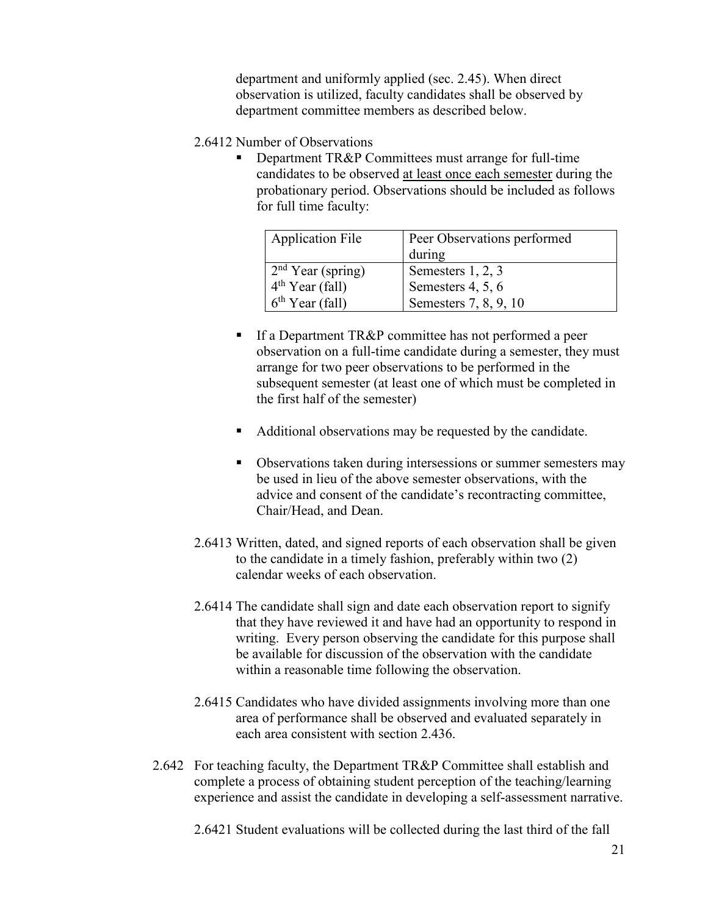department and uniformly applied (sec. 2.45). When direct observation is utilized, faculty candidates shall be observed by department committee members as described below.

2.6412 Number of Observations

- Department TR&P Committees must arrange for full-time candidates to be observed <u>at least once each semester</u> during the probationary period. Observations should be included as follows for full time faculty:

| Application File | Peer Observations performed during |
|---|---|
| 2nd Year (spring) | Semesters 1, 2, 3 |
| 4th Year (fall) | Semesters 4, 5, 6 |
| 6th Year (fall) | Semesters 7, 8, 9, 10 |

- If a Department TR&P committee has not performed a peer observation on a full-time candidate during a semester, they must arrange for two peer observations to be performed in the subsequent semester (at least one of which must be completed in the first half of the semester)

- Additional observations may be requested by the candidate.

- Observations taken during intersessions or summer semesters may be used in lieu of the above semester observations, with the advice and consent of the candidate's recontracting committee, Chair/Head, and Dean.

2.6413 Written, dated, and signed reports of each observation shall be given to the candidate in a timely fashion, preferably within two (2) calendar weeks of each observation.

2.6414 The candidate shall sign and date each observation report to signify that they have reviewed it and have had an opportunity to respond in writing. Every person observing the candidate for this purpose shall be available for discussion of the observation with the candidate within a reasonable time following the observation.

2.6415 Candidates who have divided assignments involving more than one area of performance shall be observed and evaluated separately in each area consistent with section 2.436.

2.642 For teaching faculty, the Department TR&P Committee shall establish and complete a process of obtaining student perception of the teaching/learning experience and assist the candidate in developing a self-assessment narrative.

2.6421 Student evaluations will be collected during the last third of the fall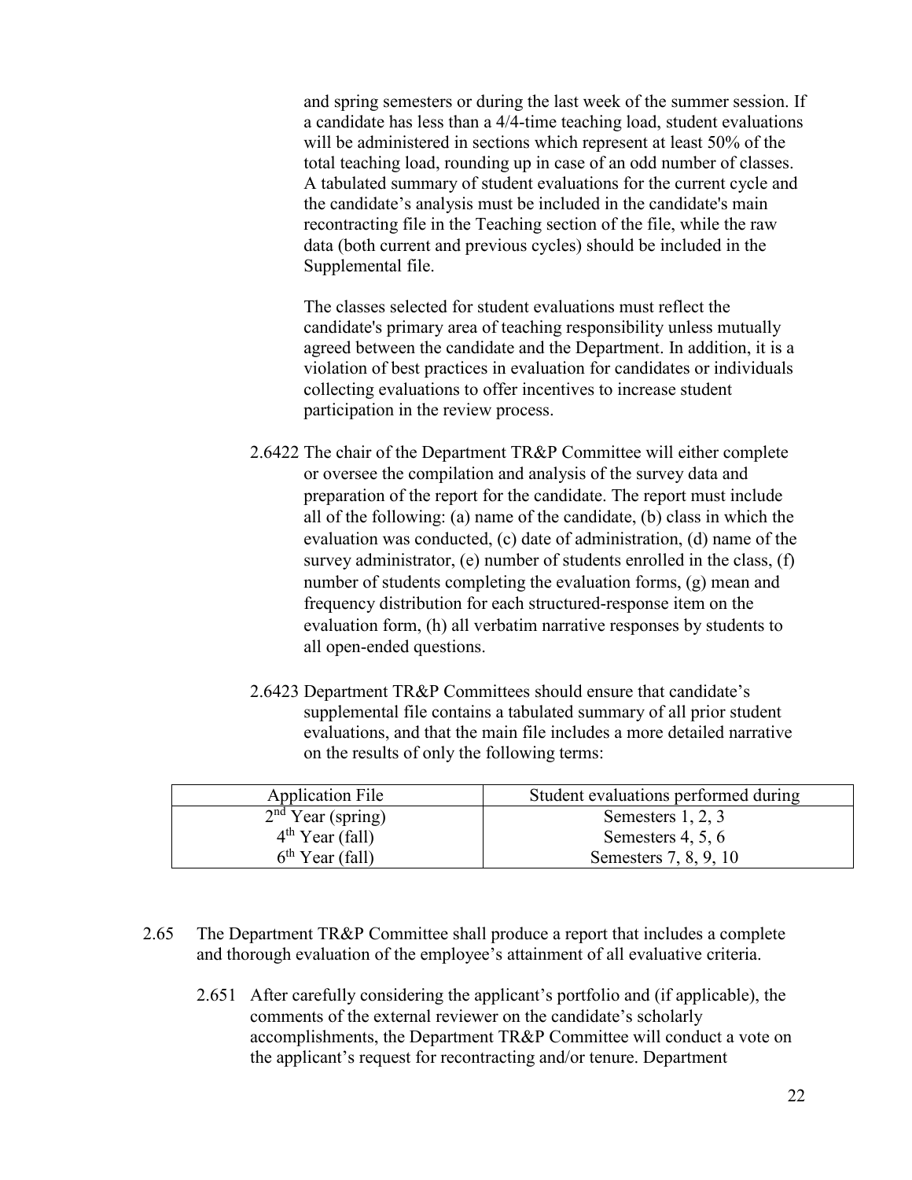and spring semesters or during the last week of the summer session. If a candidate has less than a 4/4-time teaching load, student evaluations will be administered in sections which represent at least 50% of the total teaching load, rounding up in case of an odd number of classes. A tabulated summary of student evaluations for the current cycle and the candidate's analysis must be included in the candidate's main recontracting file in the Teaching section of the file, while the raw data (both current and previous cycles) should be included in the Supplemental file.

The classes selected for student evaluations must reflect the candidate's primary area of teaching responsibility unless mutually agreed between the candidate and the Department. In addition, it is a violation of best practices in evaluation for candidates or individuals collecting evaluations to offer incentives to increase student participation in the review process.

2.6422 The chair of the Department TR&P Committee will either complete or oversee the compilation and analysis of the survey data and preparation of the report for the candidate. The report must include all of the following: (a) name of the candidate, (b) class in which the evaluation was conducted, (c) date of administration, (d) name of the survey administrator, (e) number of students enrolled in the class, (f) number of students completing the evaluation forms, (g) mean and frequency distribution for each structured-response item on the evaluation form, (h) all verbatim narrative responses by students to all open-ended questions.

2.6423 Department TR&P Committees should ensure that candidate's supplemental file contains a tabulated summary of all prior student evaluations, and that the main file includes a more detailed narrative on the results of only the following terms:

| Application File | Student evaluations performed during |
|---|---|
| 2nd Year (spring) | Semesters 1, 2, 3 |
| 4th Year (fall) | Semesters 4, 5, 6 |
| 6th Year (fall) | Semesters 7, 8, 9, 10 |

2.65 The Department TR&P Committee shall produce a report that includes a complete and thorough evaluation of the employee's attainment of all evaluative criteria.

2.651 After carefully considering the applicant's portfolio and (if applicable), the comments of the external reviewer on the candidate's scholarly accomplishments, the Department TR&P Committee will conduct a vote on the applicant's request for recontracting and/or tenure. Department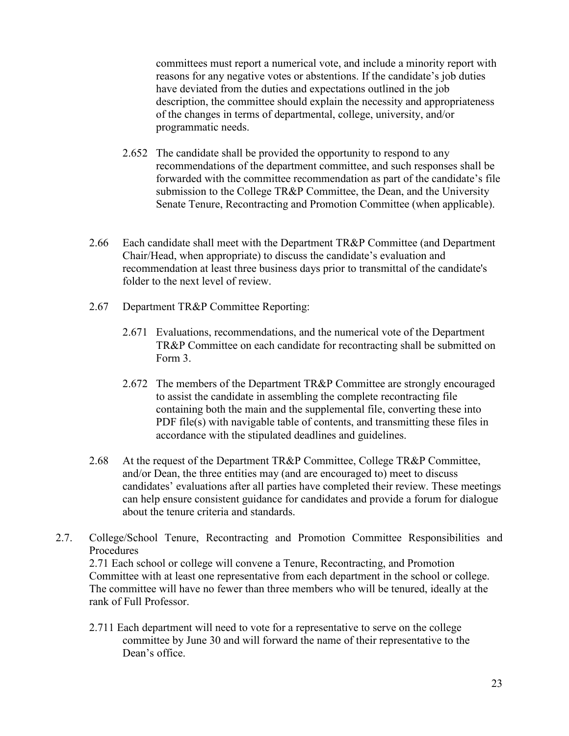committees must report a numerical vote, and include a minority report with reasons for any negative votes or abstentions. If the candidate's job duties have deviated from the duties and expectations outlined in the job description, the committee should explain the necessity and appropriateness of the changes in terms of departmental, college, university, and/or programmatic needs.

2.652 The candidate shall be provided the opportunity to respond to any recommendations of the department committee, and such responses shall be forwarded with the committee recommendation as part of the candidate's file submission to the College TR&P Committee, the Dean, and the University Senate Tenure, Recontracting and Promotion Committee (when applicable).

2.66 Each candidate shall meet with the Department TR&P Committee (and Department Chair/Head, when appropriate) to discuss the candidate's evaluation and recommendation at least three business days prior to transmittal of the candidate's folder to the next level of review.

2.67 Department TR&P Committee Reporting:

2.671 Evaluations, recommendations, and the numerical vote of the Department TR&P Committee on each candidate for recontracting shall be submitted on Form 3.

2.672 The members of the Department TR&P Committee are strongly encouraged to assist the candidate in assembling the complete recontracting file containing both the main and the supplemental file, converting these into PDF file(s) with navigable table of contents, and transmitting these files in accordance with the stipulated deadlines and guidelines.

2.68 At the request of the Department TR&P Committee, College TR&P Committee, and/or Dean, the three entities may (and are encouraged to) meet to discuss candidates' evaluations after all parties have completed their review. These meetings can help ensure consistent guidance for candidates and provide a forum for dialogue about the tenure criteria and standards.

2.7. College/School Tenure, Recontracting and Promotion Committee Responsibilities and Procedures

2.71 Each school or college will convene a Tenure, Recontracting, and Promotion Committee with at least one representative from each department in the school or college. The committee will have no fewer than three members who will be tenured, ideally at the rank of Full Professor.

2.711 Each department will need to vote for a representative to serve on the college committee by June 30 and will forward the name of their representative to the Dean's office.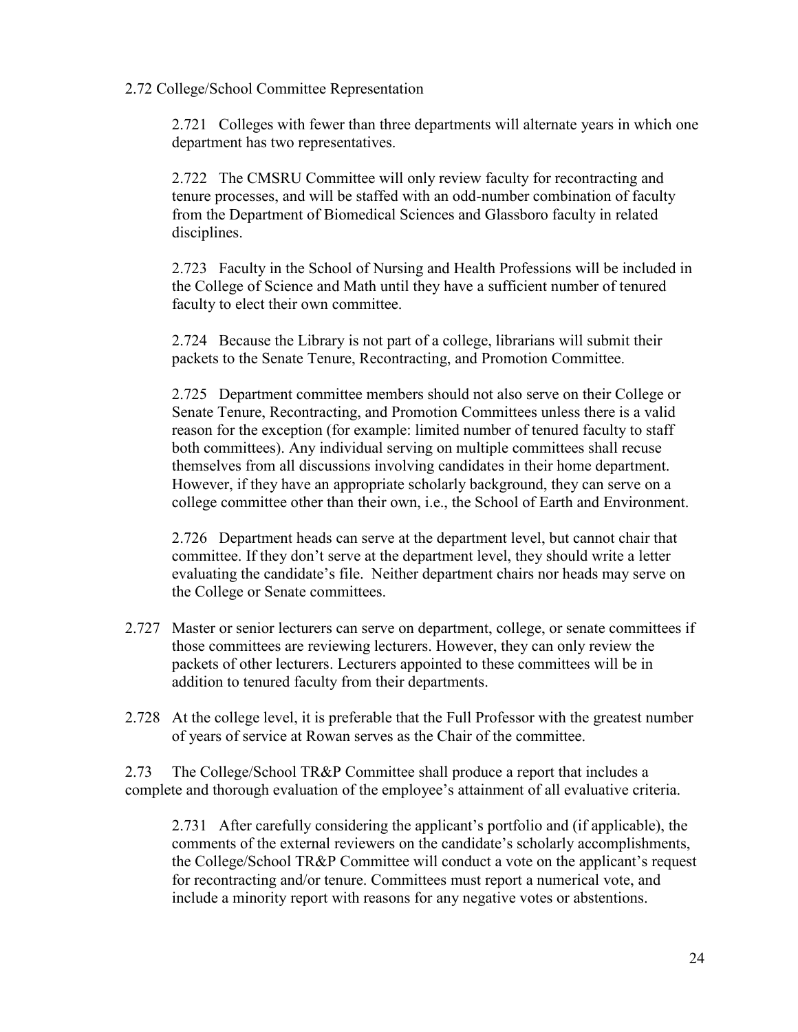2.72 College/School Committee Representation

2.721 Colleges with fewer than three departments will alternate years in which one department has two representatives.

2.722 The CMSRU Committee will only review faculty for recontracting and tenure processes, and will be staffed with an odd-number combination of faculty from the Department of Biomedical Sciences and Glassboro faculty in related disciplines.

2.723 Faculty in the School of Nursing and Health Professions will be included in the College of Science and Math until they have a sufficient number of tenured faculty to elect their own committee.

2.724 Because the Library is not part of a college, librarians will submit their packets to the Senate Tenure, Recontracting, and Promotion Committee.

2.725 Department committee members should not also serve on their College or Senate Tenure, Recontracting, and Promotion Committees unless there is a valid reason for the exception (for example: limited number of tenured faculty to staff both committees). Any individual serving on multiple committees shall recuse themselves from all discussions involving candidates in their home department. However, if they have an appropriate scholarly background, they can serve on a college committee other than their own, i.e., the School of Earth and Environment.

2.726 Department heads can serve at the department level, but cannot chair that committee. If they don't serve at the department level, they should write a letter evaluating the candidate's file. Neither department chairs nor heads may serve on the College or Senate committees.

2.727 Master or senior lecturers can serve on department, college, or senate committees if those committees are reviewing lecturers. However, they can only review the packets of other lecturers. Lecturers appointed to these committees will be in addition to tenured faculty from their departments.

2.728 At the college level, it is preferable that the Full Professor with the greatest number of years of service at Rowan serves as the Chair of the committee.

2.73 The College/School TR&P Committee shall produce a report that includes a complete and thorough evaluation of the employee's attainment of all evaluative criteria.

2.731 After carefully considering the applicant's portfolio and (if applicable), the comments of the external reviewers on the candidate's scholarly accomplishments, the College/School TR&P Committee will conduct a vote on the applicant's request for recontracting and/or tenure. Committees must report a numerical vote, and include a minority report with reasons for any negative votes or abstentions.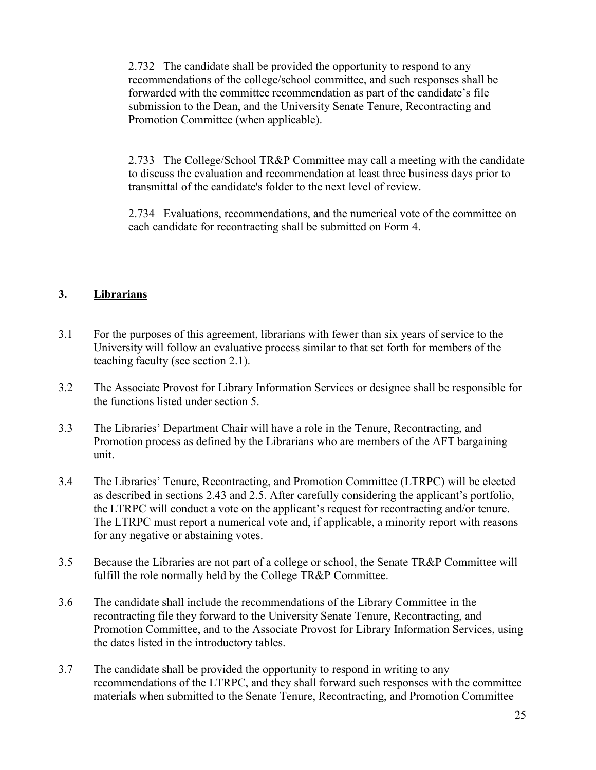2.732 The candidate shall be provided the opportunity to respond to any recommendations of the college/school committee, and such responses shall be forwarded with the committee recommendation as part of the candidate's file submission to the Dean, and the University Senate Tenure, Recontracting and Promotion Committee (when applicable).

2.733 The College/School TR&P Committee may call a meeting with the candidate to discuss the evaluation and recommendation at least three business days prior to transmittal of the candidate's folder to the next level of review.

2.734 Evaluations, recommendations, and the numerical vote of the committee on each candidate for recontracting shall be submitted on Form 4.

## 3. <u>Librarians</u>

3.1 For the purposes of this agreement, librarians with fewer than six years of service to the University will follow an evaluative process similar to that set forth for members of the teaching faculty (see section 2.1).

3.2 The Associate Provost for Library Information Services or designee shall be responsible for the functions listed under section 5.

3.3 The Libraries' Department Chair will have a role in the Tenure, Recontracting, and Promotion process as defined by the Librarians who are members of the AFT bargaining unit.

3.4 The Libraries' Tenure, Recontracting, and Promotion Committee (LTRPC) will be elected as described in sections 2.43 and 2.5. After carefully considering the applicant's portfolio, the LTRPC will conduct a vote on the applicant's request for recontracting and/or tenure. The LTRPC must report a numerical vote and, if applicable, a minority report with reasons for any negative or abstaining votes.

3.5 Because the Libraries are not part of a college or school, the Senate TR&P Committee will fulfill the role normally held by the College TR&P Committee.

3.6 The candidate shall include the recommendations of the Library Committee in the recontracting file they forward to the University Senate Tenure, Recontracting, and Promotion Committee, and to the Associate Provost for Library Information Services, using the dates listed in the introductory tables.

3.7 The candidate shall be provided the opportunity to respond in writing to any recommendations of the LTRPC, and they shall forward such responses with the committee materials when submitted to the Senate Tenure, Recontracting, and Promotion Committee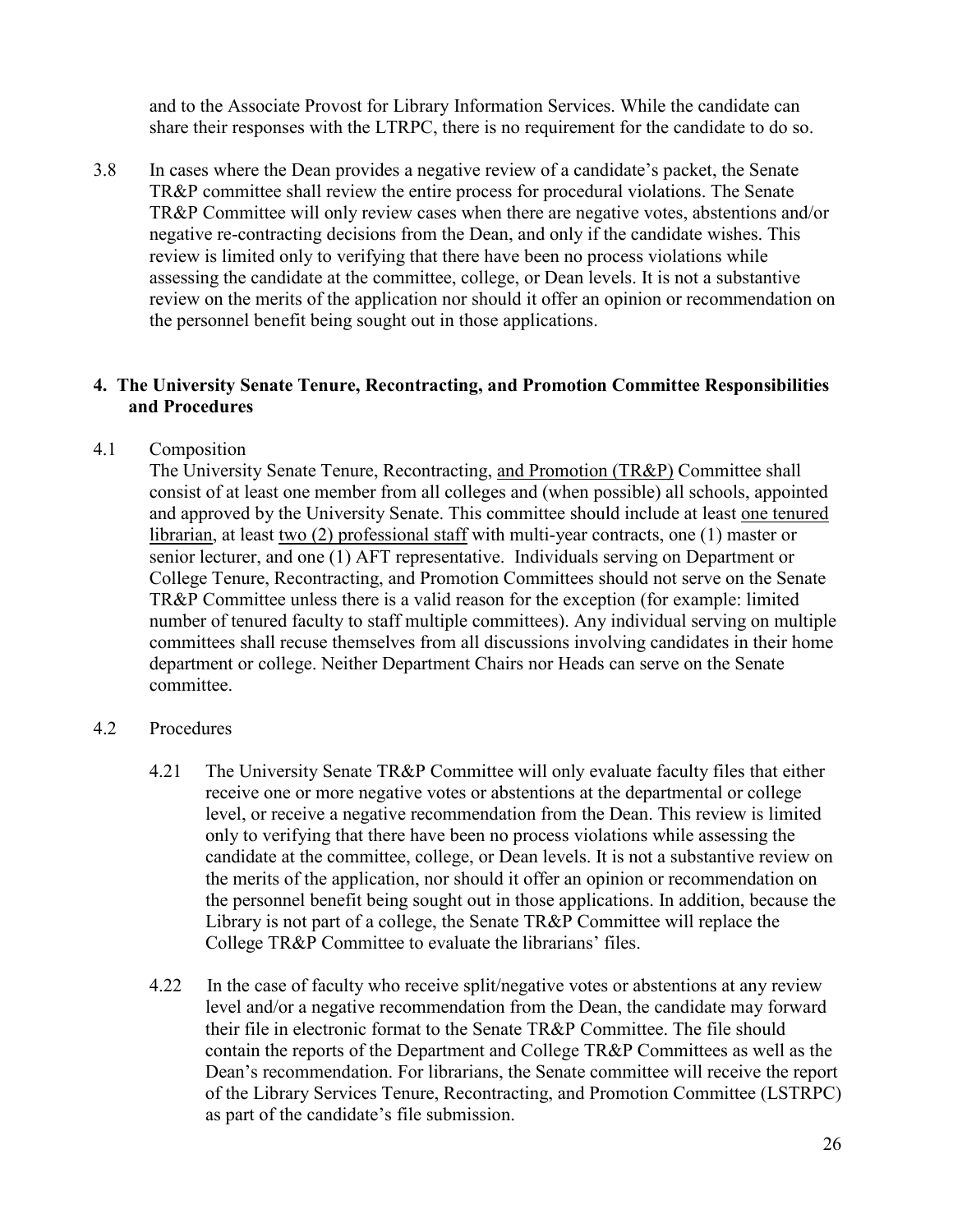and to the Associate Provost for Library Information Services. While the candidate can share their responses with the LTRPC, there is no requirement for the candidate to do so.

3.8 In cases where the Dean provides a negative review of a candidate's packet, the Senate TR&P committee shall review the entire process for procedural violations. The Senate TR&P Committee will only review cases when there are negative votes, abstentions and/or negative re-contracting decisions from the Dean, and only if the candidate wishes. This review is limited only to verifying that there have been no process violations while assessing the candidate at the committee, college, or Dean levels. It is not a substantive review on the merits of the application nor should it offer an opinion or recommendation on the personnel benefit being sought out in those applications.

## 4. The University Senate Tenure, Recontracting, and Promotion Committee Responsibilities and Procedures

4.1 Composition

The University Senate Tenure, Recontracting, and Promotion (TR&P) Committee shall consist of at least one member from all colleges and (when possible) all schools, appointed and approved by the University Senate. This committee should include at least one tenured librarian, at least two (2) professional staff with multi-year contracts, one (1) master or senior lecturer, and one (1) AFT representative. Individuals serving on Department or College Tenure, Recontracting, and Promotion Committees should not serve on the Senate TR&P Committee unless there is a valid reason for the exception (for example: limited number of tenured faculty to staff multiple committees). Any individual serving on multiple committees shall recuse themselves from all discussions involving candidates in their home department or college. Neither Department Chairs nor Heads can serve on the Senate committee.

4.2 Procedures

4.21 The University Senate TR&P Committee will only evaluate faculty files that either receive one or more negative votes or abstentions at the departmental or college level, or receive a negative recommendation from the Dean. This review is limited only to verifying that there have been no process violations while assessing the candidate at the committee, college, or Dean levels. It is not a substantive review on the merits of the application, nor should it offer an opinion or recommendation on the personnel benefit being sought out in those applications. In addition, because the Library is not part of a college, the Senate TR&P Committee will replace the College TR&P Committee to evaluate the librarians' files.

4.22 In the case of faculty who receive split/negative votes or abstentions at any review level and/or a negative recommendation from the Dean, the candidate may forward their file in electronic format to the Senate TR&P Committee. The file should contain the reports of the Department and College TR&P Committees as well as the Dean's recommendation. For librarians, the Senate committee will receive the report of the Library Services Tenure, Recontracting, and Promotion Committee (LSTRPC) as part of the candidate's file submission.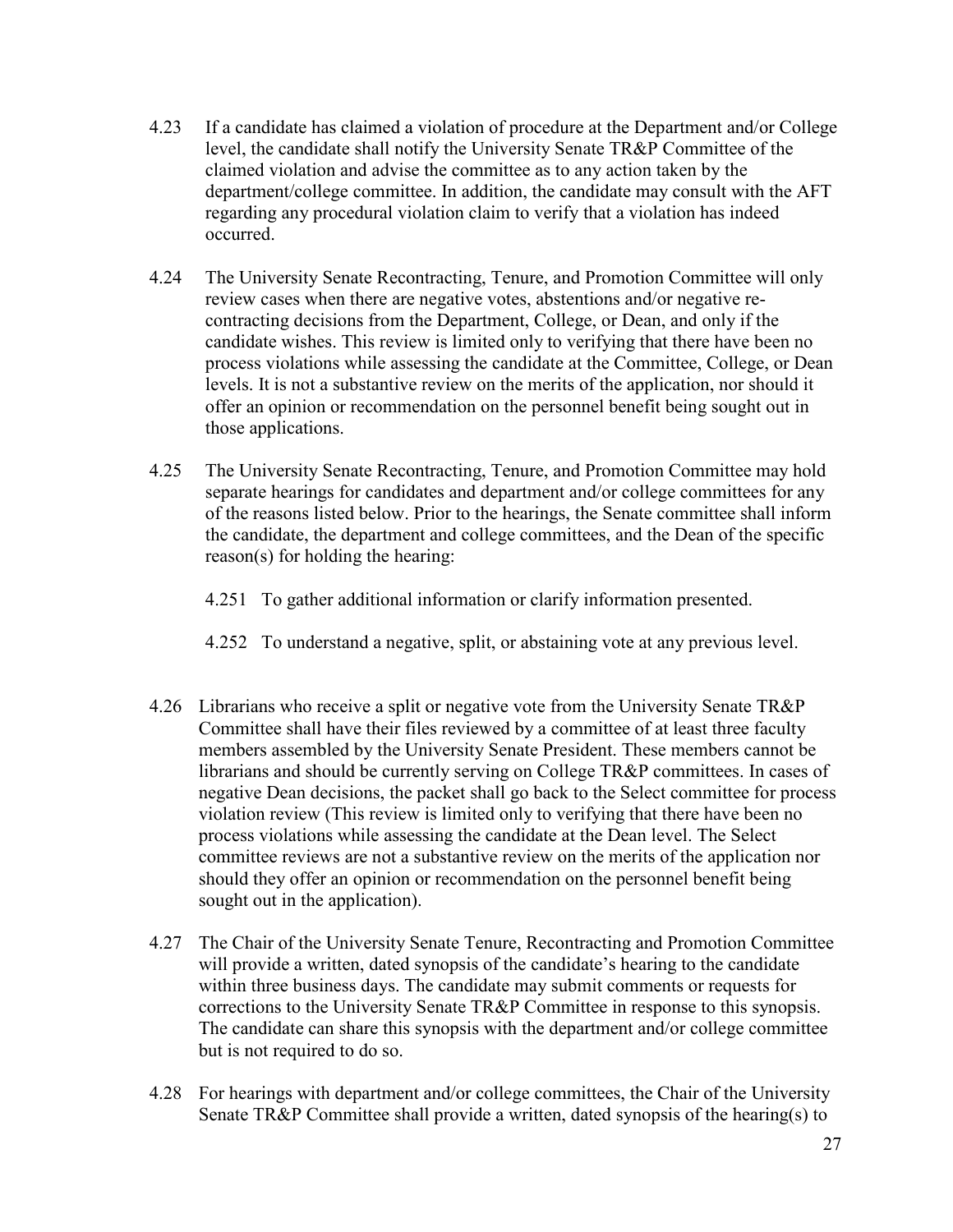4.23 If a candidate has claimed a violation of procedure at the Department and/or College level, the candidate shall notify the University Senate TR&P Committee of the claimed violation and advise the committee as to any action taken by the department/college committee. In addition, the candidate may consult with the AFT regarding any procedural violation claim to verify that a violation has indeed occurred.

4.24 The University Senate Recontracting, Tenure, and Promotion Committee will only review cases when there are negative votes, abstentions and/or negative re-contracting decisions from the Department, College, or Dean, and only if the candidate wishes. This review is limited only to verifying that there have been no process violations while assessing the candidate at the Committee, College, or Dean levels. It is not a substantive review on the merits of the application, nor should it offer an opinion or recommendation on the personnel benefit being sought out in those applications.

4.25 The University Senate Recontracting, Tenure, and Promotion Committee may hold separate hearings for candidates and department and/or college committees for any of the reasons listed below. Prior to the hearings, the Senate committee shall inform the candidate, the department and college committees, and the Dean of the specific reason(s) for holding the hearing:

4.251 To gather additional information or clarify information presented.

4.252 To understand a negative, split, or abstaining vote at any previous level.

4.26 Librarians who receive a split or negative vote from the University Senate TR&P Committee shall have their files reviewed by a committee of at least three faculty members assembled by the University Senate President. These members cannot be librarians and should be currently serving on College TR&P committees. In cases of negative Dean decisions, the packet shall go back to the Select committee for process violation review (This review is limited only to verifying that there have been no process violations while assessing the candidate at the Dean level. The Select committee reviews are not a substantive review on the merits of the application nor should they offer an opinion or recommendation on the personnel benefit being sought out in the application).

4.27 The Chair of the University Senate Tenure, Recontracting and Promotion Committee will provide a written, dated synopsis of the candidate's hearing to the candidate within three business days. The candidate may submit comments or requests for corrections to the University Senate TR&P Committee in response to this synopsis. The candidate can share this synopsis with the department and/or college committee but is not required to do so.

4.28 For hearings with department and/or college committees, the Chair of the University Senate TR&P Committee shall provide a written, dated synopsis of the hearing(s) to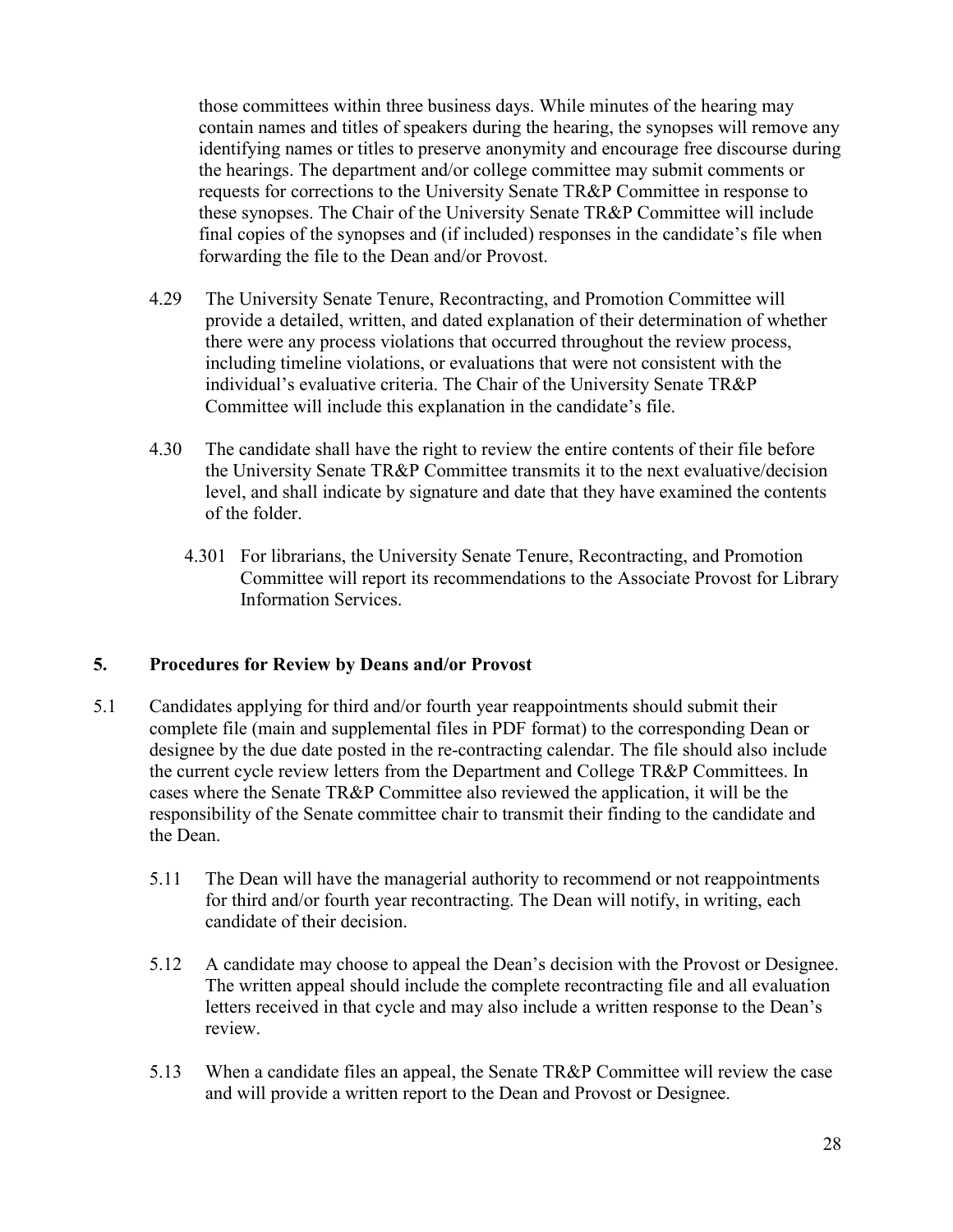those committees within three business days. While minutes of the hearing may contain names and titles of speakers during the hearing, the synopses will remove any identifying names or titles to preserve anonymity and encourage free discourse during the hearings. The department and/or college committee may submit comments or requests for corrections to the University Senate TR&P Committee in response to these synopses. The Chair of the University Senate TR&P Committee will include final copies of the synopses and (if included) responses in the candidate's file when forwarding the file to the Dean and/or Provost.

4.29 The University Senate Tenure, Recontracting, and Promotion Committee will provide a detailed, written, and dated explanation of their determination of whether there were any process violations that occurred throughout the review process, including timeline violations, or evaluations that were not consistent with the individual's evaluative criteria. The Chair of the University Senate TR&P Committee will include this explanation in the candidate's file.

4.30 The candidate shall have the right to review the entire contents of their file before the University Senate TR&P Committee transmits it to the next evaluative/decision level, and shall indicate by signature and date that they have examined the contents of the folder.

4.301 For librarians, the University Senate Tenure, Recontracting, and Promotion Committee will report its recommendations to the Associate Provost for Library Information Services.

## 5. Procedures for Review by Deans and/or Provost

5.1 Candidates applying for third and/or fourth year reappointments should submit their complete file (main and supplemental files in PDF format) to the corresponding Dean or designee by the due date posted in the re-contracting calendar. The file should also include the current cycle review letters from the Department and College TR&P Committees. In cases where the Senate TR&P Committee also reviewed the application, it will be the responsibility of the Senate committee chair to transmit their finding to the candidate and the Dean.

5.11 The Dean will have the managerial authority to recommend or not reappointments for third and/or fourth year recontracting. The Dean will notify, in writing, each candidate of their decision.

5.12 A candidate may choose to appeal the Dean's decision with the Provost or Designee. The written appeal should include the complete recontracting file and all evaluation letters received in that cycle and may also include a written response to the Dean's review.

5.13 When a candidate files an appeal, the Senate TR&P Committee will review the case and will provide a written report to the Dean and Provost or Designee.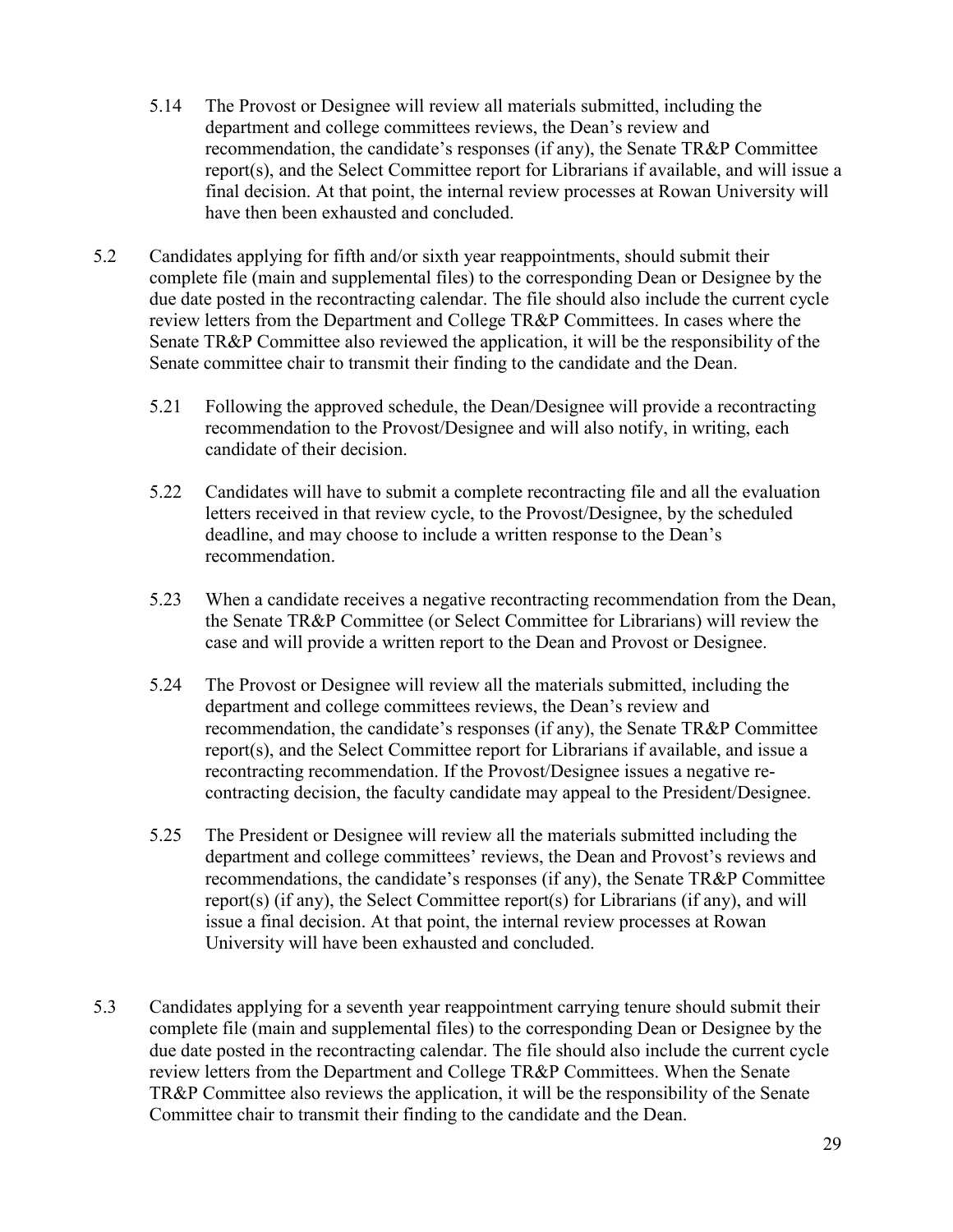5.14 The Provost or Designee will review all materials submitted, including the department and college committees reviews, the Dean's review and recommendation, the candidate's responses (if any), the Senate TR&P Committee report(s), and the Select Committee report for Librarians if available, and will issue a final decision. At that point, the internal review processes at Rowan University will have then been exhausted and concluded.

5.2 Candidates applying for fifth and/or sixth year reappointments, should submit their complete file (main and supplemental files) to the corresponding Dean or Designee by the due date posted in the recontracting calendar. The file should also include the current cycle review letters from the Department and College TR&P Committees. In cases where the Senate TR&P Committee also reviewed the application, it will be the responsibility of the Senate committee chair to transmit their finding to the candidate and the Dean.

5.21 Following the approved schedule, the Dean/Designee will provide a recontracting recommendation to the Provost/Designee and will also notify, in writing, each candidate of their decision.

5.22 Candidates will have to submit a complete recontracting file and all the evaluation letters received in that review cycle, to the Provost/Designee, by the scheduled deadline, and may choose to include a written response to the Dean's recommendation.

5.23 When a candidate receives a negative recontracting recommendation from the Dean, the Senate TR&P Committee (or Select Committee for Librarians) will review the case and will provide a written report to the Dean and Provost or Designee.

5.24 The Provost or Designee will review all the materials submitted, including the department and college committees reviews, the Dean's review and recommendation, the candidate's responses (if any), the Senate TR&P Committee report(s), and the Select Committee report for Librarians if available, and issue a recontracting recommendation. If the Provost/Designee issues a negative re-contracting decision, the faculty candidate may appeal to the President/Designee.

5.25 The President or Designee will review all the materials submitted including the department and college committees' reviews, the Dean and Provost's reviews and recommendations, the candidate's responses (if any), the Senate TR&P Committee report(s) (if any), the Select Committee report(s) for Librarians (if any), and will issue a final decision. At that point, the internal review processes at Rowan University will have been exhausted and concluded.

5.3 Candidates applying for a seventh year reappointment carrying tenure should submit their complete file (main and supplemental files) to the corresponding Dean or Designee by the due date posted in the recontracting calendar. The file should also include the current cycle review letters from the Department and College TR&P Committees. When the Senate TR&P Committee also reviews the application, it will be the responsibility of the Senate Committee chair to transmit their finding to the candidate and the Dean.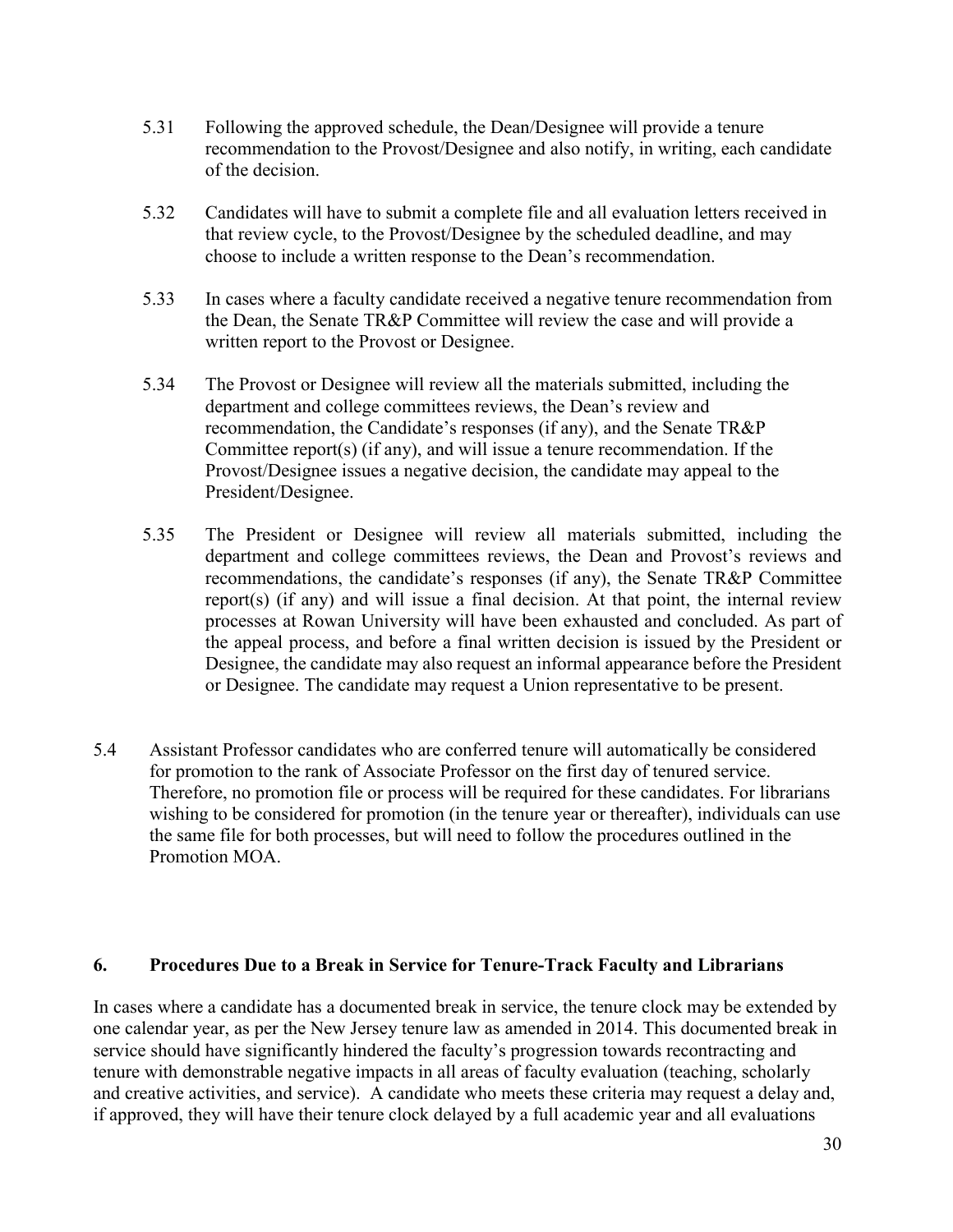5.31 Following the approved schedule, the Dean/Designee will provide a tenure recommendation to the Provost/Designee and also notify, in writing, each candidate of the decision.

5.32 Candidates will have to submit a complete file and all evaluation letters received in that review cycle, to the Provost/Designee by the scheduled deadline, and may choose to include a written response to the Dean's recommendation.

5.33 In cases where a faculty candidate received a negative tenure recommendation from the Dean, the Senate TR&P Committee will review the case and will provide a written report to the Provost or Designee.

5.34 The Provost or Designee will review all the materials submitted, including the department and college committees reviews, the Dean's review and recommendation, the Candidate's responses (if any), and the Senate TR&P Committee report(s) (if any), and will issue a tenure recommendation. If the Provost/Designee issues a negative decision, the candidate may appeal to the President/Designee.

5.35 The President or Designee will review all materials submitted, including the department and college committees reviews, the Dean and Provost's reviews and recommendations, the candidate's responses (if any), the Senate TR&P Committee report(s) (if any) and will issue a final decision. At that point, the internal review processes at Rowan University will have been exhausted and concluded. As part of the appeal process, and before a final written decision is issued by the President or Designee, the candidate may also request an informal appearance before the President or Designee. The candidate may request a Union representative to be present.

5.4 Assistant Professor candidates who are conferred tenure will automatically be considered for promotion to the rank of Associate Professor on the first day of tenured service. Therefore, no promotion file or process will be required for these candidates. For librarians wishing to be considered for promotion (in the tenure year or thereafter), individuals can use the same file for both processes, but will need to follow the procedures outlined in the Promotion MOA.

## 6. Procedures Due to a Break in Service for Tenure-Track Faculty and Librarians

In cases where a candidate has a documented break in service, the tenure clock may be extended by one calendar year, as per the New Jersey tenure law as amended in 2014. This documented break in service should have significantly hindered the faculty's progression towards recontracting and tenure with demonstrable negative impacts in all areas of faculty evaluation (teaching, scholarly and creative activities, and service). A candidate who meets these criteria may request a delay and, if approved, they will have their tenure clock delayed by a full academic year and all evaluations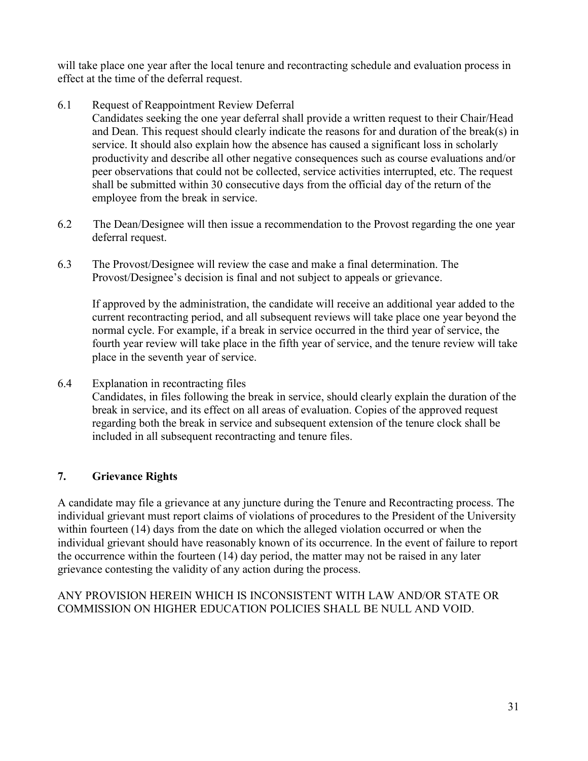will take place one year after the local tenure and recontracting schedule and evaluation process in effect at the time of the deferral request.

6.1 Request of Reappointment Review Deferral

Candidates seeking the one year deferral shall provide a written request to their Chair/Head and Dean. This request should clearly indicate the reasons for and duration of the break(s) in service. It should also explain how the absence has caused a significant loss in scholarly productivity and describe all other negative consequences such as course evaluations and/or peer observations that could not be collected, service activities interrupted, etc. The request shall be submitted within 30 consecutive days from the official day of the return of the employee from the break in service.

6.2 The Dean/Designee will then issue a recommendation to the Provost regarding the one year deferral request.

6.3 The Provost/Designee will review the case and make a final determination. The Provost/Designee's decision is final and not subject to appeals or grievance.

If approved by the administration, the candidate will receive an additional year added to the current recontracting period, and all subsequent reviews will take place one year beyond the normal cycle. For example, if a break in service occurred in the third year of service, the fourth year review will take place in the fifth year of service, and the tenure review will take place in the seventh year of service.

6.4 Explanation in recontracting files

Candidates, in files following the break in service, should clearly explain the duration of the break in service, and its effect on all areas of evaluation. Copies of the approved request regarding both the break in service and subsequent extension of the tenure clock shall be included in all subsequent recontracting and tenure files.

## 7. Grievance Rights

A candidate may file a grievance at any juncture during the Tenure and Recontracting process. The individual grievant must report claims of violations of procedures to the President of the University within fourteen (14) days from the date on which the alleged violation occurred or when the individual grievant should have reasonably known of its occurrence. In the event of failure to report the occurrence within the fourteen (14) day period, the matter may not be raised in any later grievance contesting the validity of any action during the process.

ANY PROVISION HEREIN WHICH IS INCONSISTENT WITH LAW AND/OR STATE OR COMMISSION ON HIGHER EDUCATION POLICIES SHALL BE NULL AND VOID.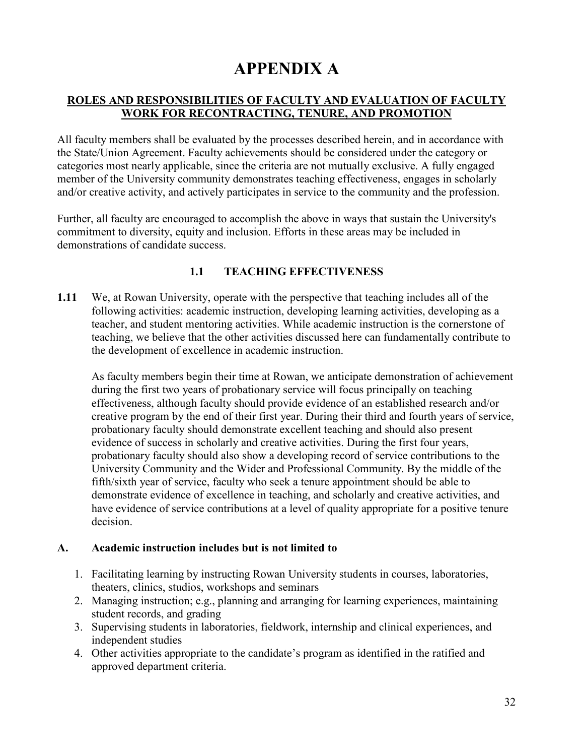# APPENDIX A

**ROLES AND RESPONSIBILITIES OF FACULTY AND EVALUATION OF FACULTY WORK FOR RECONTRACTING, TENURE, AND PROMOTION**

All faculty members shall be evaluated by the processes described herein, and in accordance with the State/Union Agreement. Faculty achievements should be considered under the category or categories most nearly applicable, since the criteria are not mutually exclusive. A fully engaged member of the University community demonstrates teaching effectiveness, engages in scholarly and/or creative activity, and actively participates in service to the community and the profession.

Further, all faculty are encouraged to accomplish the above in ways that sustain the University's commitment to diversity, equity and inclusion. Efforts in these areas may be included in demonstrations of candidate success.

## 1.1 TEACHING EFFECTIVENESS

**1.11** We, at Rowan University, operate with the perspective that teaching includes all of the following activities: academic instruction, developing learning activities, developing as a teacher, and student mentoring activities. While academic instruction is the cornerstone of teaching, we believe that the other activities discussed here can fundamentally contribute to the development of excellence in academic instruction.

As faculty members begin their time at Rowan, we anticipate demonstration of achievement during the first two years of probationary service will focus principally on teaching effectiveness, although faculty should provide evidence of an established research and/or creative program by the end of their first year. During their third and fourth years of service, probationary faculty should demonstrate excellent teaching and should also present evidence of success in scholarly and creative activities. During the first four years, probationary faculty should also show a developing record of service contributions to the University Community and the Wider and Professional Community. By the middle of the fifth/sixth year of service, faculty who seek a tenure appointment should be able to demonstrate evidence of excellence in teaching, and scholarly and creative activities, and have evidence of service contributions at a level of quality appropriate for a positive tenure decision.

**A. Academic instruction includes but is not limited to**

1. Facilitating learning by instructing Rowan University students in courses, laboratories, theaters, clinics, studios, workshops and seminars
2. Managing instruction; e.g., planning and arranging for learning experiences, maintaining student records, and grading
3. Supervising students in laboratories, fieldwork, internship and clinical experiences, and independent studies
4. Other activities appropriate to the candidate's program as identified in the ratified and approved department criteria.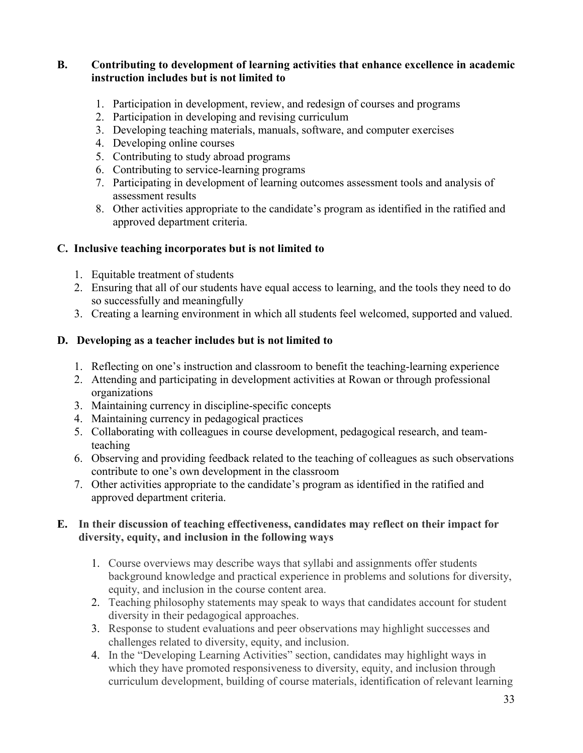**B. Contributing to development of learning activities that enhance excellence in academic instruction includes but is not limited to**

1. Participation in development, review, and redesign of courses and programs
2. Participation in developing and revising curriculum
3. Developing teaching materials, manuals, software, and computer exercises
4. Developing online courses
5. Contributing to study abroad programs
6. Contributing to service-learning programs
7. Participating in development of learning outcomes assessment tools and analysis of assessment results
8. Other activities appropriate to the candidate's program as identified in the ratified and approved department criteria.

**C. Inclusive teaching incorporates but is not limited to**

1. Equitable treatment of students
2. Ensuring that all of our students have equal access to learning, and the tools they need to do so successfully and meaningfully
3. Creating a learning environment in which all students feel welcomed, supported and valued.

**D. Developing as a teacher includes but is not limited to**

1. Reflecting on one's instruction and classroom to benefit the teaching-learning experience
2. Attending and participating in development activities at Rowan or through professional organizations
3. Maintaining currency in discipline-specific concepts
4. Maintaining currency in pedagogical practices
5. Collaborating with colleagues in course development, pedagogical research, and team-teaching
6. Observing and providing feedback related to the teaching of colleagues as such observations contribute to one's own development in the classroom
7. Other activities appropriate to the candidate's program as identified in the ratified and approved department criteria.

**E. In their discussion of teaching effectiveness, candidates may reflect on their impact for diversity, equity, and inclusion in the following ways**

1. Course overviews may describe ways that syllabi and assignments offer students background knowledge and practical experience in problems and solutions for diversity, equity, and inclusion in the course content area.
2. Teaching philosophy statements may speak to ways that candidates account for student diversity in their pedagogical approaches.
3. Response to student evaluations and peer observations may highlight successes and challenges related to diversity, equity, and inclusion.
4. In the "Developing Learning Activities" section, candidates may highlight ways in which they have promoted responsiveness to diversity, equity, and inclusion through curriculum development, building of course materials, identification of relevant learning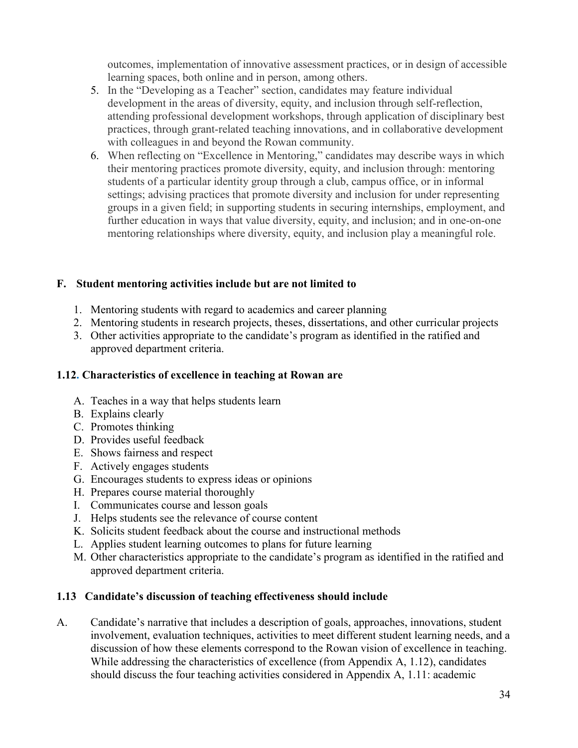outcomes, implementation of innovative assessment practices, or in design of accessible learning spaces, both online and in person, among others.

5. In the "Developing as a Teacher" section, candidates may feature individual development in the areas of diversity, equity, and inclusion through self-reflection, attending professional development workshops, through application of disciplinary best practices, through grant-related teaching innovations, and in collaborative development with colleagues in and beyond the Rowan community.
6. When reflecting on "Excellence in Mentoring," candidates may describe ways in which their mentoring practices promote diversity, equity, and inclusion through: mentoring students of a particular identity group through a club, campus office, or in informal settings; advising practices that promote diversity and inclusion for under representing groups in a given field; in supporting students in securing internships, employment, and further education in ways that value diversity, equity, and inclusion; and in one-on-one mentoring relationships where diversity, equity, and inclusion play a meaningful role.

### F. Student mentoring activities include but are not limited to

1. Mentoring students with regard to academics and career planning
2. Mentoring students in research projects, theses, dissertations, and other curricular projects
3. Other activities appropriate to the candidate's program as identified in the ratified and approved department criteria.

### 1.12. Characteristics of excellence in teaching at Rowan are

A. Teaches in a way that helps students learn
B. Explains clearly
C. Promotes thinking
D. Provides useful feedback
E. Shows fairness and respect
F. Actively engages students
G. Encourages students to express ideas or opinions
H. Prepares course material thoroughly
I. Communicates course and lesson goals
J. Helps students see the relevance of course content
K. Solicits student feedback about the course and instructional methods
L. Applies student learning outcomes to plans for future learning
M. Other characteristics appropriate to the candidate's program as identified in the ratified and approved department criteria.

### 1.13 Candidate's discussion of teaching effectiveness should include

A. Candidate's narrative that includes a description of goals, approaches, innovations, student involvement, evaluation techniques, activities to meet different student learning needs, and a discussion of how these elements correspond to the Rowan vision of excellence in teaching. While addressing the characteristics of excellence (from Appendix A, 1.12), candidates should discuss the four teaching activities considered in Appendix A, 1.11: academic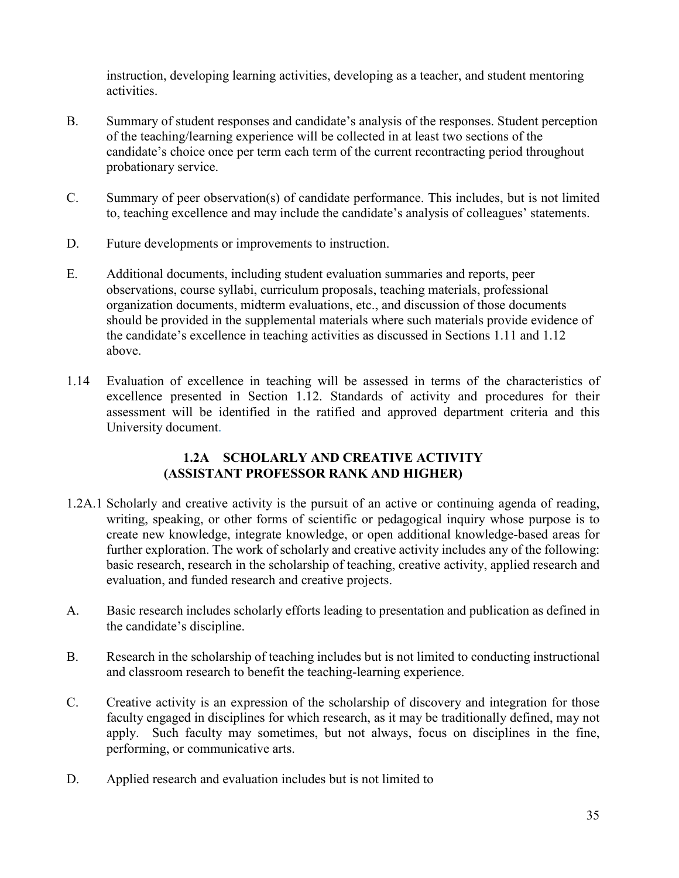instruction, developing learning activities, developing as a teacher, and student mentoring activities.

B. Summary of student responses and candidate's analysis of the responses. Student perception of the teaching/learning experience will be collected in at least two sections of the candidate's choice once per term each term of the current recontracting period throughout probationary service.

C. Summary of peer observation(s) of candidate performance. This includes, but is not limited to, teaching excellence and may include the candidate's analysis of colleagues' statements.

D. Future developments or improvements to instruction.

E. Additional documents, including student evaluation summaries and reports, peer observations, course syllabi, curriculum proposals, teaching materials, professional organization documents, midterm evaluations, etc., and discussion of those documents should be provided in the supplemental materials where such materials provide evidence of the candidate's excellence in teaching activities as discussed in Sections 1.11 and 1.12 above.

1.14 Evaluation of excellence in teaching will be assessed in terms of the characteristics of excellence presented in Section 1.12. Standards of activity and procedures for their assessment will be identified in the ratified and approved department criteria and this University document.

## 1.2A SCHOLARLY AND CREATIVE ACTIVITY (ASSISTANT PROFESSOR RANK AND HIGHER)

1.2A.1 Scholarly and creative activity is the pursuit of an active or continuing agenda of reading, writing, speaking, or other forms of scientific or pedagogical inquiry whose purpose is to create new knowledge, integrate knowledge, or open additional knowledge-based areas for further exploration. The work of scholarly and creative activity includes any of the following: basic research, research in the scholarship of teaching, creative activity, applied research and evaluation, and funded research and creative projects.

A. Basic research includes scholarly efforts leading to presentation and publication as defined in the candidate's discipline.

B. Research in the scholarship of teaching includes but is not limited to conducting instructional and classroom research to benefit the teaching-learning experience.

C. Creative activity is an expression of the scholarship of discovery and integration for those faculty engaged in disciplines for which research, as it may be traditionally defined, may not apply. Such faculty may sometimes, but not always, focus on disciplines in the fine, performing, or communicative arts.

D. Applied research and evaluation includes but is not limited to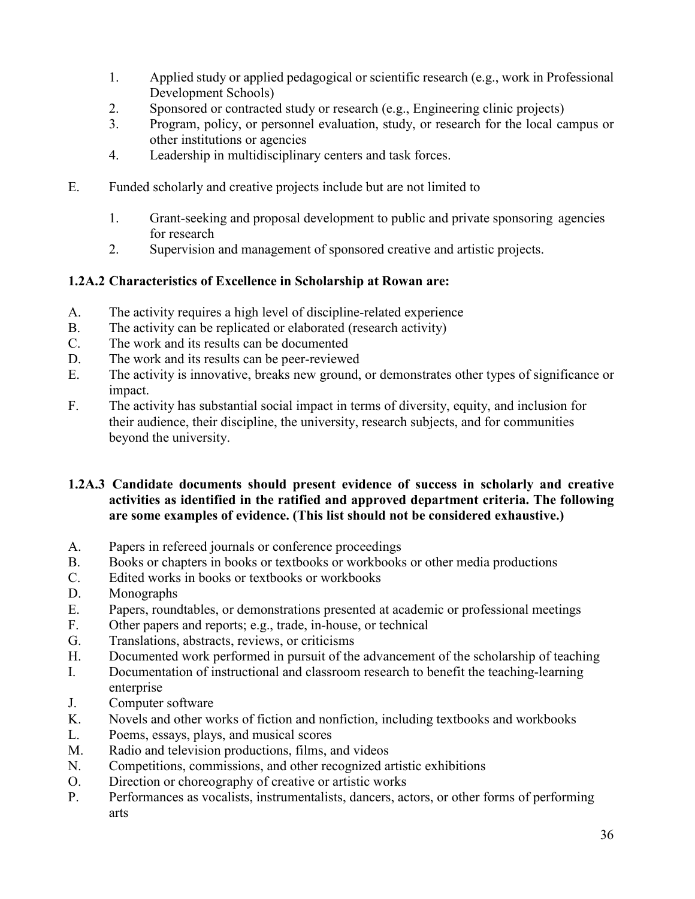1. Applied study or applied pedagogical or scientific research (e.g., work in Professional Development Schools)
2. Sponsored or contracted study or research (e.g., Engineering clinic projects)
3. Program, policy, or personnel evaluation, study, or research for the local campus or other institutions or agencies
4. Leadership in multidisciplinary centers and task forces.

E. Funded scholarly and creative projects include but are not limited to

1. Grant-seeking and proposal development to public and private sponsoring agencies for research
2. Supervision and management of sponsored creative and artistic projects.

**1.2A.2 Characteristics of Excellence in Scholarship at Rowan are:**

A. The activity requires a high level of discipline-related experience
B. The activity can be replicated or elaborated (research activity)
C. The work and its results can be documented
D. The work and its results can be peer-reviewed
E. The activity is innovative, breaks new ground, or demonstrates other types of significance or impact.
F. The activity has substantial social impact in terms of diversity, equity, and inclusion for their audience, their discipline, the university, research subjects, and for communities beyond the university.

**1.2A.3 Candidate documents should present evidence of success in scholarly and creative activities as identified in the ratified and approved department criteria. The following are some examples of evidence. (This list should not be considered exhaustive.)**

A. Papers in refereed journals or conference proceedings
B. Books or chapters in books or textbooks or workbooks or other media productions
C. Edited works in books or textbooks or workbooks
D. Monographs
E. Papers, roundtables, or demonstrations presented at academic or professional meetings
F. Other papers and reports; e.g., trade, in-house, or technical
G. Translations, abstracts, reviews, or criticisms
H. Documented work performed in pursuit of the advancement of the scholarship of teaching
I. Documentation of instructional and classroom research to benefit the teaching-learning enterprise
J. Computer software
K. Novels and other works of fiction and nonfiction, including textbooks and workbooks
L. Poems, essays, plays, and musical scores
M. Radio and television productions, films, and videos
N. Competitions, commissions, and other recognized artistic exhibitions
O. Direction or choreography of creative or artistic works
P. Performances as vocalists, instrumentalists, dancers, actors, or other forms of performing arts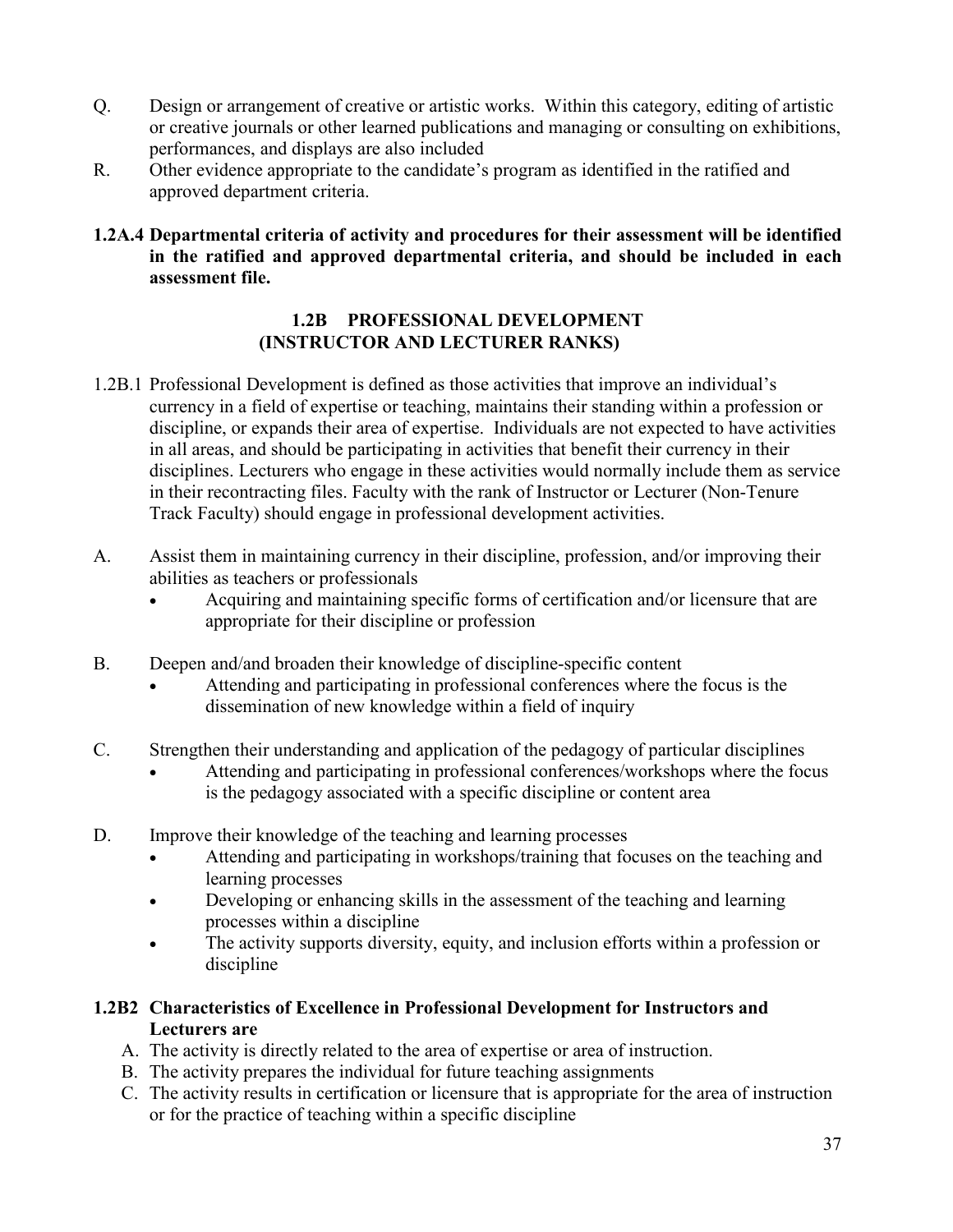Q. Design or arrangement of creative or artistic works. Within this category, editing of artistic or creative journals or other learned publications and managing or consulting on exhibitions, performances, and displays are also included

R. Other evidence appropriate to the candidate's program as identified in the ratified and approved department criteria.

**1.2A.4 Departmental criteria of activity and procedures for their assessment will be identified in the ratified and approved departmental criteria, and should be included in each assessment file.**

## 1.2B PROFESSIONAL DEVELOPMENT (INSTRUCTOR AND LECTURER RANKS)

1.2B.1 Professional Development is defined as those activities that improve an individual's currency in a field of expertise or teaching, maintains their standing within a profession or discipline, or expands their area of expertise. Individuals are not expected to have activities in all areas, and should be participating in activities that benefit their currency in their disciplines. Lecturers who engage in these activities would normally include them as service in their recontracting files. Faculty with the rank of Instructor or Lecturer (Non-Tenure Track Faculty) should engage in professional development activities.

A. Assist them in maintaining currency in their discipline, profession, and/or improving their abilities as teachers or professionals
- Acquiring and maintaining specific forms of certification and/or licensure that are appropriate for their discipline or profession

B. Deepen and/and broaden their knowledge of discipline-specific content
- Attending and participating in professional conferences where the focus is the dissemination of new knowledge within a field of inquiry

C. Strengthen their understanding and application of the pedagogy of particular disciplines
- Attending and participating in professional conferences/workshops where the focus is the pedagogy associated with a specific discipline or content area

D. Improve their knowledge of the teaching and learning processes
- Attending and participating in workshops/training that focuses on the teaching and learning processes
- Developing or enhancing skills in the assessment of the teaching and learning processes within a discipline
- The activity supports diversity, equity, and inclusion efforts within a profession or discipline

**1.2B2 Characteristics of Excellence in Professional Development for Instructors and Lecturers are**

A. The activity is directly related to the area of expertise or area of instruction.
B. The activity prepares the individual for future teaching assignments
C. The activity results in certification or licensure that is appropriate for the area of instruction or for the practice of teaching within a specific discipline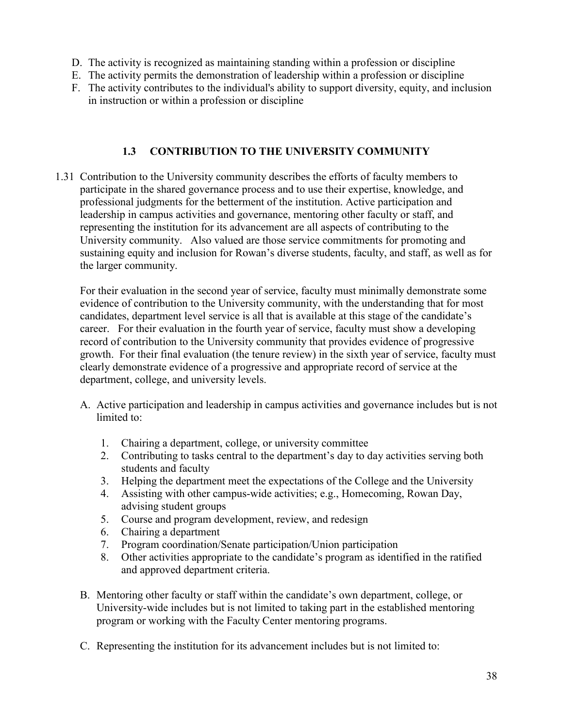D. The activity is recognized as maintaining standing within a profession or discipline
E. The activity permits the demonstration of leadership within a profession or discipline
F. The activity contributes to the individual's ability to support diversity, equity, and inclusion in instruction or within a profession or discipline

### 1.3 CONTRIBUTION TO THE UNIVERSITY COMMUNITY

1.31 Contribution to the University community describes the efforts of faculty members to participate in the shared governance process and to use their expertise, knowledge, and professional judgments for the betterment of the institution. Active participation and leadership in campus activities and governance, mentoring other faculty or staff, and representing the institution for its advancement are all aspects of contributing to the University community. Also valued are those service commitments for promoting and sustaining equity and inclusion for Rowan's diverse students, faculty, and staff, as well as for the larger community.

For their evaluation in the second year of service, faculty must minimally demonstrate some evidence of contribution to the University community, with the understanding that for most candidates, department level service is all that is available at this stage of the candidate's career. For their evaluation in the fourth year of service, faculty must show a developing record of contribution to the University community that provides evidence of progressive growth. For their final evaluation (the tenure review) in the sixth year of service, faculty must clearly demonstrate evidence of a progressive and appropriate record of service at the department, college, and university levels.

A. Active participation and leadership in campus activities and governance includes but is not limited to:

   1. Chairing a department, college, or university committee
   2. Contributing to tasks central to the department's day to day activities serving both students and faculty
   3. Helping the department meet the expectations of the College and the University
   4. Assisting with other campus-wide activities; e.g., Homecoming, Rowan Day, advising student groups
   5. Course and program development, review, and redesign
   6. Chairing a department
   7. Program coordination/Senate participation/Union participation
   8. Other activities appropriate to the candidate's program as identified in the ratified and approved department criteria.

B. Mentoring other faculty or staff within the candidate's own department, college, or University-wide includes but is not limited to taking part in the established mentoring program or working with the Faculty Center mentoring programs.

C. Representing the institution for its advancement includes but is not limited to: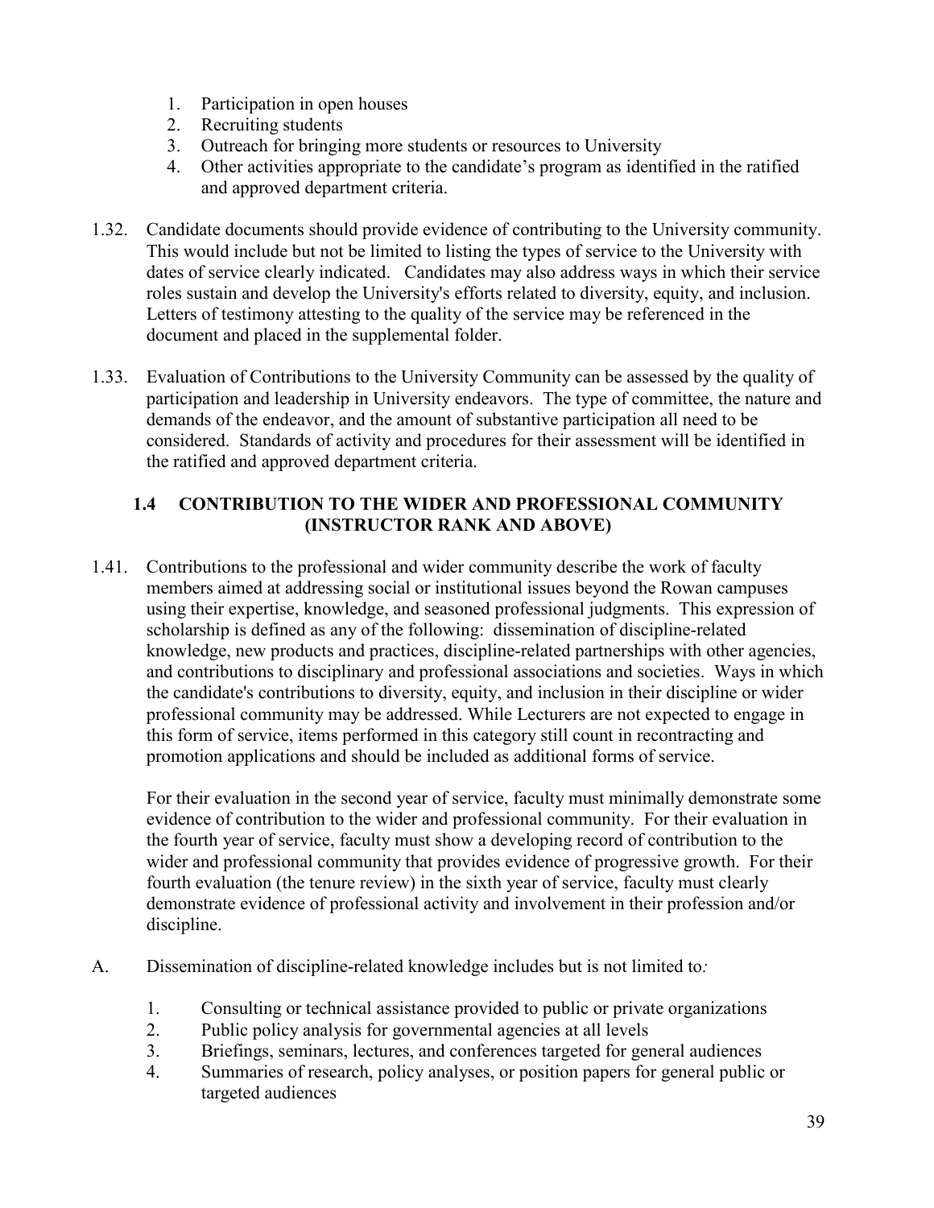1. Participation in open houses
2. Recruiting students
3. Outreach for bringing more students or resources to University
4. Other activities appropriate to the candidate's program as identified in the ratified and approved department criteria.

1.32. Candidate documents should provide evidence of contributing to the University community. This would include but not be limited to listing the types of service to the University with dates of service clearly indicated. Candidates may also address ways in which their service roles sustain and develop the University's efforts related to diversity, equity, and inclusion. Letters of testimony attesting to the quality of the service may be referenced in the document and placed in the supplemental folder.

1.33. Evaluation of Contributions to the University Community can be assessed by the quality of participation and leadership in University endeavors. The type of committee, the nature and demands of the endeavor, and the amount of substantive participation all need to be considered. Standards of activity and procedures for their assessment will be identified in the ratified and approved department criteria.

### 1.4 CONTRIBUTION TO THE WIDER AND PROFESSIONAL COMMUNITY (INSTRUCTOR RANK AND ABOVE)

1.41. Contributions to the professional and wider community describe the work of faculty members aimed at addressing social or institutional issues beyond the Rowan campuses using their expertise, knowledge, and seasoned professional judgments. This expression of scholarship is defined as any of the following: dissemination of discipline-related knowledge, new products and practices, discipline-related partnerships with other agencies, and contributions to disciplinary and professional associations and societies. Ways in which the candidate's contributions to diversity, equity, and inclusion in their discipline or wider professional community may be addressed. While Lecturers are not expected to engage in this form of service, items performed in this category still count in recontracting and promotion applications and should be included as additional forms of service.

For their evaluation in the second year of service, faculty must minimally demonstrate some evidence of contribution to the wider and professional community. For their evaluation in the fourth year of service, faculty must show a developing record of contribution to the wider and professional community that provides evidence of progressive growth. For their fourth evaluation (the tenure review) in the sixth year of service, faculty must clearly demonstrate evidence of professional activity and involvement in their profession and/or discipline.

A. Dissemination of discipline-related knowledge includes but is not limited to*:*

1. Consulting or technical assistance provided to public or private organizations
2. Public policy analysis for governmental agencies at all levels
3. Briefings, seminars, lectures, and conferences targeted for general audiences
4. Summaries of research, policy analyses, or position papers for general public or targeted audiences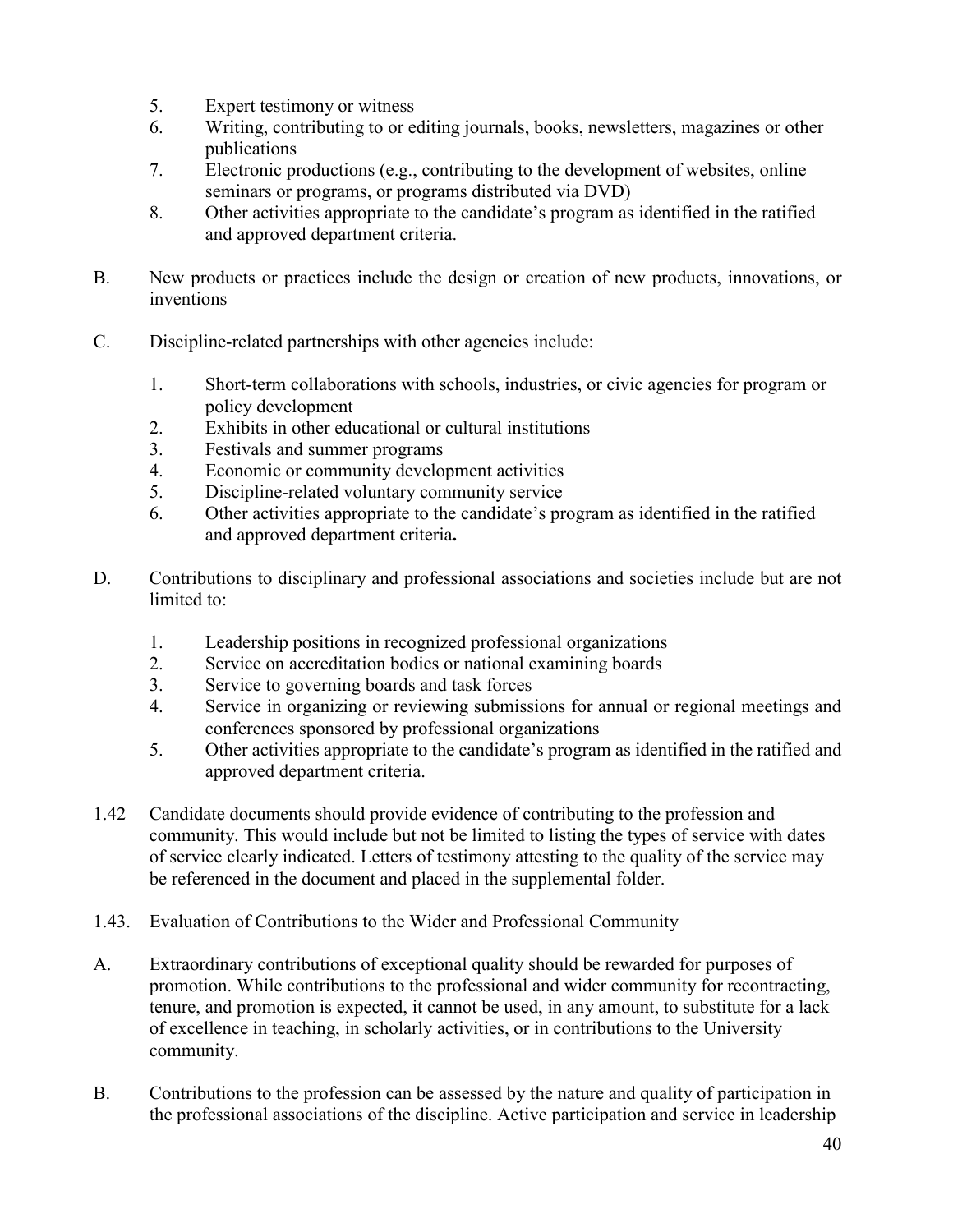5. Expert testimony or witness
6. Writing, contributing to or editing journals, books, newsletters, magazines or other publications
7. Electronic productions (e.g., contributing to the development of websites, online seminars or programs, or programs distributed via DVD)
8. Other activities appropriate to the candidate's program as identified in the ratified and approved department criteria.

B. New products or practices include the design or creation of new products, innovations, or inventions

C. Discipline-related partnerships with other agencies include:

1. Short-term collaborations with schools, industries, or civic agencies for program or policy development
2. Exhibits in other educational or cultural institutions
3. Festivals and summer programs
4. Economic or community development activities
5. Discipline-related voluntary community service
6. Other activities appropriate to the candidate's program as identified in the ratified and approved department criteria**.**

D. Contributions to disciplinary and professional associations and societies include but are not limited to:

1. Leadership positions in recognized professional organizations
2. Service on accreditation bodies or national examining boards
3. Service to governing boards and task forces
4. Service in organizing or reviewing submissions for annual or regional meetings and conferences sponsored by professional organizations
5. Other activities appropriate to the candidate's program as identified in the ratified and approved department criteria.

1.42 Candidate documents should provide evidence of contributing to the profession and community. This would include but not be limited to listing the types of service with dates of service clearly indicated. Letters of testimony attesting to the quality of the service may be referenced in the document and placed in the supplemental folder.

1.43. Evaluation of Contributions to the Wider and Professional Community

A. Extraordinary contributions of exceptional quality should be rewarded for purposes of promotion. While contributions to the professional and wider community for recontracting, tenure, and promotion is expected, it cannot be used, in any amount, to substitute for a lack of excellence in teaching, in scholarly activities, or in contributions to the University community.

B. Contributions to the profession can be assessed by the nature and quality of participation in the professional associations of the discipline. Active participation and service in leadership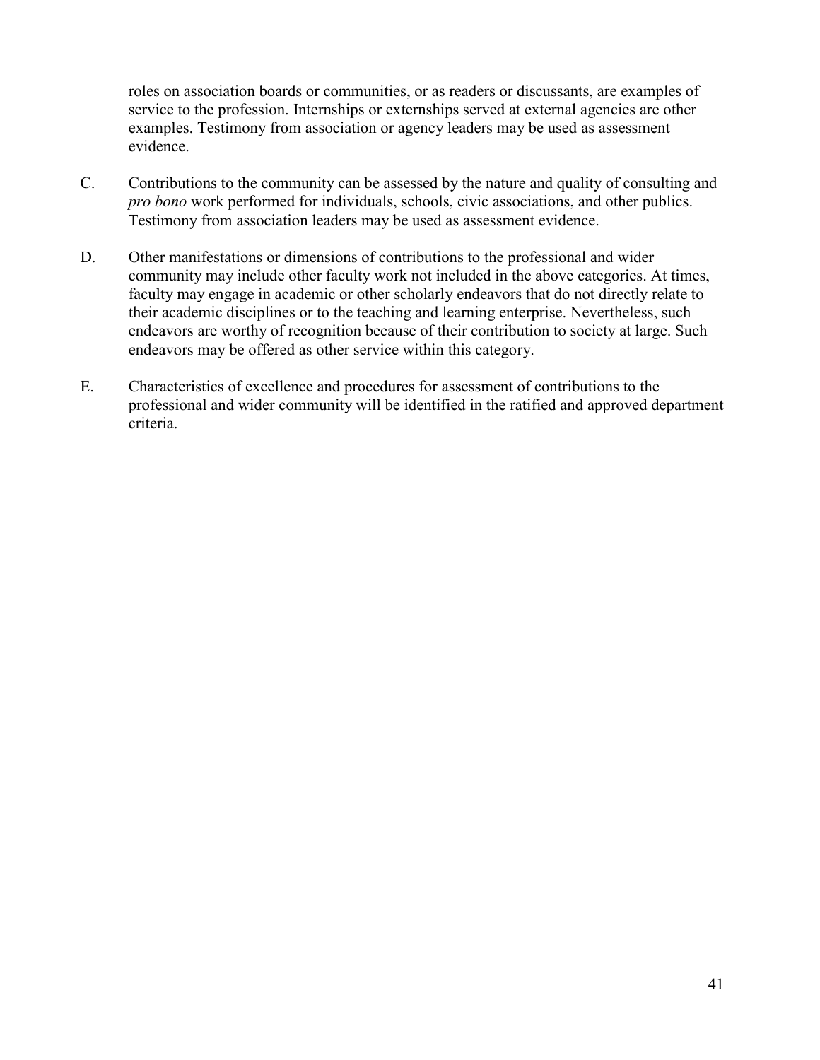roles on association boards or communities, or as readers or discussants, are examples of service to the profession. Internships or externships served at external agencies are other examples. Testimony from association or agency leaders may be used as assessment evidence.

C. Contributions to the community can be assessed by the nature and quality of consulting and *pro bono* work performed for individuals, schools, civic associations, and other publics. Testimony from association leaders may be used as assessment evidence.

D. Other manifestations or dimensions of contributions to the professional and wider community may include other faculty work not included in the above categories. At times, faculty may engage in academic or other scholarly endeavors that do not directly relate to their academic disciplines or to the teaching and learning enterprise. Nevertheless, such endeavors are worthy of recognition because of their contribution to society at large. Such endeavors may be offered as other service within this category.

E. Characteristics of excellence and procedures for assessment of contributions to the professional and wider community will be identified in the ratified and approved department criteria.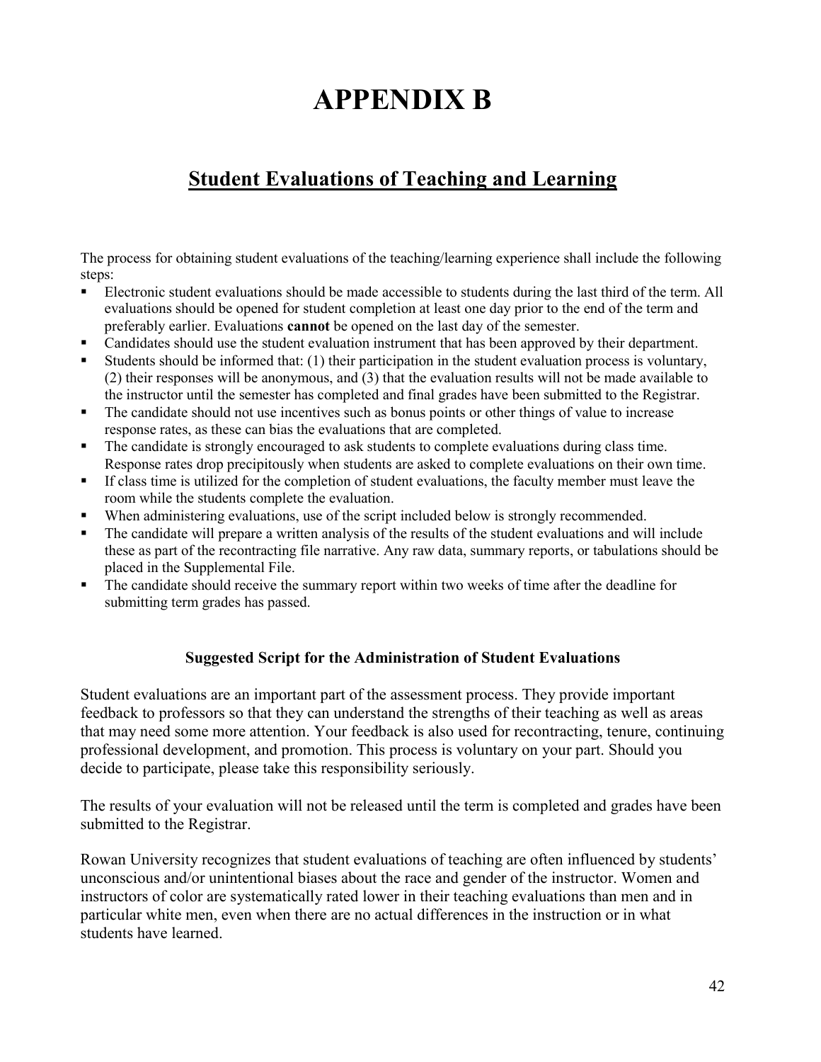# APPENDIX B

## Student Evaluations of Teaching and Learning

The process for obtaining student evaluations of the teaching/learning experience shall include the following steps:

- Electronic student evaluations should be made accessible to students during the last third of the term. All evaluations should be opened for student completion at least one day prior to the end of the term and preferably earlier. Evaluations **cannot** be opened on the last day of the semester.
- Candidates should use the student evaluation instrument that has been approved by their department.
- Students should be informed that: (1) their participation in the student evaluation process is voluntary, (2) their responses will be anonymous, and (3) that the evaluation results will not be made available to the instructor until the semester has completed and final grades have been submitted to the Registrar.
- The candidate should not use incentives such as bonus points or other things of value to increase response rates, as these can bias the evaluations that are completed.
- The candidate is strongly encouraged to ask students to complete evaluations during class time. Response rates drop precipitously when students are asked to complete evaluations on their own time.
- If class time is utilized for the completion of student evaluations, the faculty member must leave the room while the students complete the evaluation.
- When administering evaluations, use of the script included below is strongly recommended.
- The candidate will prepare a written analysis of the results of the student evaluations and will include these as part of the recontracting file narrative. Any raw data, summary reports, or tabulations should be placed in the Supplemental File.
- The candidate should receive the summary report within two weeks of time after the deadline for submitting term grades has passed.

### Suggested Script for the Administration of Student Evaluations

Student evaluations are an important part of the assessment process. They provide important feedback to professors so that they can understand the strengths of their teaching as well as areas that may need some more attention. Your feedback is also used for recontracting, tenure, continuing professional development, and promotion. This process is voluntary on your part. Should you decide to participate, please take this responsibility seriously.

The results of your evaluation will not be released until the term is completed and grades have been submitted to the Registrar.

Rowan University recognizes that student evaluations of teaching are often influenced by students' unconscious and/or unintentional biases about the race and gender of the instructor. Women and instructors of color are systematically rated lower in their teaching evaluations than men and in particular white men, even when there are no actual differences in the instruction or in what students have learned.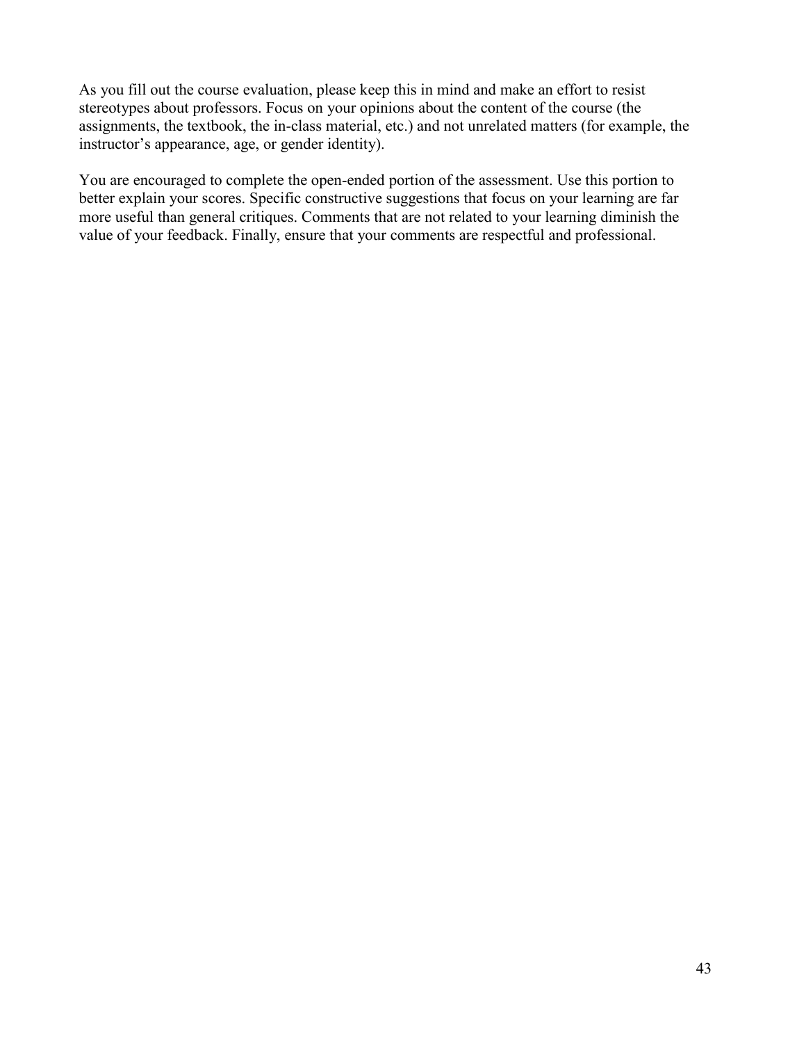As you fill out the course evaluation, please keep this in mind and make an effort to resist stereotypes about professors. Focus on your opinions about the content of the course (the assignments, the textbook, the in-class material, etc.) and not unrelated matters (for example, the instructor's appearance, age, or gender identity).

You are encouraged to complete the open-ended portion of the assessment. Use this portion to better explain your scores. Specific constructive suggestions that focus on your learning are far more useful than general critiques. Comments that are not related to your learning diminish the value of your feedback. Finally, ensure that your comments are respectful and professional.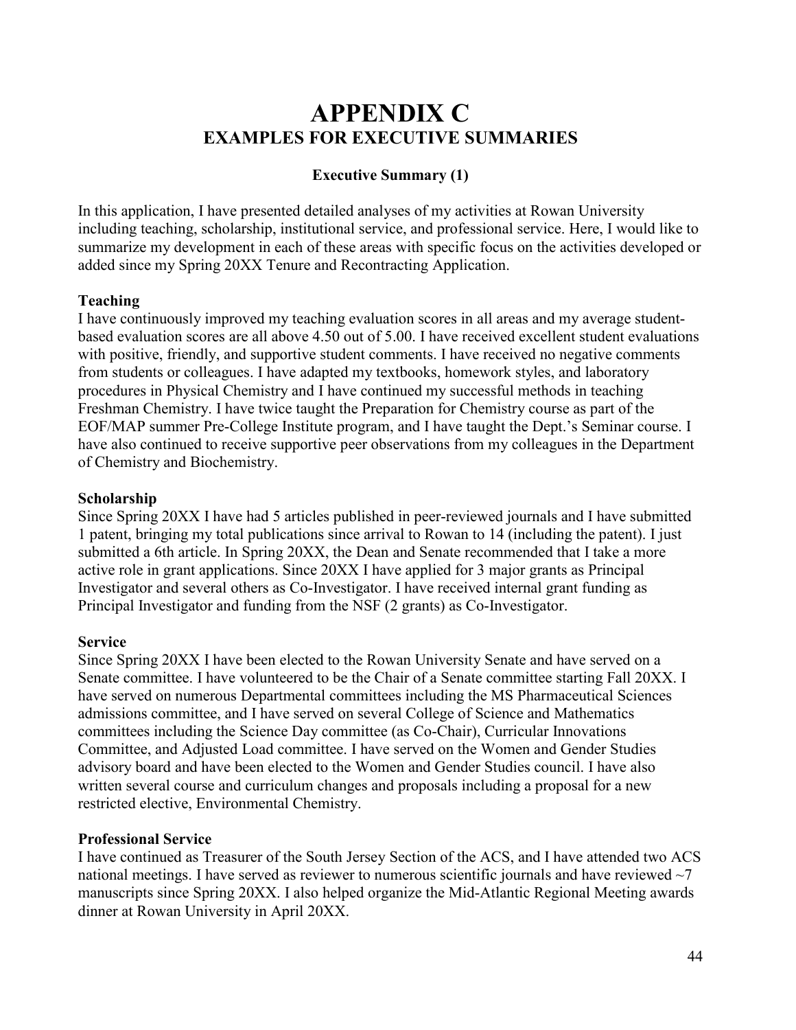# APPENDIX C
## EXAMPLES FOR EXECUTIVE SUMMARIES

### Executive Summary (1)

In this application, I have presented detailed analyses of my activities at Rowan University including teaching, scholarship, institutional service, and professional service. Here, I would like to summarize my development in each of these areas with specific focus on the activities developed or added since my Spring 20XX Tenure and Recontracting Application.

**Teaching**
I have continuously improved my teaching evaluation scores in all areas and my average student-based evaluation scores are all above 4.50 out of 5.00. I have received excellent student evaluations with positive, friendly, and supportive student comments. I have received no negative comments from students or colleagues. I have adapted my textbooks, homework styles, and laboratory procedures in Physical Chemistry and I have continued my successful methods in teaching Freshman Chemistry. I have twice taught the Preparation for Chemistry course as part of the EOF/MAP summer Pre-College Institute program, and I have taught the Dept.'s Seminar course. I have also continued to receive supportive peer observations from my colleagues in the Department of Chemistry and Biochemistry.

**Scholarship**
Since Spring 20XX I have had 5 articles published in peer-reviewed journals and I have submitted 1 patent, bringing my total publications since arrival to Rowan to 14 (including the patent). I just submitted a 6th article. In Spring 20XX, the Dean and Senate recommended that I take a more active role in grant applications. Since 20XX I have applied for 3 major grants as Principal Investigator and several others as Co-Investigator. I have received internal grant funding as Principal Investigator and funding from the NSF (2 grants) as Co-Investigator.

**Service**
Since Spring 20XX I have been elected to the Rowan University Senate and have served on a Senate committee. I have volunteered to be the Chair of a Senate committee starting Fall 20XX. I have served on numerous Departmental committees including the MS Pharmaceutical Sciences admissions committee, and I have served on several College of Science and Mathematics committees including the Science Day committee (as Co-Chair), Curricular Innovations Committee, and Adjusted Load committee. I have served on the Women and Gender Studies advisory board and have been elected to the Women and Gender Studies council. I have also written several course and curriculum changes and proposals including a proposal for a new restricted elective, Environmental Chemistry.

**Professional Service**
I have continued as Treasurer of the South Jersey Section of the ACS, and I have attended two ACS national meetings. I have served as reviewer to numerous scientific journals and have reviewed ~7 manuscripts since Spring 20XX. I also helped organize the Mid-Atlantic Regional Meeting awards dinner at Rowan University in April 20XX.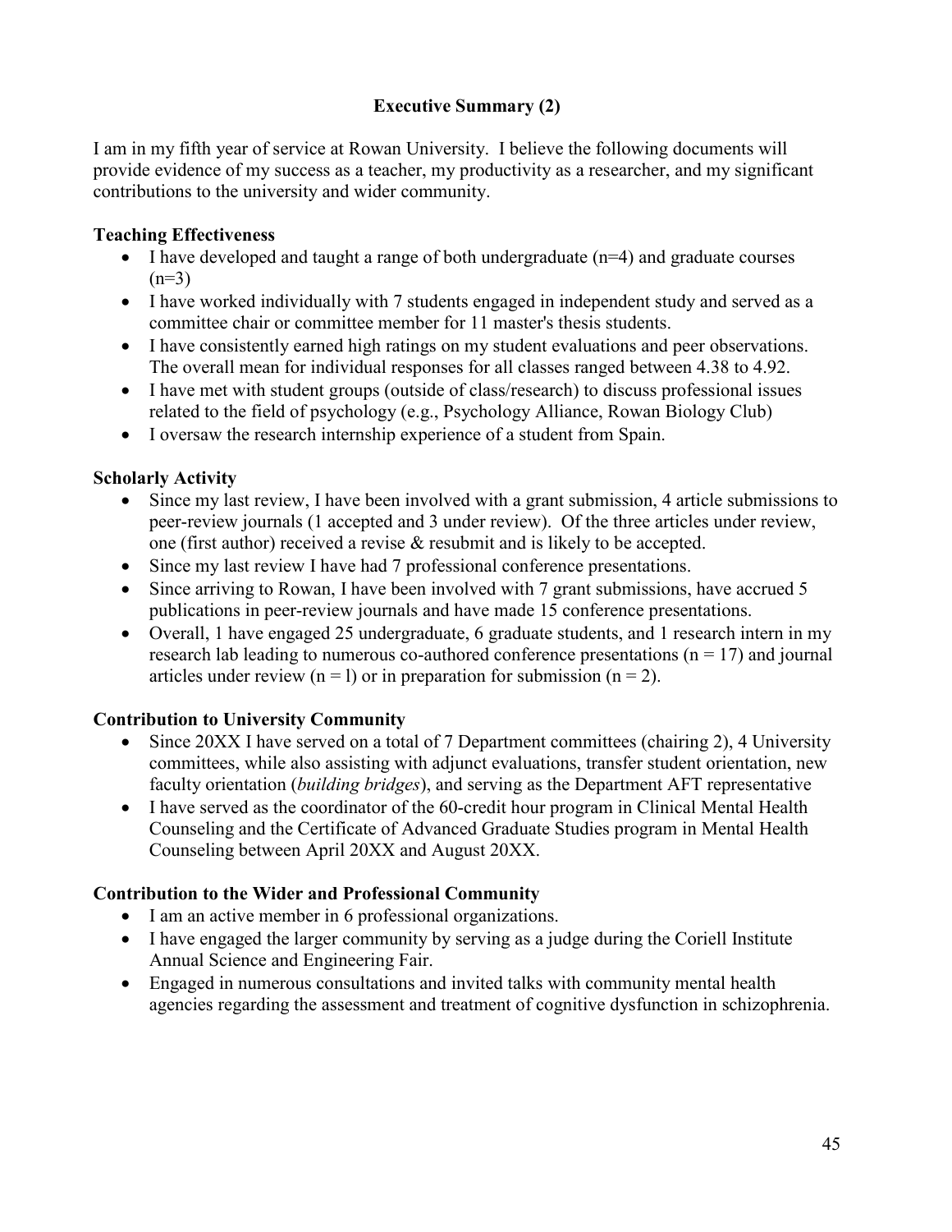## Executive Summary (2)

I am in my fifth year of service at Rowan University. I believe the following documents will provide evidence of my success as a teacher, my productivity as a researcher, and my significant contributions to the university and wider community.

### Teaching Effectiveness

- I have developed and taught a range of both undergraduate (n=4) and graduate courses (n=3)
- I have worked individually with 7 students engaged in independent study and served as a committee chair or committee member for 11 master's thesis students.
- I have consistently earned high ratings on my student evaluations and peer observations. The overall mean for individual responses for all classes ranged between 4.38 to 4.92.
- I have met with student groups (outside of class/research) to discuss professional issues related to the field of psychology (e.g., Psychology Alliance, Rowan Biology Club)
- I oversaw the research internship experience of a student from Spain.

### Scholarly Activity

- Since my last review, I have been involved with a grant submission, 4 article submissions to peer-review journals (1 accepted and 3 under review). Of the three articles under review, one (first author) received a revise & resubmit and is likely to be accepted.
- Since my last review I have had 7 professional conference presentations.
- Since arriving to Rowan, I have been involved with 7 grant submissions, have accrued 5 publications in peer-review journals and have made 15 conference presentations.
- Overall, 1 have engaged 25 undergraduate, 6 graduate students, and 1 research intern in my research lab leading to numerous co-authored conference presentations (n = 17) and journal articles under review (n = l) or in preparation for submission (n = 2).

### Contribution to University Community

- Since 20XX I have served on a total of 7 Department committees (chairing 2), 4 University committees, while also assisting with adjunct evaluations, transfer student orientation, new faculty orientation (*building bridges*), and serving as the Department AFT representative
- I have served as the coordinator of the 60-credit hour program in Clinical Mental Health Counseling and the Certificate of Advanced Graduate Studies program in Mental Health Counseling between April 20XX and August 20XX.

### Contribution to the Wider and Professional Community

- I am an active member in 6 professional organizations.
- I have engaged the larger community by serving as a judge during the Coriell Institute Annual Science and Engineering Fair.
- Engaged in numerous consultations and invited talks with community mental health agencies regarding the assessment and treatment of cognitive dysfunction in schizophrenia.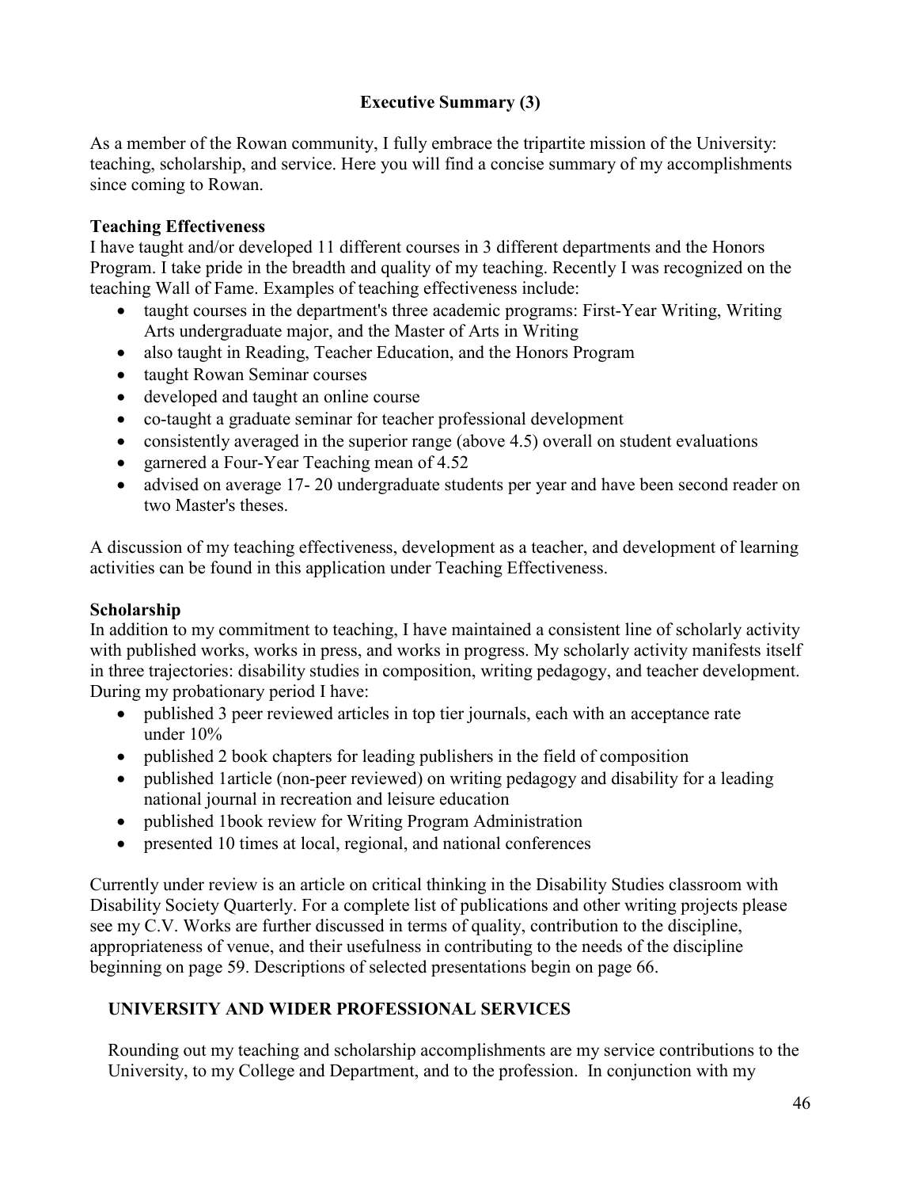## Executive Summary (3)

As a member of the Rowan community, I fully embrace the tripartite mission of the University: teaching, scholarship, and service. Here you will find a concise summary of my accomplishments since coming to Rowan.

### Teaching Effectiveness

I have taught and/or developed 11 different courses in 3 different departments and the Honors Program. I take pride in the breadth and quality of my teaching. Recently I was recognized on the teaching Wall of Fame. Examples of teaching effectiveness include:

- taught courses in the department's three academic programs: First-Year Writing, Writing Arts undergraduate major, and the Master of Arts in Writing
- also taught in Reading, Teacher Education, and the Honors Program
- taught Rowan Seminar courses
- developed and taught an online course
- co-taught a graduate seminar for teacher professional development
- consistently averaged in the superior range (above 4.5) overall on student evaluations
- garnered a Four-Year Teaching mean of 4.52
- advised on average 17- 20 undergraduate students per year and have been second reader on two Master's theses.

A discussion of my teaching effectiveness, development as a teacher, and development of learning activities can be found in this application under Teaching Effectiveness.

### Scholarship

In addition to my commitment to teaching, I have maintained a consistent line of scholarly activity with published works, works in press, and works in progress. My scholarly activity manifests itself in three trajectories: disability studies in composition, writing pedagogy, and teacher development. During my probationary period I have:

- published 3 peer reviewed articles in top tier journals, each with an acceptance rate under 10%
- published 2 book chapters for leading publishers in the field of composition
- published 1article (non-peer reviewed) on writing pedagogy and disability for a leading national journal in recreation and leisure education
- published 1book review for Writing Program Administration
- presented 10 times at local, regional, and national conferences

Currently under review is an article on critical thinking in the Disability Studies classroom with Disability Society Quarterly. For a complete list of publications and other writing projects please see my C.V. Works are further discussed in terms of quality, contribution to the discipline, appropriateness of venue, and their usefulness in contributing to the needs of the discipline beginning on page 59. Descriptions of selected presentations begin on page 66.

### UNIVERSITY AND WIDER PROFESSIONAL SERVICES

Rounding out my teaching and scholarship accomplishments are my service contributions to the University, to my College and Department, and to the profession. In conjunction with my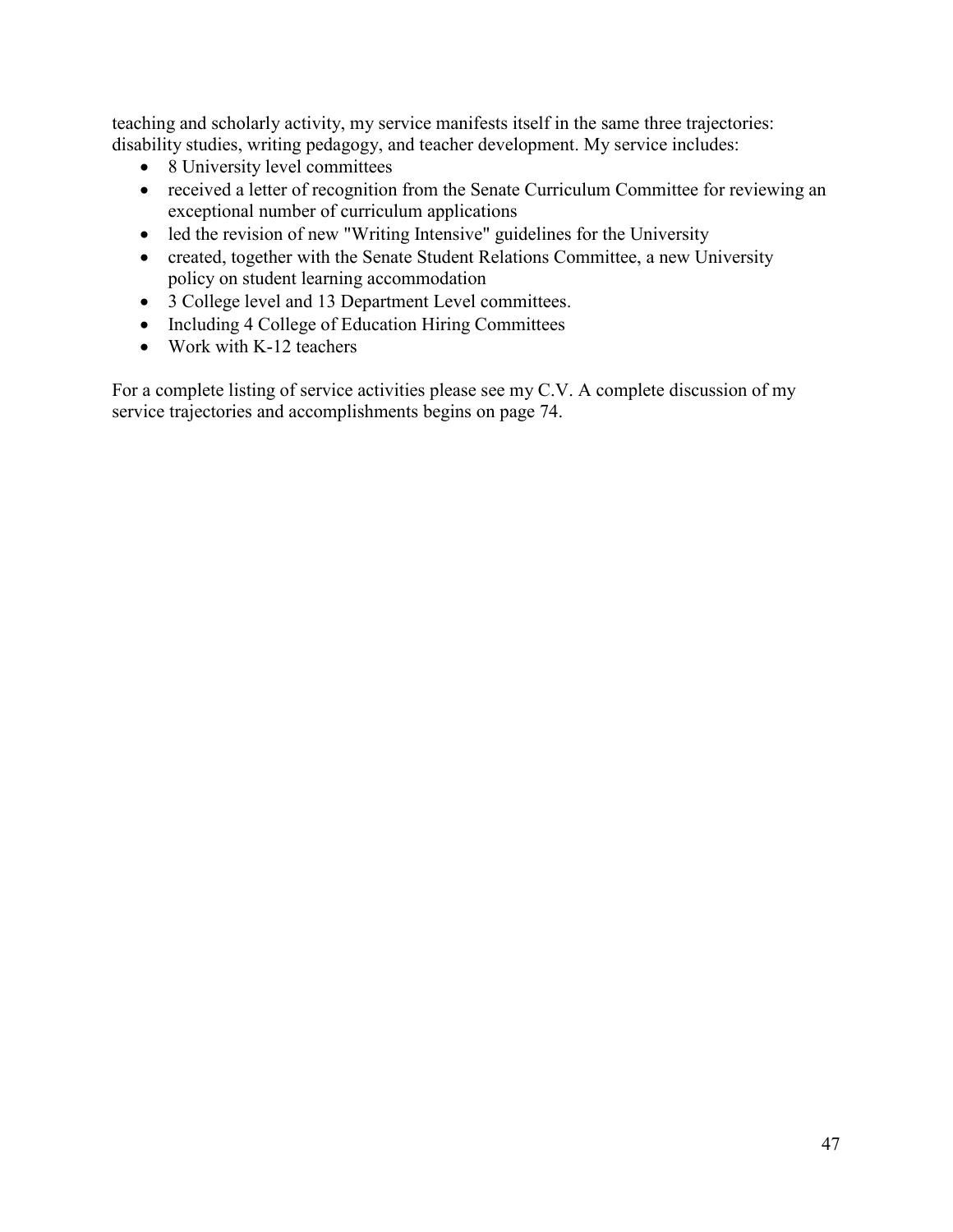teaching and scholarly activity, my service manifests itself in the same three trajectories: disability studies, writing pedagogy, and teacher development. My service includes:

- 8 University level committees
- received a letter of recognition from the Senate Curriculum Committee for reviewing an exceptional number of curriculum applications
- led the revision of new "Writing Intensive" guidelines for the University
- created, together with the Senate Student Relations Committee, a new University policy on student learning accommodation
- 3 College level and 13 Department Level committees.
- Including 4 College of Education Hiring Committees
- Work with K-12 teachers

For a complete listing of service activities please see my C.V. A complete discussion of my service trajectories and accomplishments begins on page 74.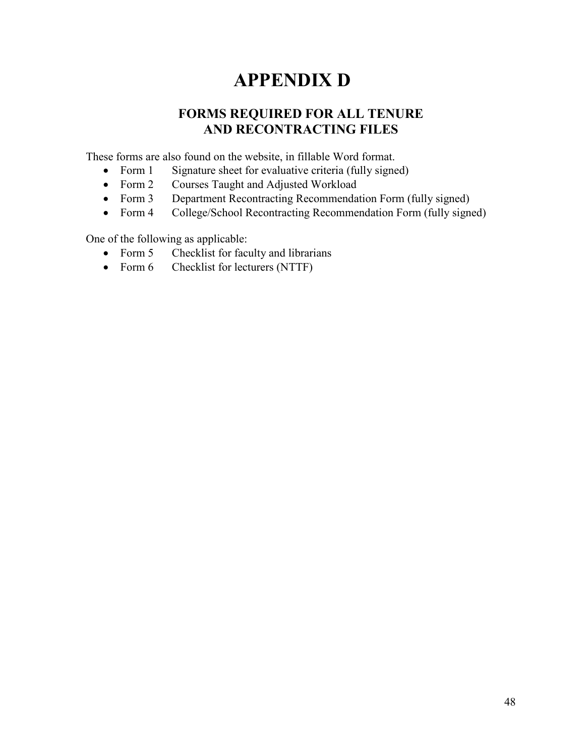# APPENDIX D

## FORMS REQUIRED FOR ALL TENURE AND RECONTRACTING FILES

These forms are also found on the website, in fillable Word format.

- Form 1 Signature sheet for evaluative criteria (fully signed)
- Form 2 Courses Taught and Adjusted Workload
- Form 3 Department Recontracting Recommendation Form (fully signed)
- Form 4 College/School Recontracting Recommendation Form (fully signed)

One of the following as applicable:

- Form 5 Checklist for faculty and librarians
- Form 6 Checklist for lecturers (NTTF)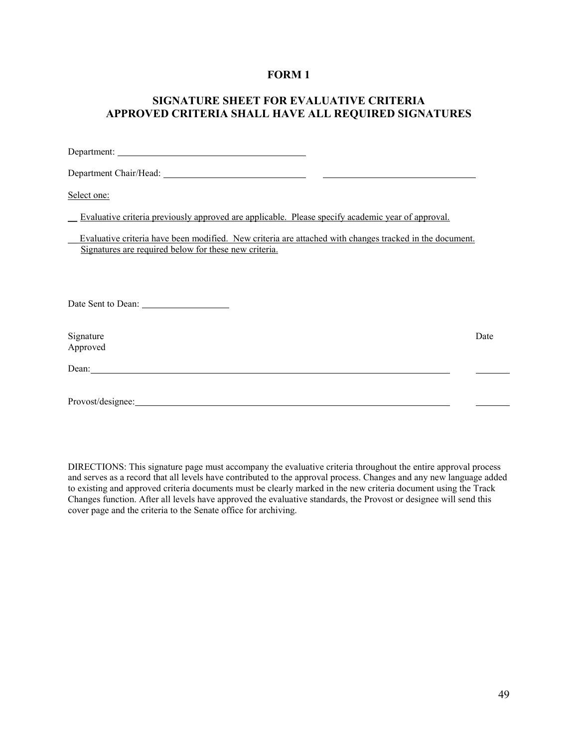# FORM 1

## SIGNATURE SHEET FOR EVALUATIVE CRITERIA APPROVED CRITERIA SHALL HAVE ALL REQUIRED SIGNATURES

Department: ______________________________________

Department Chair/Head: ____________________________ ________________________________

Select one:

__ Evaluative criteria previously approved are applicable. Please specify academic year of approval.

__ Evaluative criteria have been modified. New criteria are attached with changes tracked in the document. Signatures are required below for these new criteria.

Date Sent to Dean: __________________

| Signature Approved | Date |
|---|---|
| Dean: ______________________________________________ | _______ |
| Provost/designee: _____________________________________ | _______ |

DIRECTIONS: This signature page must accompany the evaluative criteria throughout the entire approval process and serves as a record that all levels have contributed to the approval process. Changes and any new language added to existing and approved criteria documents must be clearly marked in the new criteria document using the Track Changes function. After all levels have approved the evaluative standards, the Provost or designee will send this cover page and the criteria to the Senate office for archiving.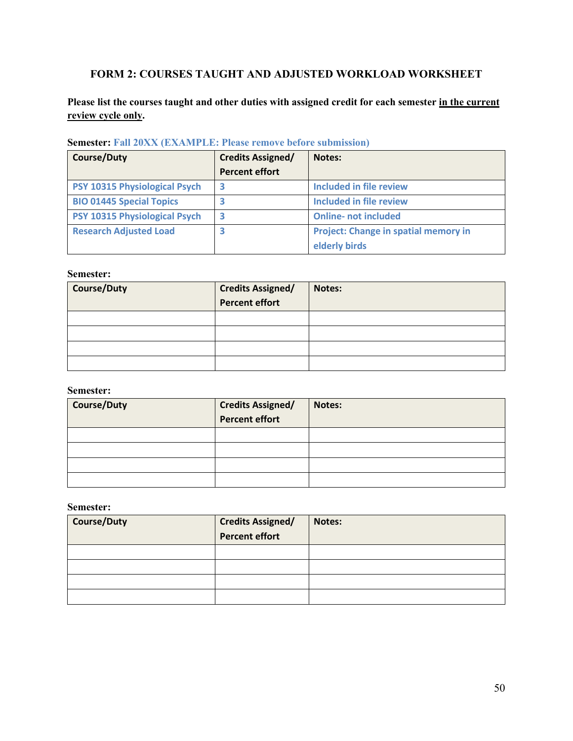### FORM 2: COURSES TAUGHT AND ADJUSTED WORKLOAD WORKSHEET

**Please list the courses taught and other duties with assigned credit for each semester <u>in the current review cycle only</u>.**

**Semester:** Fall 20XX (EXAMPLE: Please remove before submission)

| Course/Duty | Credits Assigned/ Percent effort | Notes: |
|---|---|---|
| PSY 10315 Physiological Psych | 3 | Included in file review |
| BIO 01445 Special Topics | 3 | Included in file review |
| PSY 10315 Physiological Psych | 3 | Online- not included |
| Research Adjusted Load | 3 | Project: Change in spatial memory in elderly birds |

**Semester:**

| Course/Duty | Credits Assigned/ Percent effort | Notes: |
|---|---|---|
| | | |
| | | |
| | | |
| | | |

**Semester:**

| Course/Duty | Credits Assigned/ Percent effort | Notes: |
|---|---|---|
| | | |
| | | |
| | | |
| | | |

**Semester:**

| Course/Duty | Credits Assigned/ Percent effort | Notes: |
|---|---|---|
| | | |
| | | |
| | | |
| | | |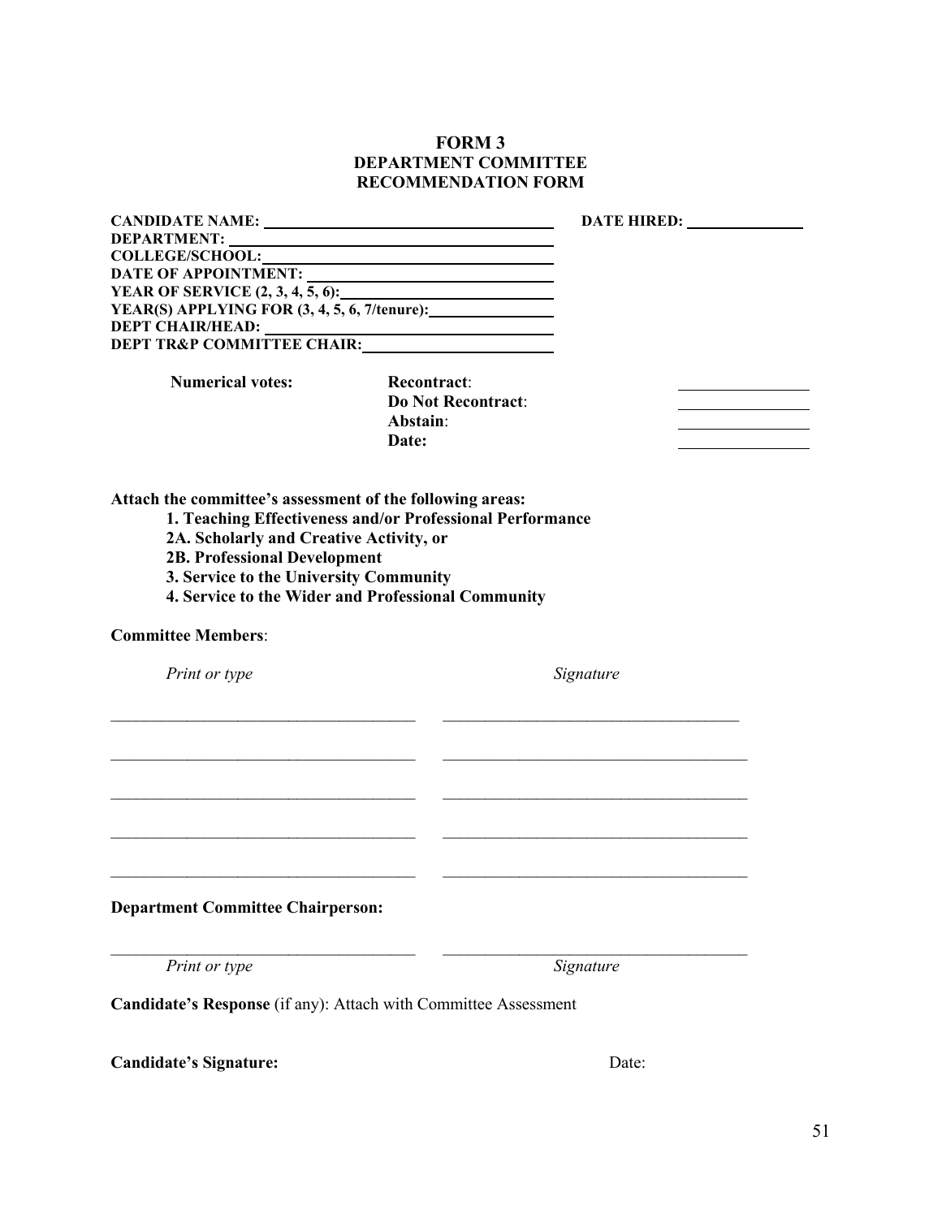# FORM 3
## DEPARTMENT COMMITTEE RECOMMENDATION FORM

**CANDIDATE NAME:** ______________________ **DATE HIRED:** ____________

**DEPARTMENT:** ______________________

**COLLEGE/SCHOOL:** ______________________

**DATE OF APPOINTMENT:** ______________________

**YEAR OF SERVICE (2, 3, 4, 5, 6):** ______________________

**YEAR(S) APPLYING FOR (3, 4, 5, 6, 7/tenure):** ______________________

**DEPT CHAIR/HEAD:** ______________________

**DEPT TR&P COMMITTEE CHAIR:** ______________________

| **Numerical votes:** | **Recontract**: | ____________ |
|---|---|---|
| | **Do Not Recontract**: | ____________ |
| | **Abstain**: | ____________ |
| | **Date:** | ____________ |

**Attach the committee's assessment of the following areas:**

**1. Teaching Effectiveness and/or Professional Performance**
**2A. Scholarly and Creative Activity, or**
**2B. Professional Development**
**3. Service to the University Community**
**4. Service to the Wider and Professional Community**

**Committee Members**:

| *Print or type* | *Signature* |
|---|---|
| ______________________ | ______________________ |
| ______________________ | ______________________ |
| ______________________ | ______________________ |
| ______________________ | ______________________ |
| ______________________ | ______________________ |

**Department Committee Chairperson:**

| ______________________ | ______________________ |
|---|---|
| *Print or type* | *Signature* |

**Candidate's Response** (if any): Attach with Committee Assessment

**Candidate's Signature:** Date: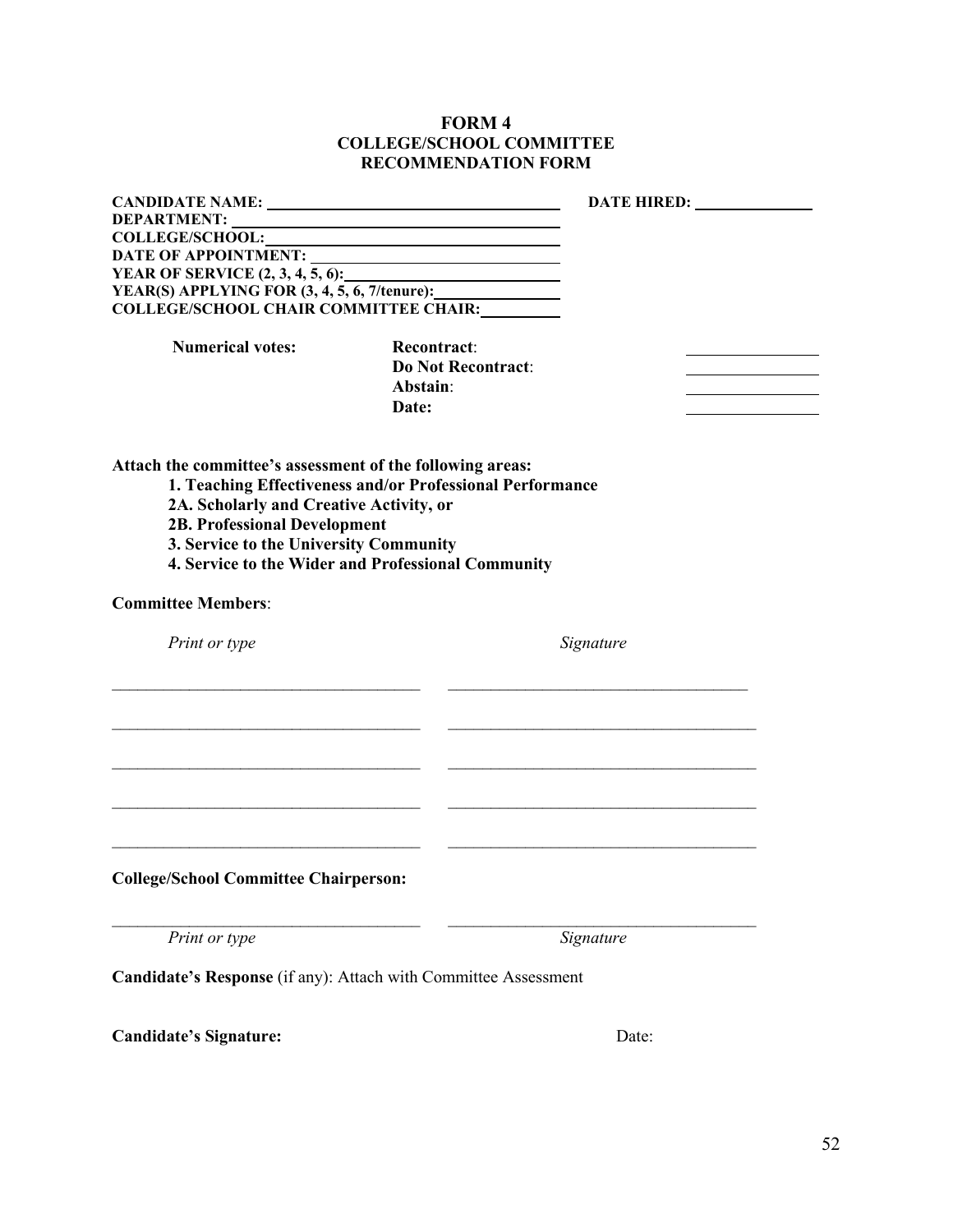**FORM 4**
**COLLEGE/SCHOOL COMMITTEE**
**RECOMMENDATION FORM**

**CANDIDATE NAME:** ______________________________ **DATE HIRED:** ______________
**DEPARTMENT:** ______________________________
**COLLEGE/SCHOOL:** ______________________________
**DATE OF APPOINTMENT:** ______________________________
**YEAR OF SERVICE (2, 3, 4, 5, 6):** ______________________________
**YEAR(S) APPLYING FOR (3, 4, 5, 6, 7/tenure):** ______________
**COLLEGE/SCHOOL CHAIR COMMITTEE CHAIR:** __________

| **Numerical votes:** | **Recontract**: | ______________ |
|---|---|---|
| | **Do Not Recontract**: | ______________ |
| | **Abstain**: | ______________ |
| | **Date:** | ______________ |

**Attach the committee's assessment of the following areas:**

**1. Teaching Effectiveness and/or Professional Performance**
**2A. Scholarly and Creative Activity, or**
**2B. Professional Development**
**3. Service to the University Community**
**4. Service to the Wider and Professional Community**

**Committee Members**:

| *Print or type* | *Signature* |
|---|---|
| ______________________________ | ______________________________ |
| ______________________________ | ______________________________ |
| ______________________________ | ______________________________ |
| ______________________________ | ______________________________ |
| ______________________________ | ______________________________ |

**College/School Committee Chairperson:**

______________________________ ______________________________
*Print or type* *Signature*

**Candidate's Response** (if any): Attach with Committee Assessment

**Candidate's Signature:** Date: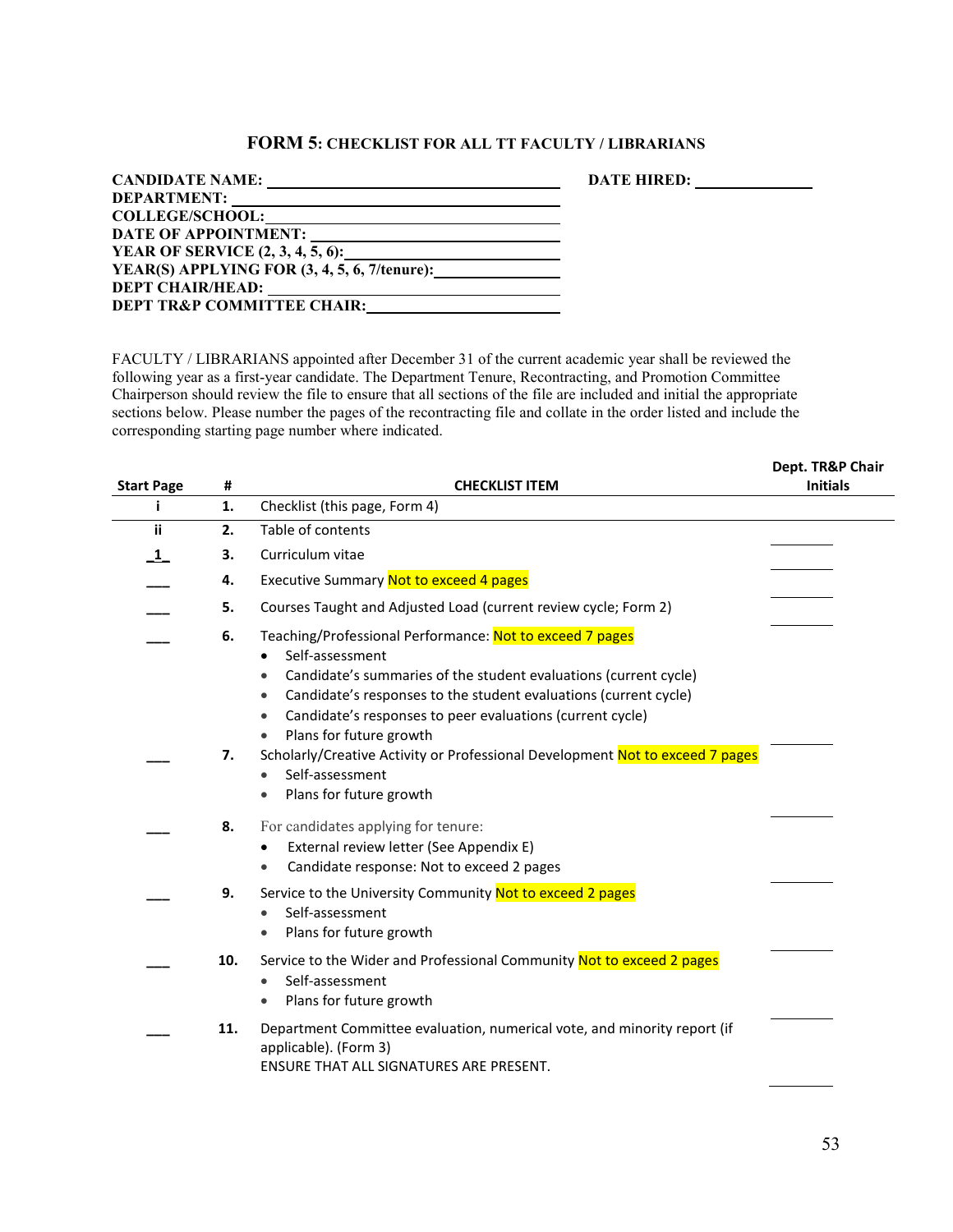### FORM 5: CHECKLIST FOR ALL TT FACULTY / LIBRARIANS

**CANDIDATE NAME:** ______________________ **DATE HIRED:** __________

**DEPARTMENT:** ______________________

**COLLEGE/SCHOOL:** ______________________

**DATE OF APPOINTMENT:** ______________________

**YEAR OF SERVICE (2, 3, 4, 5, 6):** ______________________

**YEAR(S) APPLYING FOR (3, 4, 5, 6, 7/tenure):** ______________________

**DEPT CHAIR/HEAD:** ______________________

**DEPT TR&P COMMITTEE CHAIR:** ______________________

FACULTY / LIBRARIANS appointed after December 31 of the current academic year shall be reviewed the following year as a first-year candidate. The Department Tenure, Recontracting, and Promotion Committee Chairperson should review the file to ensure that all sections of the file are included and initial the appropriate sections below. Please number the pages of the recontracting file and collate in the order listed and include the corresponding starting page number where indicated.

| Start Page | # | CHECKLIST ITEM | Dept. TR&P Chair Initials |
|---|---|---|---|
| i | 1. | Checklist (this page, Form 4) | |
| ii | 2. | Table of contents | ____ |
| 1 | 3. | Curriculum vitae | ____ |
| ___ | 4. | Executive Summary Not to exceed 4 pages | ____ |
| ___ | 5. | Courses Taught and Adjusted Load (current review cycle; Form 2) | ____ |
| ___ | 6. | Teaching/Professional Performance: Not to exceed 7 pages<br>• Self-assessment<br>• Candidate's summaries of the student evaluations (current cycle)<br>• Candidate's responses to the student evaluations (current cycle)<br>• Candidate's responses to peer evaluations (current cycle)<br>• Plans for future growth | ____ |
| ___ | 7. | Scholarly/Creative Activity or Professional Development Not to exceed 7 pages<br>• Self-assessment<br>• Plans for future growth | ____ |
| ___ | 8. | For candidates applying for tenure:<br>• External review letter (See Appendix E)<br>• Candidate response: Not to exceed 2 pages | ____ |
| ___ | 9. | Service to the University Community Not to exceed 2 pages<br>• Self-assessment<br>• Plans for future growth | ____ |
| ___ | 10. | Service to the Wider and Professional Community Not to exceed 2 pages<br>• Self-assessment<br>• Plans for future growth | ____ |
| ___ | 11. | Department Committee evaluation, numerical vote, and minority report (if applicable). (Form 3)<br>ENSURE THAT ALL SIGNATURES ARE PRESENT. | ____ |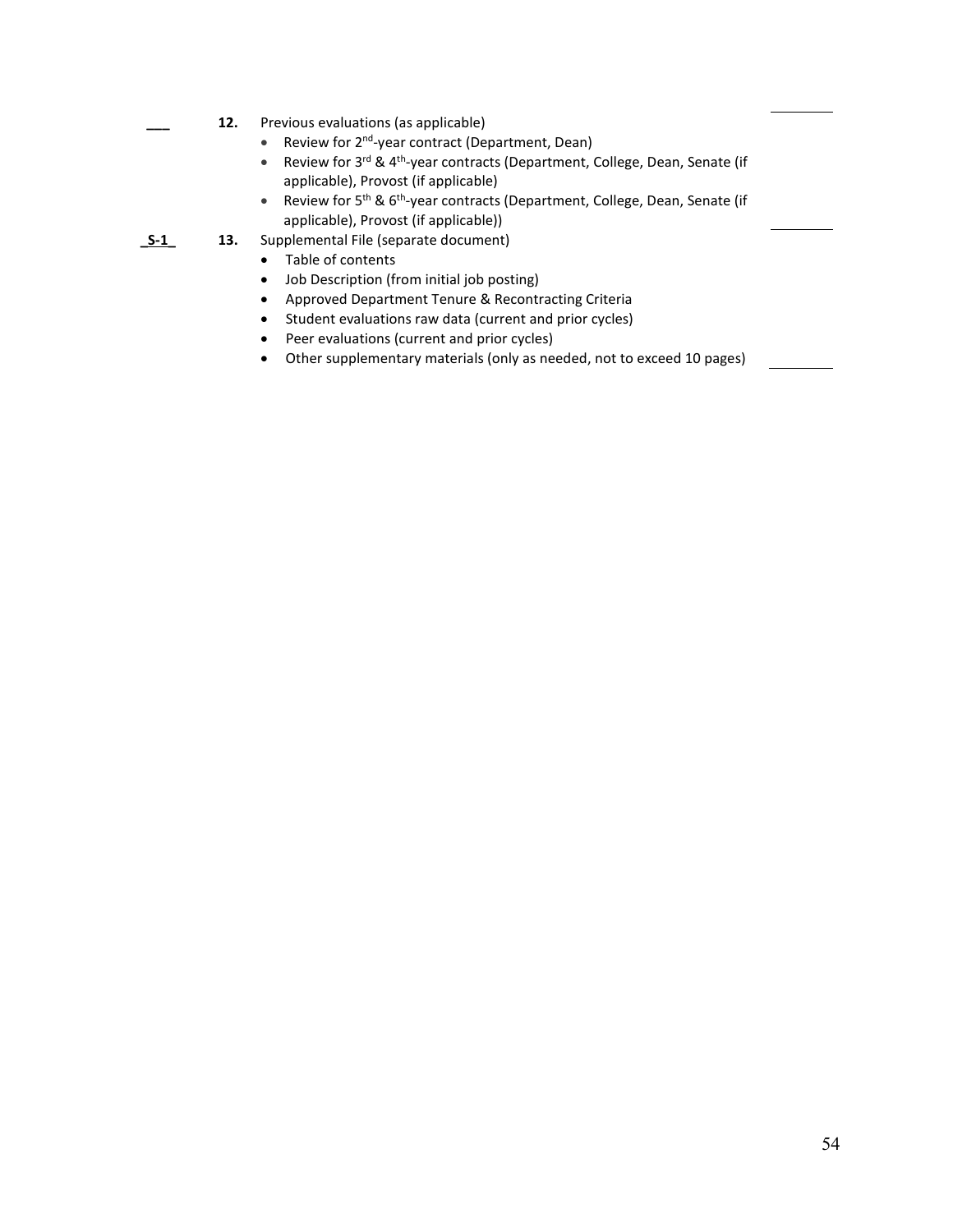___ **12.** Previous evaluations (as applicable)

- Review for 2nd-year contract (Department, Dean)
- Review for 3rd & 4th-year contracts (Department, College, Dean, Senate (if applicable), Provost (if applicable)
- Review for 5th & 6th-year contracts (Department, College, Dean, Senate (if applicable), Provost (if applicable))

_S-1_ **13.** Supplemental File (separate document)

- Table of contents
- Job Description (from initial job posting)
- Approved Department Tenure & Recontracting Criteria
- Student evaluations raw data (current and prior cycles)
- Peer evaluations (current and prior cycles)
- Other supplementary materials (only as needed, not to exceed 10 pages)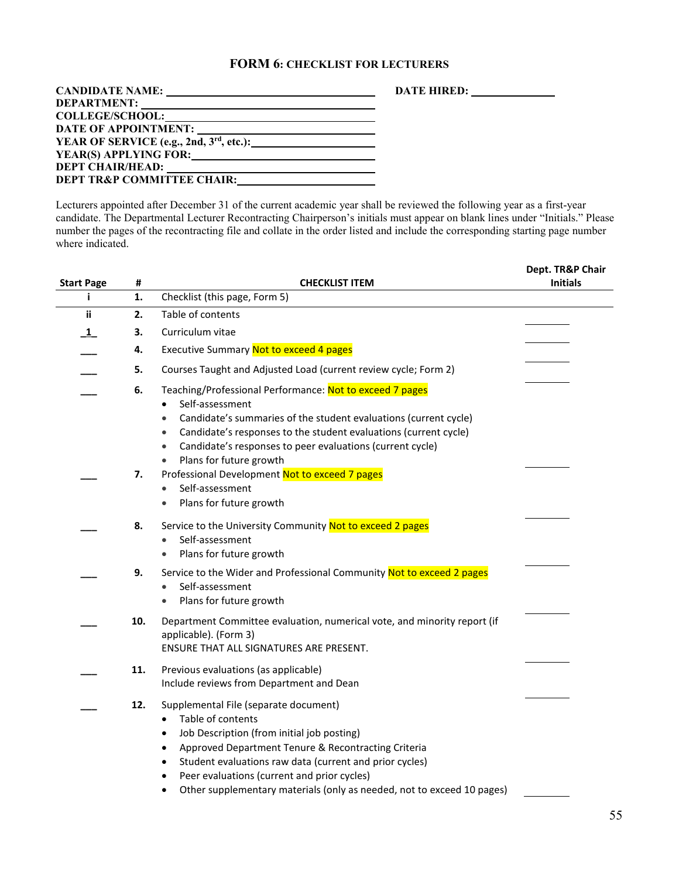## FORM 6: CHECKLIST FOR LECTURERS

**CANDIDATE NAME:** ______________________ **DATE HIRED:** ______________

**DEPARTMENT:** ______________________

**COLLEGE/SCHOOL:** ______________________

**DATE OF APPOINTMENT:** ______________________

**YEAR OF SERVICE (e.g., 2nd, 3rd, etc.):** ______________________

**YEAR(S) APPLYING FOR:** ______________________

**DEPT CHAIR/HEAD:** ______________________

**DEPT TR&P COMMITTEE CHAIR:** ______________________

Lecturers appointed after December 31 of the current academic year shall be reviewed the following year as a first-year candidate. The Departmental Lecturer Recontracting Chairperson's initials must appear on blank lines under "Initials." Please number the pages of the recontracting file and collate in the order listed and include the corresponding starting page number where indicated.

| Start Page | # | CHECKLIST ITEM | Dept. TR&P Chair Initials |
|---|---|---|---|
| i | **1.** | Checklist (this page, Form 5) | |
| ii | **2.** | Table of contents | ______ |
| _1_ | **3.** | Curriculum vitae | ______ |
| ___ | **4.** | Executive Summary Not to exceed 4 pages | ______ |
| ___ | **5.** | Courses Taught and Adjusted Load (current review cycle; Form 2) | ______ |
| ___ | **6.** | Teaching/Professional Performance: Not to exceed 7 pages<br>• Self-assessment<br>• Candidate's summaries of the student evaluations (current cycle)<br>• Candidate's responses to the student evaluations (current cycle)<br>• Candidate's responses to peer evaluations (current cycle)<br>• Plans for future growth | ______ |
| ___ | **7.** | Professional Development Not to exceed 7 pages<br>• Self-assessment<br>• Plans for future growth | ______ |
| ___ | **8.** | Service to the University Community Not to exceed 2 pages<br>• Self-assessment<br>• Plans for future growth | ______ |
| ___ | **9.** | Service to the Wider and Professional Community Not to exceed 2 pages<br>• Self-assessment<br>• Plans for future growth | ______ |
| ___ | **10.** | Department Committee evaluation, numerical vote, and minority report (if applicable). (Form 3)<br>ENSURE THAT ALL SIGNATURES ARE PRESENT. | ______ |
| ___ | **11.** | Previous evaluations (as applicable)<br>Include reviews from Department and Dean | ______ |
| ___ | **12.** | Supplemental File (separate document)<br>• Table of contents<br>• Job Description (from initial job posting)<br>• Approved Department Tenure & Recontracting Criteria<br>• Student evaluations raw data (current and prior cycles)<br>• Peer evaluations (current and prior cycles)<br>• Other supplementary materials (only as needed, not to exceed 10 pages) | ______ |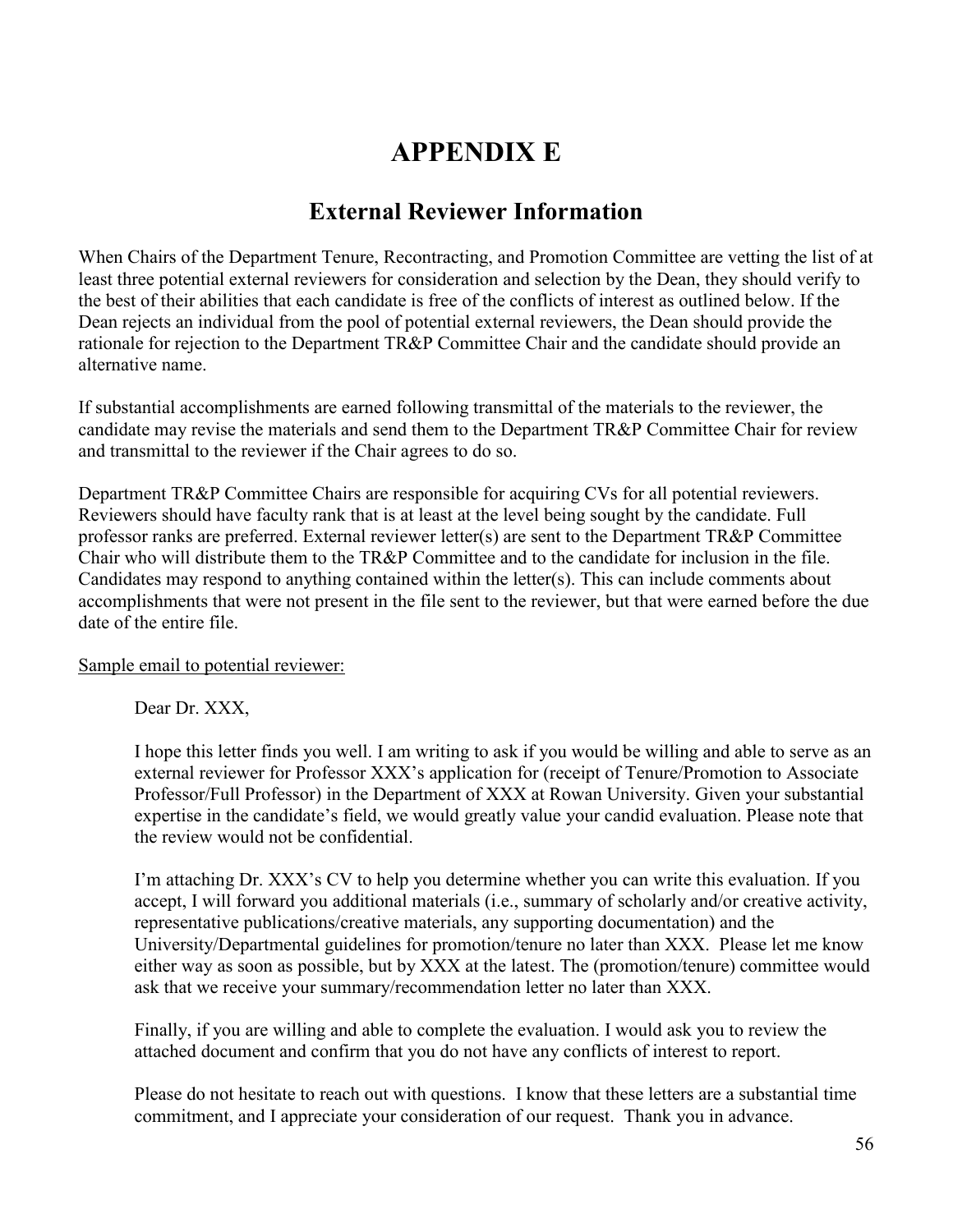# APPENDIX E

## External Reviewer Information

When Chairs of the Department Tenure, Recontracting, and Promotion Committee are vetting the list of at least three potential external reviewers for consideration and selection by the Dean, they should verify to the best of their abilities that each candidate is free of the conflicts of interest as outlined below. If the Dean rejects an individual from the pool of potential external reviewers, the Dean should provide the rationale for rejection to the Department TR&P Committee Chair and the candidate should provide an alternative name.

If substantial accomplishments are earned following transmittal of the materials to the reviewer, the candidate may revise the materials and send them to the Department TR&P Committee Chair for review and transmittal to the reviewer if the Chair agrees to do so.

Department TR&P Committee Chairs are responsible for acquiring CVs for all potential reviewers. Reviewers should have faculty rank that is at least at the level being sought by the candidate. Full professor ranks are preferred. External reviewer letter(s) are sent to the Department TR&P Committee Chair who will distribute them to the TR&P Committee and to the candidate for inclusion in the file. Candidates may respond to anything contained within the letter(s). This can include comments about accomplishments that were not present in the file sent to the reviewer, but that were earned before the due date of the entire file.

<u>Sample email to potential reviewer:</u>

> Dear Dr. XXX,
>
> I hope this letter finds you well. I am writing to ask if you would be willing and able to serve as an external reviewer for Professor XXX's application for (receipt of Tenure/Promotion to Associate Professor/Full Professor) in the Department of XXX at Rowan University. Given your substantial expertise in the candidate's field, we would greatly value your candid evaluation. Please note that the review would not be confidential.
>
> I'm attaching Dr. XXX's CV to help you determine whether you can write this evaluation. If you accept, I will forward you additional materials (i.e., summary of scholarly and/or creative activity, representative publications/creative materials, any supporting documentation) and the University/Departmental guidelines for promotion/tenure no later than XXX. Please let me know either way as soon as possible, but by XXX at the latest. The (promotion/tenure) committee would ask that we receive your summary/recommendation letter no later than XXX.
>
> Finally, if you are willing and able to complete the evaluation. I would ask you to review the attached document and confirm that you do not have any conflicts of interest to report.
>
> Please do not hesitate to reach out with questions. I know that these letters are a substantial time commitment, and I appreciate your consideration of our request. Thank you in advance.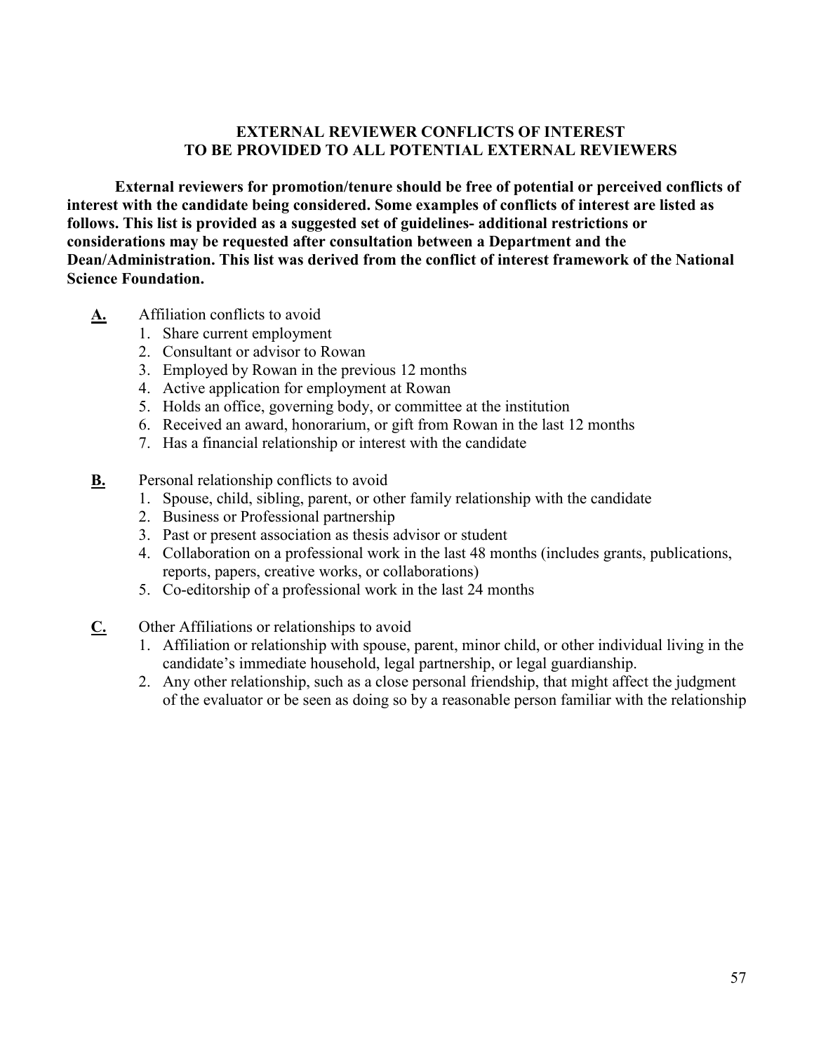## EXTERNAL REVIEWER CONFLICTS OF INTEREST
## TO BE PROVIDED TO ALL POTENTIAL EXTERNAL REVIEWERS

**External reviewers for promotion/tenure should be free of potential or perceived conflicts of interest with the candidate being considered. Some examples of conflicts of interest are listed as follows. This list is provided as a suggested set of guidelines- additional restrictions or considerations may be requested after consultation between a Department and the Dean/Administration. This list was derived from the conflict of interest framework of the National Science Foundation.**

**A.** Affiliation conflicts to avoid

1. Share current employment
2. Consultant or advisor to Rowan
3. Employed by Rowan in the previous 12 months
4. Active application for employment at Rowan
5. Holds an office, governing body, or committee at the institution
6. Received an award, honorarium, or gift from Rowan in the last 12 months
7. Has a financial relationship or interest with the candidate

**B.** Personal relationship conflicts to avoid

1. Spouse, child, sibling, parent, or other family relationship with the candidate
2. Business or Professional partnership
3. Past or present association as thesis advisor or student
4. Collaboration on a professional work in the last 48 months (includes grants, publications, reports, papers, creative works, or collaborations)
5. Co-editorship of a professional work in the last 24 months

**C.** Other Affiliations or relationships to avoid

1. Affiliation or relationship with spouse, parent, minor child, or other individual living in the candidate's immediate household, legal partnership, or legal guardianship.
2. Any other relationship, such as a close personal friendship, that might affect the judgment of the evaluator or be seen as doing so by a reasonable person familiar with the relationship